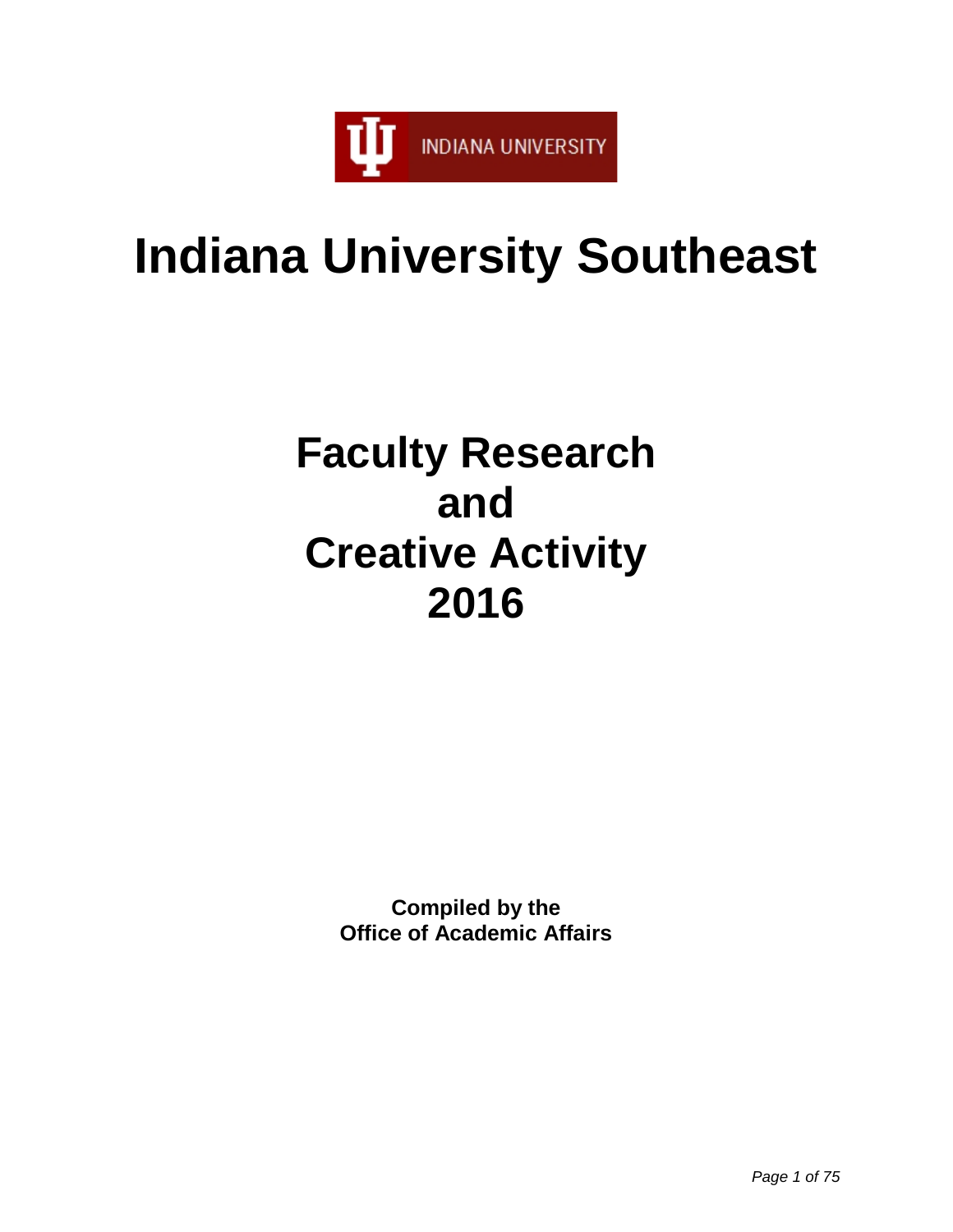INDIANA UNIVERSITY

# Indiana University Southeast

# Faculty Research and Creative Activity 2016

**Compiled by the Office of Academic Affairs**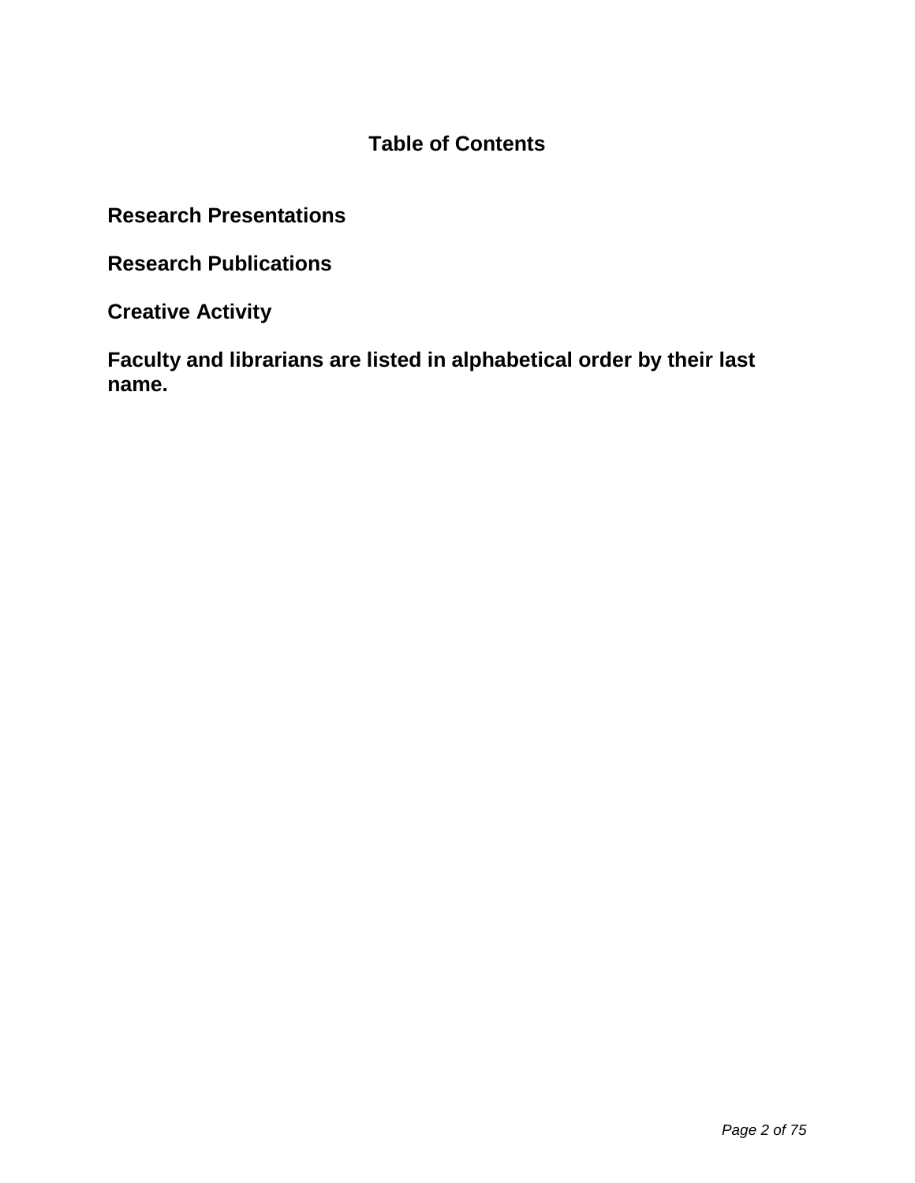# Table of Contents

**Research Presentations**

**Research Publications**

**Creative Activity**

**Faculty and librarians are listed in alphabetical order by their last name.**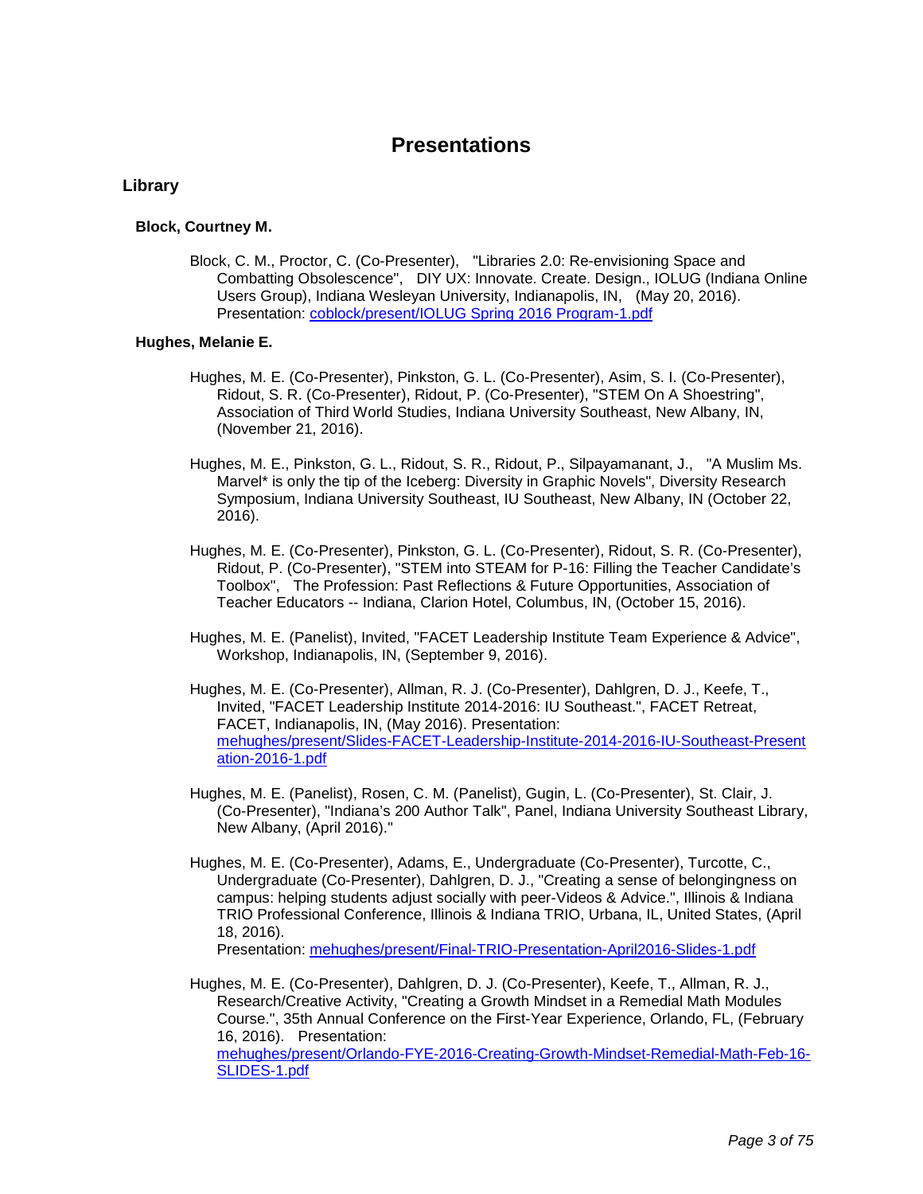# Presentations

## Library

### Block, Courtney M.

Block, C. M., Proctor, C. (Co-Presenter), "Libraries 2.0: Re-envisioning Space and Combatting Obsolescence", DIY UX: Innovate. Create. Design., IOLUG (Indiana Online Users Group), Indiana Wesleyan University, Indianapolis, IN, (May 20, 2016). Presentation: [coblock/present/IOLUG Spring 2016 Program-1.pdf](coblock/present/IOLUG Spring 2016 Program-1.pdf)

### Hughes, Melanie E.

Hughes, M. E. (Co-Presenter), Pinkston, G. L. (Co-Presenter), Asim, S. I. (Co-Presenter), Ridout, S. R. (Co-Presenter), Ridout, P. (Co-Presenter), "STEM On A Shoestring", Association of Third World Studies, Indiana University Southeast, New Albany, IN, (November 21, 2016).

Hughes, M. E., Pinkston, G. L., Ridout, S. R., Ridout, P., Silpayamanant, J., "A Muslim Ms. Marvel* is only the tip of the Iceberg: Diversity in Graphic Novels", Diversity Research Symposium, Indiana University Southeast, IU Southeast, New Albany, IN (October 22, 2016).

Hughes, M. E. (Co-Presenter), Pinkston, G. L. (Co-Presenter), Ridout, S. R. (Co-Presenter), Ridout, P. (Co-Presenter), "STEM into STEAM for P-16: Filling the Teacher Candidate's Toolbox", The Profession: Past Reflections & Future Opportunities, Association of Teacher Educators -- Indiana, Clarion Hotel, Columbus, IN, (October 15, 2016).

Hughes, M. E. (Panelist), Invited, "FACET Leadership Institute Team Experience & Advice", Workshop, Indianapolis, IN, (September 9, 2016).

Hughes, M. E. (Co-Presenter), Allman, R. J. (Co-Presenter), Dahlgren, D. J., Keefe, T., Invited, "FACET Leadership Institute 2014-2016: IU Southeast.", FACET Retreat, FACET, Indianapolis, IN, (May 2016). Presentation: [mehughes/present/Slides-FACET-Leadership-Institute-2014-2016-IU-Southeast-Presentation-2016-1.pdf](mehughes/present/Slides-FACET-Leadership-Institute-2014-2016-IU-Southeast-Presentation-2016-1.pdf)

Hughes, M. E. (Panelist), Rosen, C. M. (Panelist), Gugin, L. (Co-Presenter), St. Clair, J. (Co-Presenter), "Indiana's 200 Author Talk", Panel, Indiana University Southeast Library, New Albany, (April 2016)."

Hughes, M. E. (Co-Presenter), Adams, E., Undergraduate (Co-Presenter), Turcotte, C., Undergraduate (Co-Presenter), Dahlgren, D. J., "Creating a sense of belongingness on campus: helping students adjust socially with peer-Videos & Advice.", Illinois & Indiana TRIO Professional Conference, Illinois & Indiana TRIO, Urbana, IL, United States, (April 18, 2016).
Presentation: [mehughes/present/Final-TRIO-Presentation-April2016-Slides-1.pdf](mehughes/present/Final-TRIO-Presentation-April2016-Slides-1.pdf)

Hughes, M. E. (Co-Presenter), Dahlgren, D. J. (Co-Presenter), Keefe, T., Allman, R. J., Research/Creative Activity, "Creating a Growth Mindset in a Remedial Math Modules Course.", 35th Annual Conference on the First-Year Experience, Orlando, FL, (February 16, 2016). Presentation: [mehughes/present/Orlando-FYE-2016-Creating-Growth-Mindset-Remedial-Math-Feb-16-SLIDES-1.pdf](mehughes/present/Orlando-FYE-2016-Creating-Growth-Mindset-Remedial-Math-Feb-16-SLIDES-1.pdf)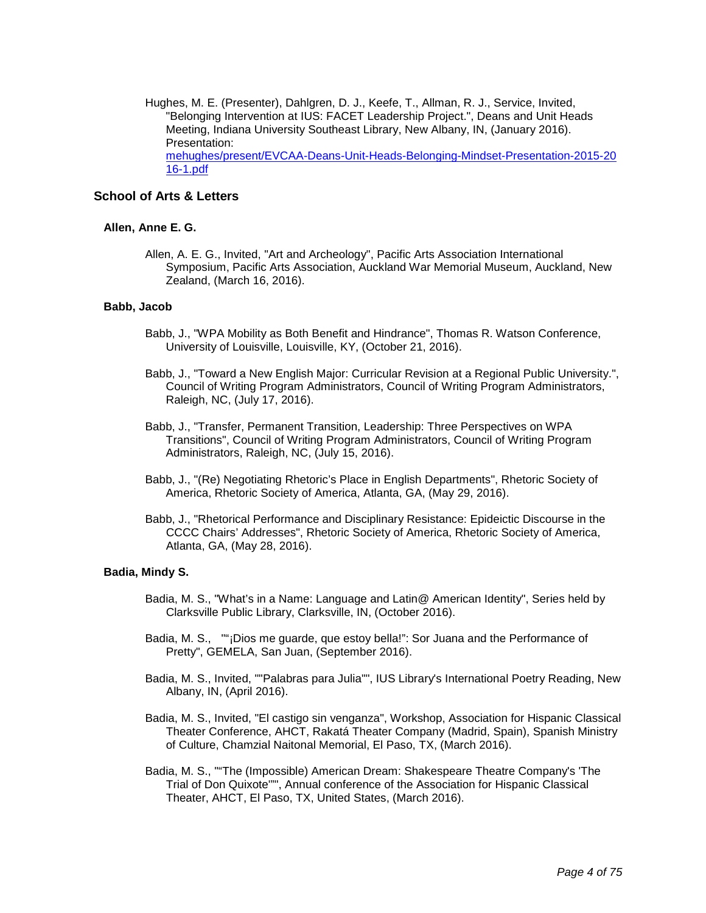Hughes, M. E. (Presenter), Dahlgren, D. J., Keefe, T., Allman, R. J., Service, Invited, "Belonging Intervention at IUS: FACET Leadership Project.", Deans and Unit Heads Meeting, Indiana University Southeast Library, New Albany, IN, (January 2016). Presentation: [mehughes/present/EVCAA-Deans-Unit-Heads-Belonging-Mindset-Presentation-2015-2016-1.pdf](mehughes/present/EVCAA-Deans-Unit-Heads-Belonging-Mindset-Presentation-2015-2016-1.pdf)

## School of Arts & Letters

### Allen, Anne E. G.

Allen, A. E. G., Invited, "Art and Archeology", Pacific Arts Association International Symposium, Pacific Arts Association, Auckland War Memorial Museum, Auckland, New Zealand, (March 16, 2016).

### Babb, Jacob

Babb, J., "WPA Mobility as Both Benefit and Hindrance", Thomas R. Watson Conference, University of Louisville, Louisville, KY, (October 21, 2016).

Babb, J., "Toward a New English Major: Curricular Revision at a Regional Public University.", Council of Writing Program Administrators, Council of Writing Program Administrators, Raleigh, NC, (July 17, 2016).

Babb, J., "Transfer, Permanent Transition, Leadership: Three Perspectives on WPA Transitions", Council of Writing Program Administrators, Council of Writing Program Administrators, Raleigh, NC, (July 15, 2016).

Babb, J., "(Re) Negotiating Rhetoric's Place in English Departments", Rhetoric Society of America, Rhetoric Society of America, Atlanta, GA, (May 29, 2016).

Babb, J., "Rhetorical Performance and Disciplinary Resistance: Epideictic Discourse in the CCCC Chairs' Addresses", Rhetoric Society of America, Rhetoric Society of America, Atlanta, GA, (May 28, 2016).

### Badia, Mindy S.

Badia, M. S., "What's in a Name: Language and Latin@ American Identity", Series held by Clarksville Public Library, Clarksville, IN, (October 2016).

Badia, M. S., ""¡Dios me guarde, que estoy bella!": Sor Juana and the Performance of Pretty", GEMELA, San Juan, (September 2016).

Badia, M. S., Invited, ""Palabras para Julia"", IUS Library's International Poetry Reading, New Albany, IN, (April 2016).

Badia, M. S., Invited, "El castigo sin venganza", Workshop, Association for Hispanic Classical Theater Conference, AHCT, Rakatá Theater Company (Madrid, Spain), Spanish Ministry of Culture, Chamzial Naitonal Memorial, El Paso, TX, (March 2016).

Badia, M. S., ""The (Impossible) American Dream: Shakespeare Theatre Company's 'The Trial of Don Quixote'"", Annual conference of the Association for Hispanic Classical Theater, AHCT, El Paso, TX, United States, (March 2016).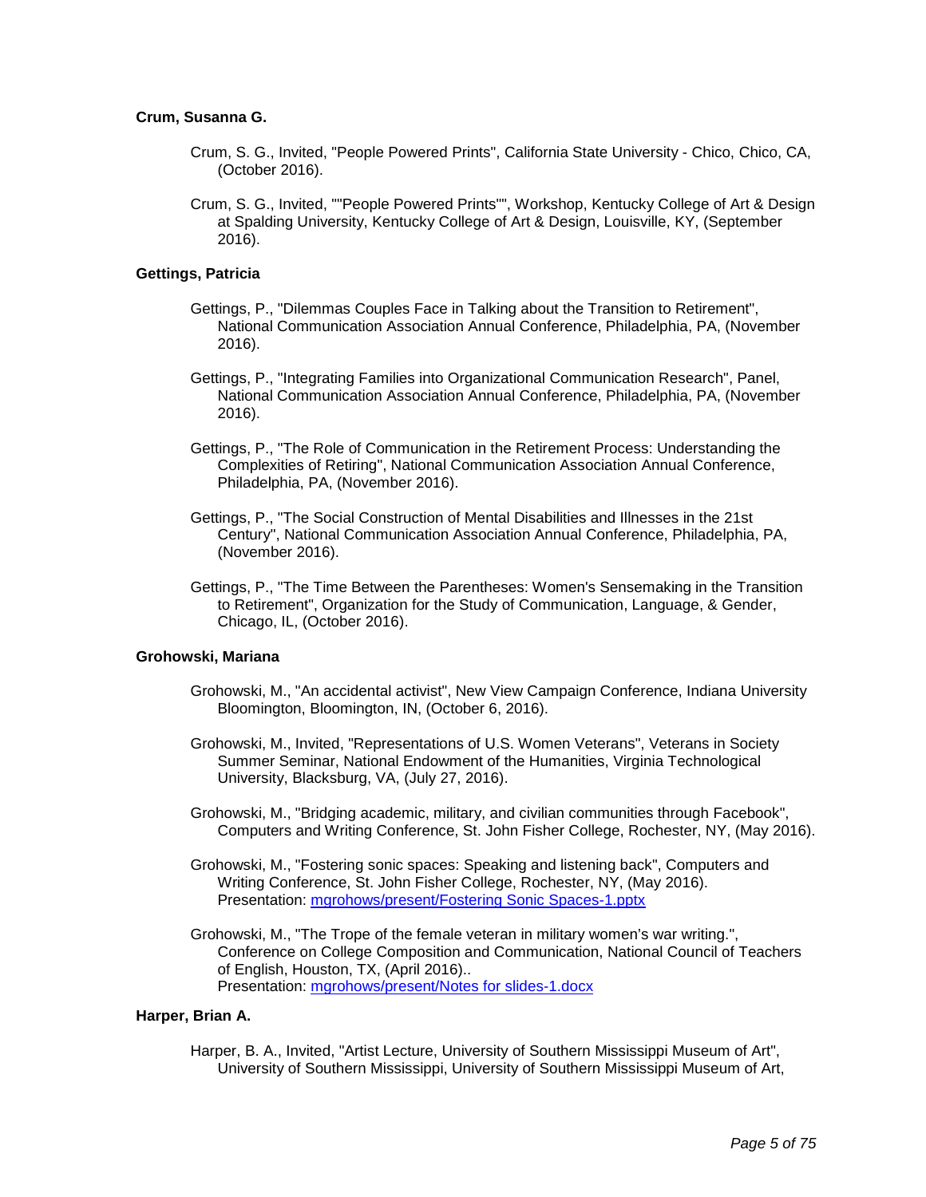**Crum, Susanna G.**

Crum, S. G., Invited, "People Powered Prints", California State University - Chico, Chico, CA, (October 2016).

Crum, S. G., Invited, ""People Powered Prints"", Workshop, Kentucky College of Art & Design at Spalding University, Kentucky College of Art & Design, Louisville, KY, (September 2016).

**Gettings, Patricia**

Gettings, P., "Dilemmas Couples Face in Talking about the Transition to Retirement", National Communication Association Annual Conference, Philadelphia, PA, (November 2016).

Gettings, P., "Integrating Families into Organizational Communication Research", Panel, National Communication Association Annual Conference, Philadelphia, PA, (November 2016).

Gettings, P., "The Role of Communication in the Retirement Process: Understanding the Complexities of Retiring", National Communication Association Annual Conference, Philadelphia, PA, (November 2016).

Gettings, P., "The Social Construction of Mental Disabilities and Illnesses in the 21st Century", National Communication Association Annual Conference, Philadelphia, PA, (November 2016).

Gettings, P., "The Time Between the Parentheses: Women's Sensemaking in the Transition to Retirement", Organization for the Study of Communication, Language, & Gender, Chicago, IL, (October 2016).

**Grohowski, Mariana**

Grohowski, M., "An accidental activist", New View Campaign Conference, Indiana University Bloomington, Bloomington, IN, (October 6, 2016).

Grohowski, M., Invited, "Representations of U.S. Women Veterans", Veterans in Society Summer Seminar, National Endowment of the Humanities, Virginia Technological University, Blacksburg, VA, (July 27, 2016).

Grohowski, M., "Bridging academic, military, and civilian communities through Facebook", Computers and Writing Conference, St. John Fisher College, Rochester, NY, (May 2016).

Grohowski, M., "Fostering sonic spaces: Speaking and listening back", Computers and Writing Conference, St. John Fisher College, Rochester, NY, (May 2016).
Presentation: mgrohows/present/Fostering Sonic Spaces-1.pptx

Grohowski, M., "The Trope of the female veteran in military women's war writing.", Conference on College Composition and Communication, National Council of Teachers of English, Houston, TX, (April 2016)..
Presentation: mgrohows/present/Notes for slides-1.docx

**Harper, Brian A.**

Harper, B. A., Invited, "Artist Lecture, University of Southern Mississippi Museum of Art", University of Southern Mississippi, University of Southern Mississippi Museum of Art,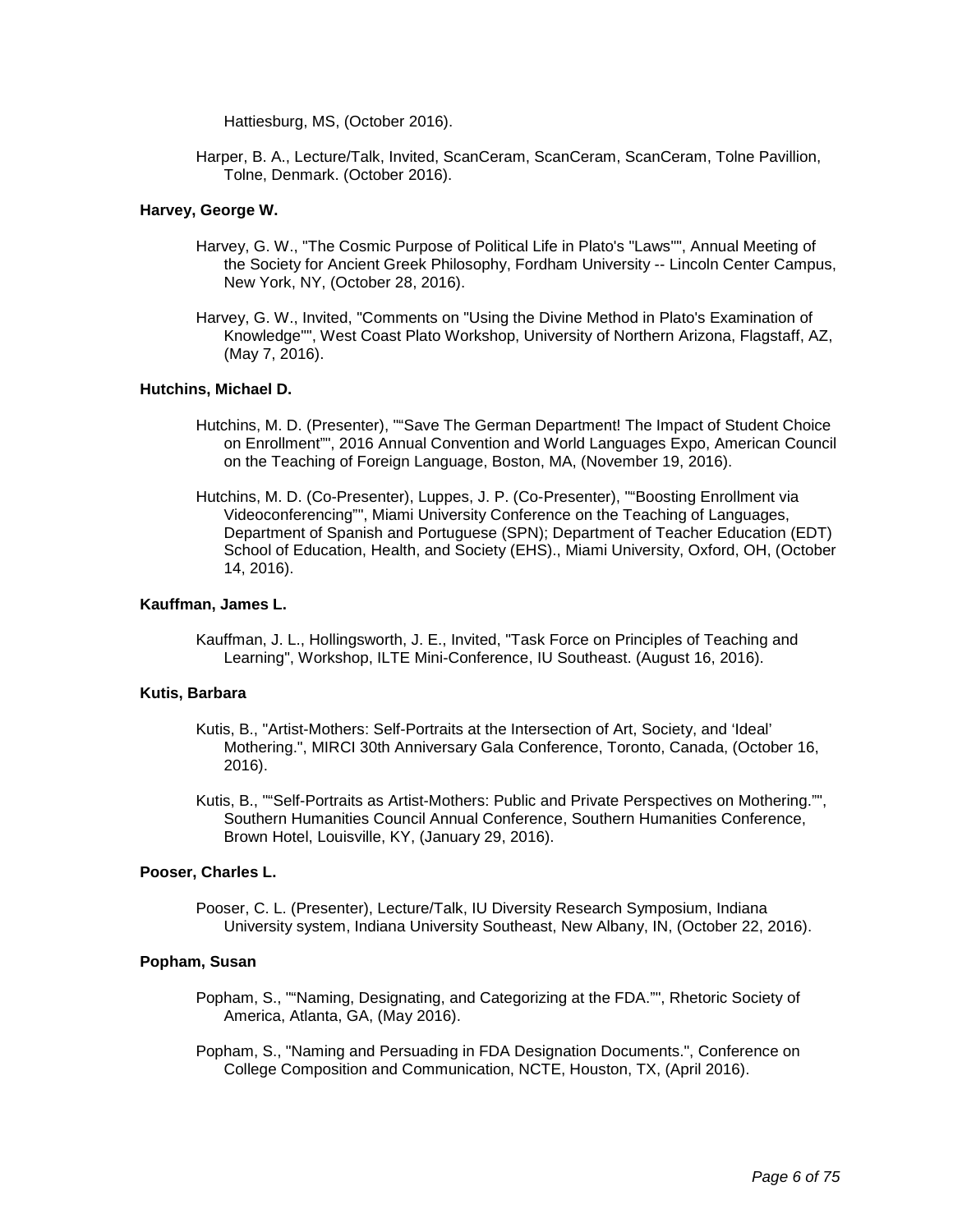Hattiesburg, MS, (October 2016).

Harper, B. A., Lecture/Talk, Invited, ScanCeram, ScanCeram, ScanCeram, Tolne Pavillion, Tolne, Denmark. (October 2016).

**Harvey, George W.**

Harvey, G. W., "The Cosmic Purpose of Political Life in Plato's "Laws"", Annual Meeting of the Society for Ancient Greek Philosophy, Fordham University -- Lincoln Center Campus, New York, NY, (October 28, 2016).

Harvey, G. W., Invited, "Comments on "Using the Divine Method in Plato's Examination of Knowledge"", West Coast Plato Workshop, University of Northern Arizona, Flagstaff, AZ, (May 7, 2016).

**Hutchins, Michael D.**

Hutchins, M. D. (Presenter), ""Save The German Department! The Impact of Student Choice on Enrollment"", 2016 Annual Convention and World Languages Expo, American Council on the Teaching of Foreign Language, Boston, MA, (November 19, 2016).

Hutchins, M. D. (Co-Presenter), Luppes, J. P. (Co-Presenter), ""Boosting Enrollment via Videoconferencing"", Miami University Conference on the Teaching of Languages, Department of Spanish and Portuguese (SPN); Department of Teacher Education (EDT) School of Education, Health, and Society (EHS)., Miami University, Oxford, OH, (October 14, 2016).

**Kauffman, James L.**

Kauffman, J. L., Hollingsworth, J. E., Invited, "Task Force on Principles of Teaching and Learning", Workshop, ILTE Mini-Conference, IU Southeast. (August 16, 2016).

**Kutis, Barbara**

Kutis, B., "Artist-Mothers: Self-Portraits at the Intersection of Art, Society, and 'Ideal' Mothering.", MIRCI 30th Anniversary Gala Conference, Toronto, Canada, (October 16, 2016).

Kutis, B., ""Self-Portraits as Artist-Mothers: Public and Private Perspectives on Mothering."", Southern Humanities Council Annual Conference, Southern Humanities Conference, Brown Hotel, Louisville, KY, (January 29, 2016).

**Pooser, Charles L.**

Pooser, C. L. (Presenter), Lecture/Talk, IU Diversity Research Symposium, Indiana University system, Indiana University Southeast, New Albany, IN, (October 22, 2016).

**Popham, Susan**

Popham, S., ""Naming, Designating, and Categorizing at the FDA."", Rhetoric Society of America, Atlanta, GA, (May 2016).

Popham, S., "Naming and Persuading in FDA Designation Documents.", Conference on College Composition and Communication, NCTE, Houston, TX, (April 2016).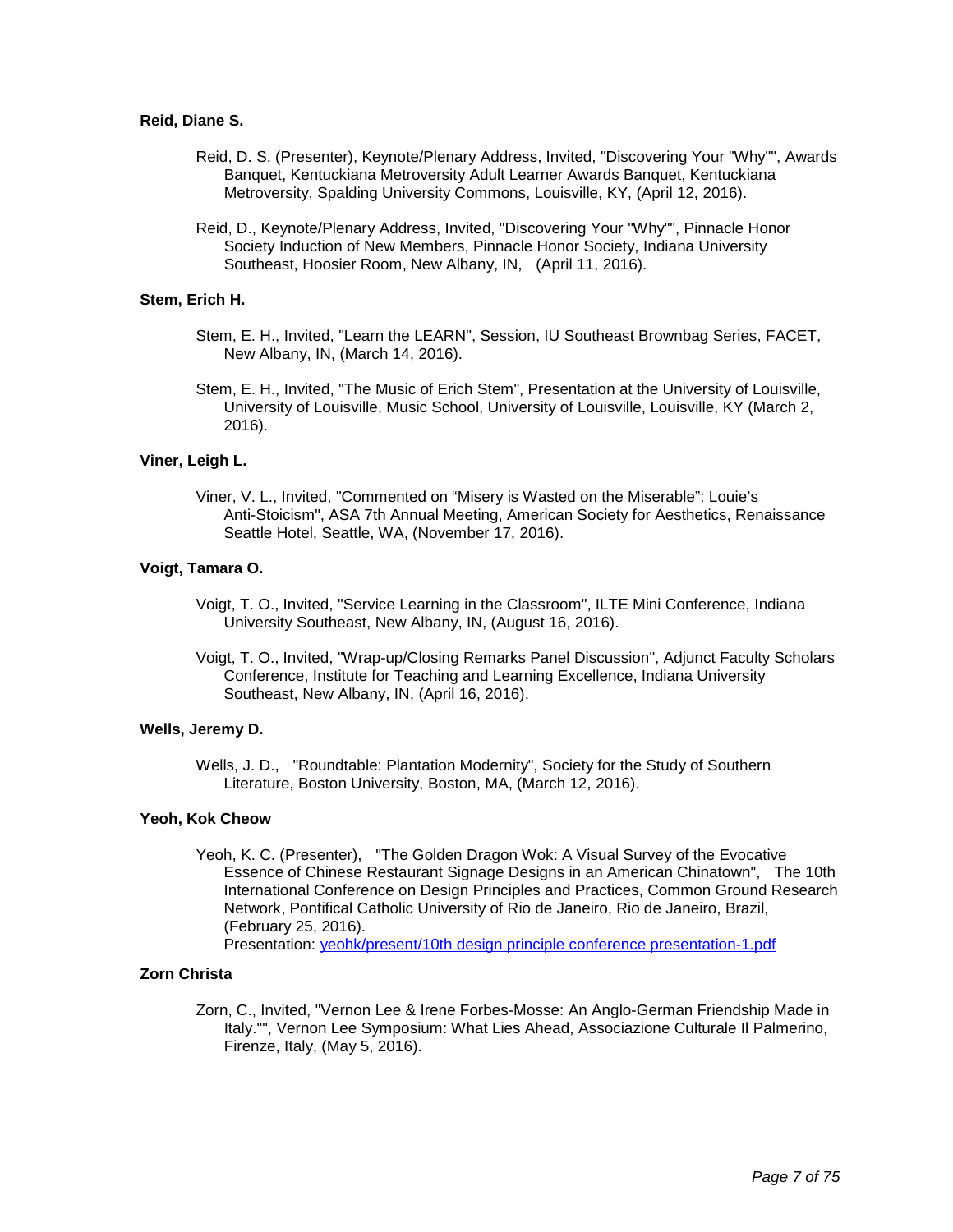**Reid, Diane S.**

Reid, D. S. (Presenter), Keynote/Plenary Address, Invited, "Discovering Your "Why"", Awards Banquet, Kentuckiana Metroversity Adult Learner Awards Banquet, Kentuckiana Metroversity, Spalding University Commons, Louisville, KY, (April 12, 2016).

Reid, D., Keynote/Plenary Address, Invited, "Discovering Your "Why"", Pinnacle Honor Society Induction of New Members, Pinnacle Honor Society, Indiana University Southeast, Hoosier Room, New Albany, IN, (April 11, 2016).

**Stem, Erich H.**

Stem, E. H., Invited, "Learn the LEARN", Session, IU Southeast Brownbag Series, FACET, New Albany, IN, (March 14, 2016).

Stem, E. H., Invited, "The Music of Erich Stem", Presentation at the University of Louisville, University of Louisville, Music School, University of Louisville, Louisville, KY (March 2, 2016).

**Viner, Leigh L.**

Viner, V. L., Invited, "Commented on “Misery is Wasted on the Miserable”: Louie’s Anti-Stoicism", ASA 7th Annual Meeting, American Society for Aesthetics, Renaissance Seattle Hotel, Seattle, WA, (November 17, 2016).

**Voigt, Tamara O.**

Voigt, T. O., Invited, "Service Learning in the Classroom", ILTE Mini Conference, Indiana University Southeast, New Albany, IN, (August 16, 2016).

Voigt, T. O., Invited, "Wrap-up/Closing Remarks Panel Discussion", Adjunct Faculty Scholars Conference, Institute for Teaching and Learning Excellence, Indiana University Southeast, New Albany, IN, (April 16, 2016).

**Wells, Jeremy D.**

Wells, J. D., "Roundtable: Plantation Modernity", Society for the Study of Southern Literature, Boston University, Boston, MA, (March 12, 2016).

**Yeoh, Kok Cheow**

Yeoh, K. C. (Presenter), "The Golden Dragon Wok: A Visual Survey of the Evocative Essence of Chinese Restaurant Signage Designs in an American Chinatown", The 10th International Conference on Design Principles and Practices, Common Ground Research Network, Pontifical Catholic University of Rio de Janeiro, Rio de Janeiro, Brazil, (February 25, 2016).
Presentation: yeohk/present/10th design principle conference presentation-1.pdf

**Zorn Christa**

Zorn, C., Invited, "Vernon Lee & Irene Forbes-Mosse: An Anglo-German Friendship Made in Italy."", Vernon Lee Symposium: What Lies Ahead, Associazione Culturale Il Palmerino, Firenze, Italy, (May 5, 2016).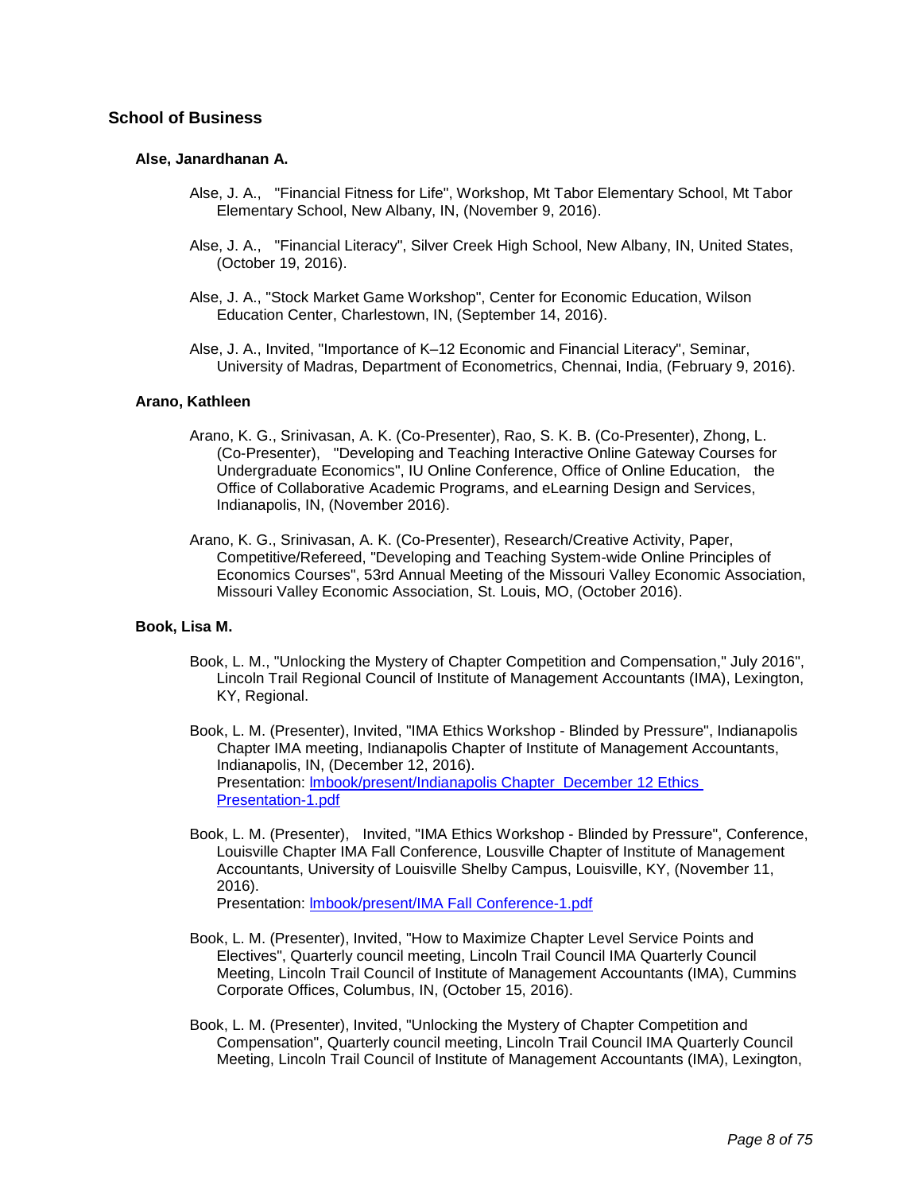## School of Business

### Alse, Janardhanan A.

Alse, J. A., "Financial Fitness for Life", Workshop, Mt Tabor Elementary School, Mt Tabor Elementary School, New Albany, IN, (November 9, 2016).

Alse, J. A., "Financial Literacy", Silver Creek High School, New Albany, IN, United States, (October 19, 2016).

Alse, J. A., "Stock Market Game Workshop", Center for Economic Education, Wilson Education Center, Charlestown, IN, (September 14, 2016).

Alse, J. A., Invited, "Importance of K–12 Economic and Financial Literacy", Seminar, University of Madras, Department of Econometrics, Chennai, India, (February 9, 2016).

### Arano, Kathleen

Arano, K. G., Srinivasan, A. K. (Co-Presenter), Rao, S. K. B. (Co-Presenter), Zhong, L. (Co-Presenter), "Developing and Teaching Interactive Online Gateway Courses for Undergraduate Economics", IU Online Conference, Office of Online Education, the Office of Collaborative Academic Programs, and eLearning Design and Services, Indianapolis, IN, (November 2016).

Arano, K. G., Srinivasan, A. K. (Co-Presenter), Research/Creative Activity, Paper, Competitive/Refereed, "Developing and Teaching System-wide Online Principles of Economics Courses", 53rd Annual Meeting of the Missouri Valley Economic Association, Missouri Valley Economic Association, St. Louis, MO, (October 2016).

### Book, Lisa M.

Book, L. M., "Unlocking the Mystery of Chapter Competition and Compensation," July 2016", Lincoln Trail Regional Council of Institute of Management Accountants (IMA), Lexington, KY, Regional.

Book, L. M. (Presenter), Invited, "IMA Ethics Workshop - Blinded by Pressure", Indianapolis Chapter IMA meeting, Indianapolis Chapter of Institute of Management Accountants, Indianapolis, IN, (December 12, 2016).
Presentation: lmbook/present/Indianapolis Chapter December 12 Ethics Presentation-1.pdf

Book, L. M. (Presenter), Invited, "IMA Ethics Workshop - Blinded by Pressure", Conference, Louisville Chapter IMA Fall Conference, Lousville Chapter of Institute of Management Accountants, University of Louisville Shelby Campus, Louisville, KY, (November 11, 2016).
Presentation: lmbook/present/IMA Fall Conference-1.pdf

Book, L. M. (Presenter), Invited, "How to Maximize Chapter Level Service Points and Electives", Quarterly council meeting, Lincoln Trail Council IMA Quarterly Council Meeting, Lincoln Trail Council of Institute of Management Accountants (IMA), Cummins Corporate Offices, Columbus, IN, (October 15, 2016).

Book, L. M. (Presenter), Invited, "Unlocking the Mystery of Chapter Competition and Compensation", Quarterly council meeting, Lincoln Trail Council IMA Quarterly Council Meeting, Lincoln Trail Council of Institute of Management Accountants (IMA), Lexington,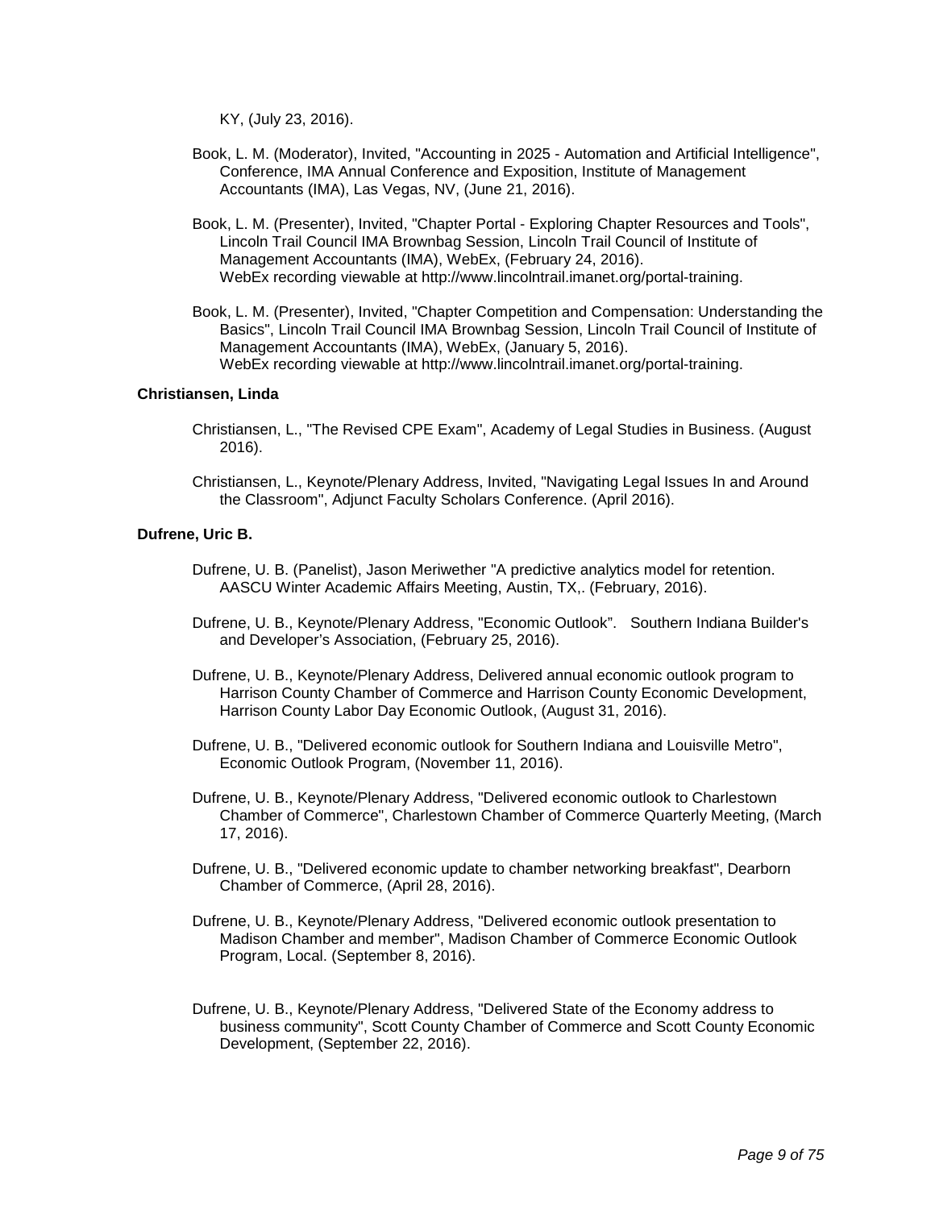KY, (July 23, 2016).

Book, L. M. (Moderator), Invited, "Accounting in 2025 - Automation and Artificial Intelligence", Conference, IMA Annual Conference and Exposition, Institute of Management Accountants (IMA), Las Vegas, NV, (June 21, 2016).

Book, L. M. (Presenter), Invited, "Chapter Portal - Exploring Chapter Resources and Tools", Lincoln Trail Council IMA Brownbag Session, Lincoln Trail Council of Institute of Management Accountants (IMA), WebEx, (February 24, 2016).
WebEx recording viewable at http://www.lincolntrail.imanet.org/portal-training.

Book, L. M. (Presenter), Invited, "Chapter Competition and Compensation: Understanding the Basics", Lincoln Trail Council IMA Brownbag Session, Lincoln Trail Council of Institute of Management Accountants (IMA), WebEx, (January 5, 2016).
WebEx recording viewable at http://www.lincolntrail.imanet.org/portal-training.

**Christiansen, Linda**

Christiansen, L., "The Revised CPE Exam", Academy of Legal Studies in Business. (August 2016).

Christiansen, L., Keynote/Plenary Address, Invited, "Navigating Legal Issues In and Around the Classroom", Adjunct Faculty Scholars Conference. (April 2016).

**Dufrene, Uric B.**

Dufrene, U. B. (Panelist), Jason Meriwether "A predictive analytics model for retention. AASCU Winter Academic Affairs Meeting, Austin, TX,. (February, 2016).

Dufrene, U. B., Keynote/Plenary Address, "Economic Outlook". Southern Indiana Builder's and Developer's Association, (February 25, 2016).

Dufrene, U. B., Keynote/Plenary Address, Delivered annual economic outlook program to Harrison County Chamber of Commerce and Harrison County Economic Development, Harrison County Labor Day Economic Outlook, (August 31, 2016).

Dufrene, U. B., "Delivered economic outlook for Southern Indiana and Louisville Metro", Economic Outlook Program, (November 11, 2016).

Dufrene, U. B., Keynote/Plenary Address, "Delivered economic outlook to Charlestown Chamber of Commerce", Charlestown Chamber of Commerce Quarterly Meeting, (March 17, 2016).

Dufrene, U. B., "Delivered economic update to chamber networking breakfast", Dearborn Chamber of Commerce, (April 28, 2016).

Dufrene, U. B., Keynote/Plenary Address, "Delivered economic outlook presentation to Madison Chamber and member", Madison Chamber of Commerce Economic Outlook Program, Local. (September 8, 2016).

Dufrene, U. B., Keynote/Plenary Address, "Delivered State of the Economy address to business community", Scott County Chamber of Commerce and Scott County Economic Development, (September 22, 2016).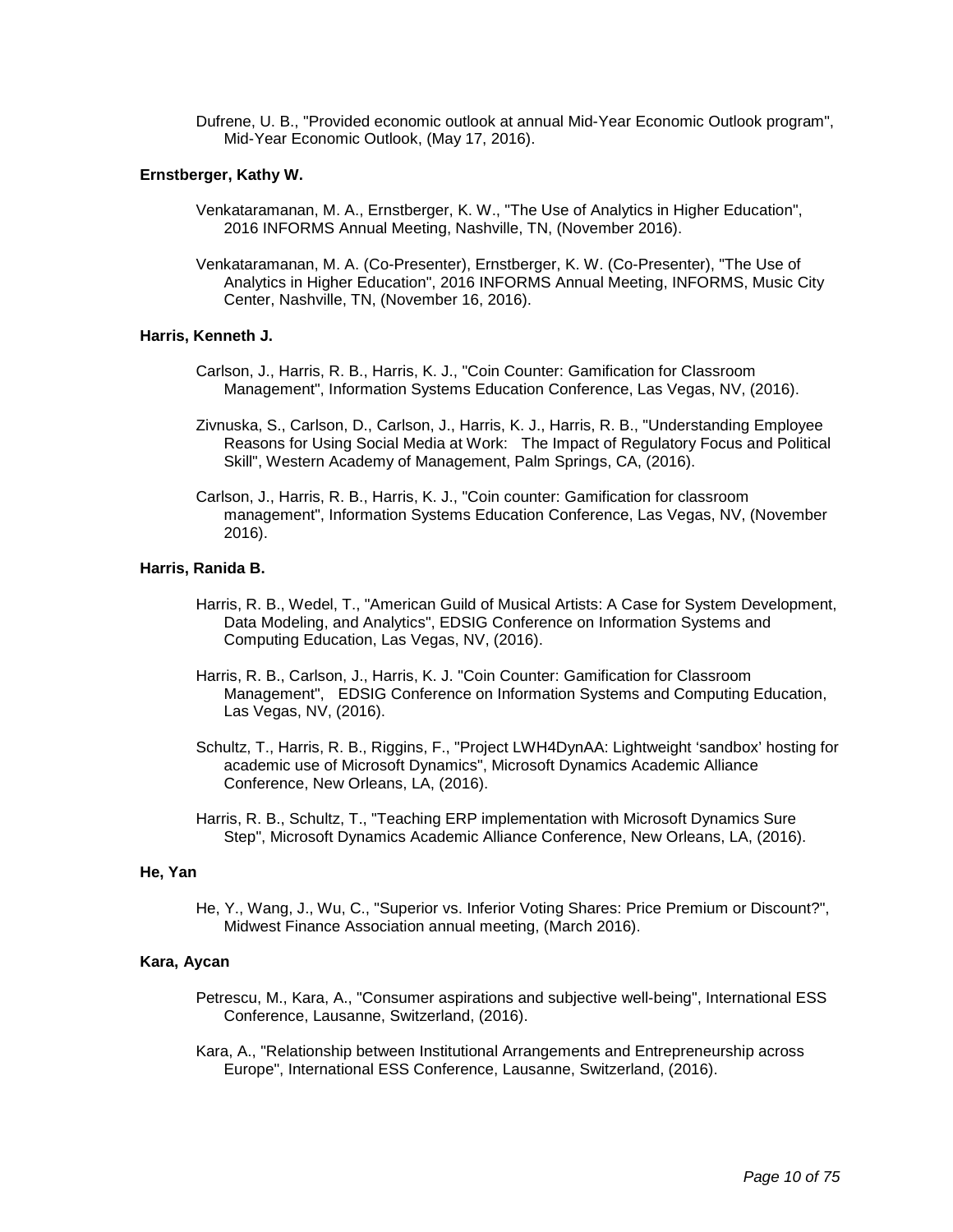Dufrene, U. B., "Provided economic outlook at annual Mid-Year Economic Outlook program", Mid-Year Economic Outlook, (May 17, 2016).

**Ernstberger, Kathy W.**

Venkataramanan, M. A., Ernstberger, K. W., "The Use of Analytics in Higher Education", 2016 INFORMS Annual Meeting, Nashville, TN, (November 2016).

Venkataramanan, M. A. (Co-Presenter), Ernstberger, K. W. (Co-Presenter), "The Use of Analytics in Higher Education", 2016 INFORMS Annual Meeting, INFORMS, Music City Center, Nashville, TN, (November 16, 2016).

**Harris, Kenneth J.**

Carlson, J., Harris, R. B., Harris, K. J., "Coin Counter: Gamification for Classroom Management", Information Systems Education Conference, Las Vegas, NV, (2016).

Zivnuska, S., Carlson, D., Carlson, J., Harris, K. J., Harris, R. B., "Understanding Employee Reasons for Using Social Media at Work: The Impact of Regulatory Focus and Political Skill", Western Academy of Management, Palm Springs, CA, (2016).

Carlson, J., Harris, R. B., Harris, K. J., "Coin counter: Gamification for classroom management", Information Systems Education Conference, Las Vegas, NV, (November 2016).

**Harris, Ranida B.**

Harris, R. B., Wedel, T., "American Guild of Musical Artists: A Case for System Development, Data Modeling, and Analytics", EDSIG Conference on Information Systems and Computing Education, Las Vegas, NV, (2016).

Harris, R. B., Carlson, J., Harris, K. J. "Coin Counter: Gamification for Classroom Management", EDSIG Conference on Information Systems and Computing Education, Las Vegas, NV, (2016).

Schultz, T., Harris, R. B., Riggins, F., "Project LWH4DynAA: Lightweight 'sandbox' hosting for academic use of Microsoft Dynamics", Microsoft Dynamics Academic Alliance Conference, New Orleans, LA, (2016).

Harris, R. B., Schultz, T., "Teaching ERP implementation with Microsoft Dynamics Sure Step", Microsoft Dynamics Academic Alliance Conference, New Orleans, LA, (2016).

**He, Yan**

He, Y., Wang, J., Wu, C., "Superior vs. Inferior Voting Shares: Price Premium or Discount?", Midwest Finance Association annual meeting, (March 2016).

**Kara, Aycan**

Petrescu, M., Kara, A., "Consumer aspirations and subjective well-being", International ESS Conference, Lausanne, Switzerland, (2016).

Kara, A., "Relationship between Institutional Arrangements and Entrepreneurship across Europe", International ESS Conference, Lausanne, Switzerland, (2016).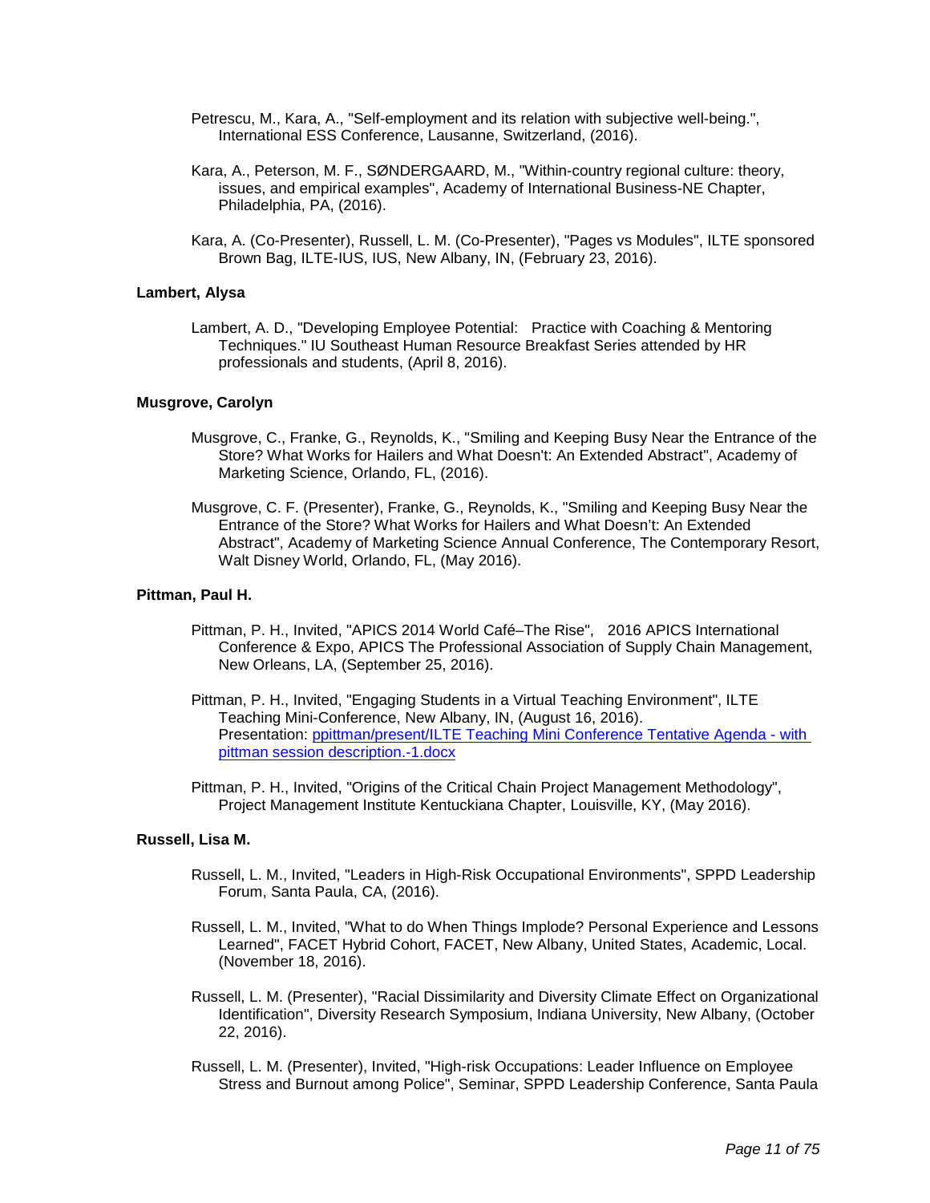Petrescu, M., Kara, A., "Self-employment and its relation with subjective well-being.", International ESS Conference, Lausanne, Switzerland, (2016).

Kara, A., Peterson, M. F., SØNDERGAARD, M., "Within-country regional culture: theory, issues, and empirical examples", Academy of International Business-NE Chapter, Philadelphia, PA, (2016).

Kara, A. (Co-Presenter), Russell, L. M. (Co-Presenter), "Pages vs Modules", ILTE sponsored Brown Bag, ILTE-IUS, IUS, New Albany, IN, (February 23, 2016).

**Lambert, Alysa**

Lambert, A. D., "Developing Employee Potential: Practice with Coaching & Mentoring Techniques." IU Southeast Human Resource Breakfast Series attended by HR professionals and students, (April 8, 2016).

**Musgrove, Carolyn**

Musgrove, C., Franke, G., Reynolds, K., "Smiling and Keeping Busy Near the Entrance of the Store? What Works for Hailers and What Doesn't: An Extended Abstract", Academy of Marketing Science, Orlando, FL, (2016).

Musgrove, C. F. (Presenter), Franke, G., Reynolds, K., "Smiling and Keeping Busy Near the Entrance of the Store? What Works for Hailers and What Doesn't: An Extended Abstract", Academy of Marketing Science Annual Conference, The Contemporary Resort, Walt Disney World, Orlando, FL, (May 2016).

**Pittman, Paul H.**

Pittman, P. H., Invited, "APICS 2014 World Café–The Rise", 2016 APICS International Conference & Expo, APICS The Professional Association of Supply Chain Management, New Orleans, LA, (September 25, 2016).

Pittman, P. H., Invited, "Engaging Students in a Virtual Teaching Environment", ILTE Teaching Mini-Conference, New Albany, IN, (August 16, 2016).
Presentation: ppittman/present/ILTE Teaching Mini Conference Tentative Agenda - with pittman session description.-1.docx

Pittman, P. H., Invited, "Origins of the Critical Chain Project Management Methodology", Project Management Institute Kentuckiana Chapter, Louisville, KY, (May 2016).

**Russell, Lisa M.**

Russell, L. M., Invited, "Leaders in High-Risk Occupational Environments", SPPD Leadership Forum, Santa Paula, CA, (2016).

Russell, L. M., Invited, "What to do When Things Implode? Personal Experience and Lessons Learned", FACET Hybrid Cohort, FACET, New Albany, United States, Academic, Local. (November 18, 2016).

Russell, L. M. (Presenter), "Racial Dissimilarity and Diversity Climate Effect on Organizational Identification", Diversity Research Symposium, Indiana University, New Albany, (October 22, 2016).

Russell, L. M. (Presenter), Invited, "High-risk Occupations: Leader Influence on Employee Stress and Burnout among Police", Seminar, SPPD Leadership Conference, Santa Paula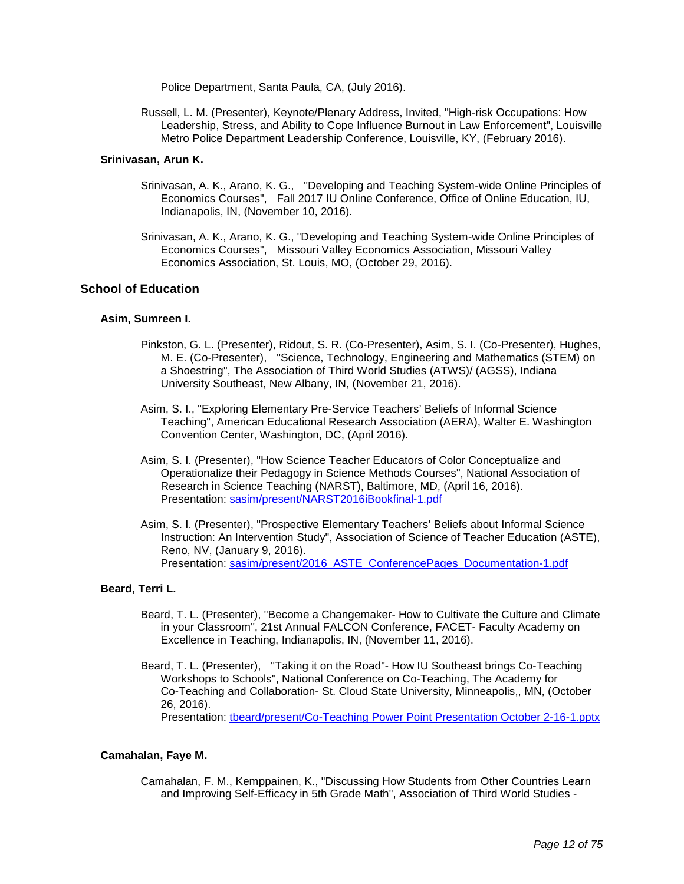Police Department, Santa Paula, CA, (July 2016).

Russell, L. M. (Presenter), Keynote/Plenary Address, Invited, "High-risk Occupations: How Leadership, Stress, and Ability to Cope Influence Burnout in Law Enforcement", Louisville Metro Police Department Leadership Conference, Louisville, KY, (February 2016).

#### Srinivasan, Arun K.

Srinivasan, A. K., Arano, K. G., "Developing and Teaching System-wide Online Principles of Economics Courses", Fall 2017 IU Online Conference, Office of Online Education, IU, Indianapolis, IN, (November 10, 2016).

Srinivasan, A. K., Arano, K. G., "Developing and Teaching System-wide Online Principles of Economics Courses", Missouri Valley Economics Association, Missouri Valley Economics Association, St. Louis, MO, (October 29, 2016).

### School of Education

#### Asim, Sumreen I.

Pinkston, G. L. (Presenter), Ridout, S. R. (Co-Presenter), Asim, S. I. (Co-Presenter), Hughes, M. E. (Co-Presenter), "Science, Technology, Engineering and Mathematics (STEM) on a Shoestring", The Association of Third World Studies (ATWS)/ (AGSS), Indiana University Southeast, New Albany, IN, (November 21, 2016).

Asim, S. I., "Exploring Elementary Pre-Service Teachers' Beliefs of Informal Science Teaching", American Educational Research Association (AERA), Walter E. Washington Convention Center, Washington, DC, (April 2016).

Asim, S. I. (Presenter), "How Science Teacher Educators of Color Conceptualize and Operationalize their Pedagogy in Science Methods Courses", National Association of Research in Science Teaching (NARST), Baltimore, MD, (April 16, 2016).
Presentation: sasim/present/NARST2016iBookfinal-1.pdf

Asim, S. I. (Presenter), "Prospective Elementary Teachers' Beliefs about Informal Science Instruction: An Intervention Study", Association of Science of Teacher Education (ASTE), Reno, NV, (January 9, 2016).
Presentation: sasim/present/2016_ASTE_ConferencePages_Documentation-1.pdf

#### Beard, Terri L.

Beard, T. L. (Presenter), "Become a Changemaker- How to Cultivate the Culture and Climate in your Classroom", 21st Annual FALCON Conference, FACET- Faculty Academy on Excellence in Teaching, Indianapolis, IN, (November 11, 2016).

Beard, T. L. (Presenter), "Taking it on the Road"- How IU Southeast brings Co-Teaching Workshops to Schools", National Conference on Co-Teaching, The Academy for Co-Teaching and Collaboration- St. Cloud State University, Minneapolis,, MN, (October 26, 2016).
Presentation: tbeard/present/Co-Teaching Power Point Presentation October 2-16-1.pptx

#### Camahalan, Faye M.

Camahalan, F. M., Kemppainen, K., "Discussing How Students from Other Countries Learn and Improving Self-Efficacy in 5th Grade Math", Association of Third World Studies -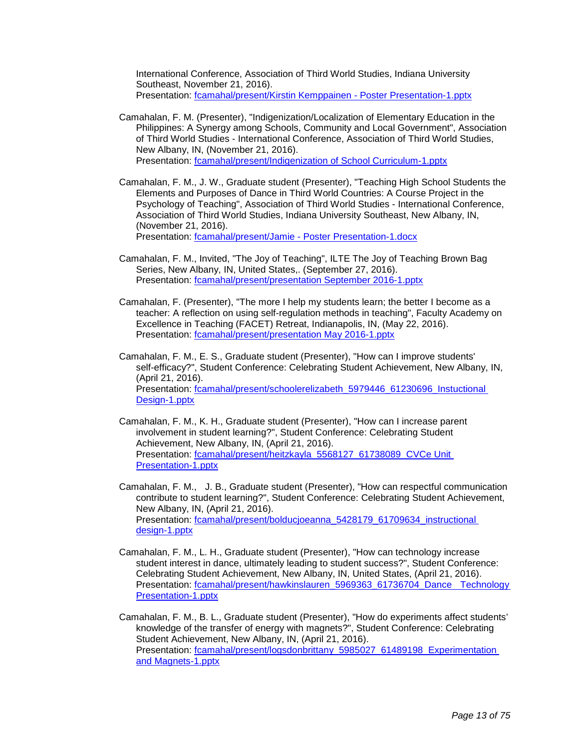International Conference, Association of Third World Studies, Indiana University Southeast, November 21, 2016).
Presentation: [fcamahal/present/Kirstin Kemppainen - Poster Presentation-1.pptx](fcamahal/present/Kirstin Kemppainen - Poster Presentation-1.pptx)

Camahalan, F. M. (Presenter), "Indigenization/Localization of Elementary Education in the Philippines: A Synergy among Schools, Community and Local Government", Association of Third World Studies - International Conference, Association of Third World Studies, New Albany, IN, (November 21, 2016).
Presentation: [fcamahal/present/Indigenization of School Curriculum-1.pptx](fcamahal/present/Indigenization of School Curriculum-1.pptx)

Camahalan, F. M., J. W., Graduate student (Presenter), "Teaching High School Students the Elements and Purposes of Dance in Third World Countries: A Course Project in the Psychology of Teaching", Association of Third World Studies - International Conference, Association of Third World Studies, Indiana University Southeast, New Albany, IN, (November 21, 2016).
Presentation: [fcamahal/present/Jamie - Poster Presentation-1.docx](fcamahal/present/Jamie - Poster Presentation-1.docx)

Camahalan, F. M., Invited, "The Joy of Teaching", ILTE The Joy of Teaching Brown Bag Series, New Albany, IN, United States,. (September 27, 2016).
Presentation: [fcamahal/present/presentation September 2016-1.pptx](fcamahal/present/presentation September 2016-1.pptx)

Camahalan, F. (Presenter), "The more I help my students learn; the better I become as a teacher: A reflection on using self-regulation methods in teaching", Faculty Academy on Excellence in Teaching (FACET) Retreat, Indianapolis, IN, (May 22, 2016).
Presentation: [fcamahal/present/presentation May 2016-1.pptx](fcamahal/present/presentation May 2016-1.pptx)

Camahalan, F. M., E. S., Graduate student (Presenter), "How can I improve students' self-efficacy?", Student Conference: Celebrating Student Achievement, New Albany, IN, (April 21, 2016).
Presentation: [fcamahal/present/schoolerelizabeth_5979446_61230696_Instuctional Design-1.pptx](fcamahal/present/schoolerelizabeth_5979446_61230696_Instuctional Design-1.pptx)

Camahalan, F. M., K. H., Graduate student (Presenter), "How can I increase parent involvement in student learning?", Student Conference: Celebrating Student Achievement, New Albany, IN, (April 21, 2016).
Presentation: [fcamahal/present/heitzkayla_5568127_61738089_CVCe Unit Presentation-1.pptx](fcamahal/present/heitzkayla_5568127_61738089_CVCe Unit Presentation-1.pptx)

Camahalan, F. M., J. B., Graduate student (Presenter), "How can respectful communication contribute to student learning?", Student Conference: Celebrating Student Achievement, New Albany, IN, (April 21, 2016).
Presentation: [fcamahal/present/bolducjoeanna_5428179_61709634_instructional design-1.pptx](fcamahal/present/bolducjoeanna_5428179_61709634_instructional design-1.pptx)

Camahalan, F. M., L. H., Graduate student (Presenter), "How can technology increase student interest in dance, ultimately leading to student success?", Student Conference: Celebrating Student Achievement, New Albany, IN, United States, (April 21, 2016).
Presentation: [fcamahal/present/hawkinslauren_5969363_61736704_Dance_Technology Presentation-1.pptx](fcamahal/present/hawkinslauren_5969363_61736704_Dance_Technology Presentation-1.pptx)

Camahalan, F. M., B. L., Graduate student (Presenter), "How do experiments affect students' knowledge of the transfer of energy with magnets?", Student Conference: Celebrating Student Achievement, New Albany, IN, (April 21, 2016).
Presentation: [fcamahal/present/logsdonbrittany_5985027_61489198_Experimentation and Magnets-1.pptx](fcamahal/present/logsdonbrittany_5985027_61489198_Experimentation and Magnets-1.pptx)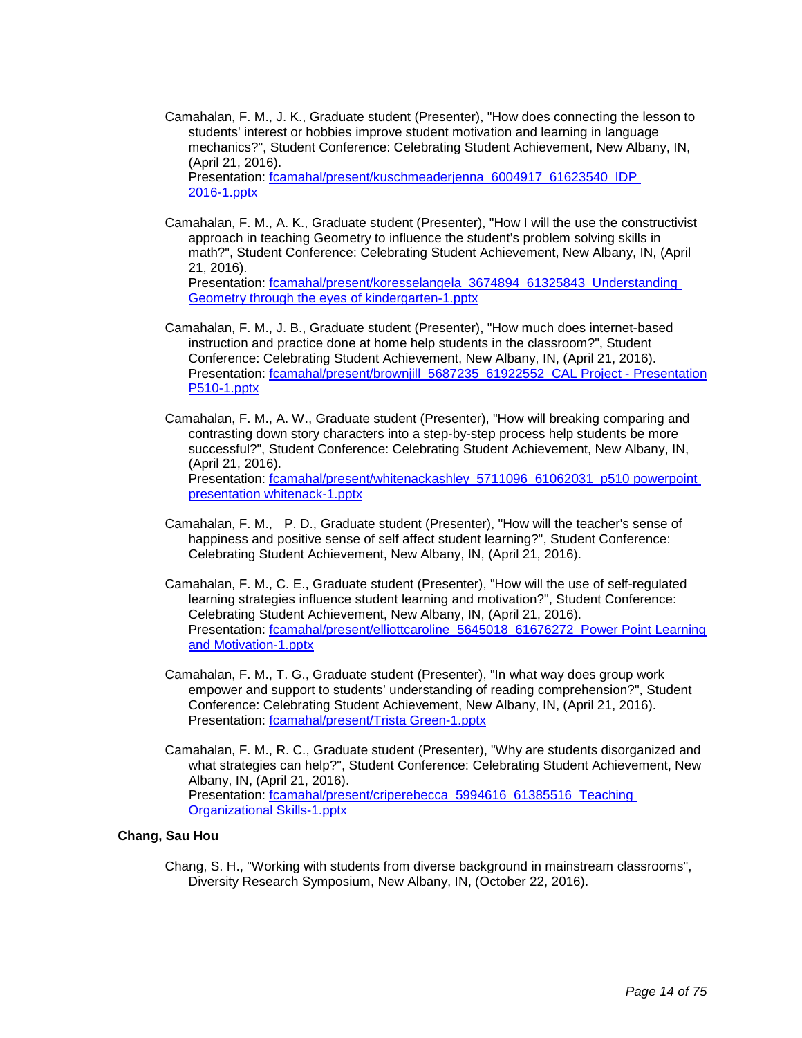Camahalan, F. M., J. K., Graduate student (Presenter), "How does connecting the lesson to students' interest or hobbies improve student motivation and learning in language mechanics?", Student Conference: Celebrating Student Achievement, New Albany, IN, (April 21, 2016).
Presentation: fcamahal/present/kuschmeaderjenna_6004917_61623540_IDP 2016-1.pptx

Camahalan, F. M., A. K., Graduate student (Presenter), "How I will the use the constructivist approach in teaching Geometry to influence the student's problem solving skills in math?", Student Conference: Celebrating Student Achievement, New Albany, IN, (April 21, 2016).
Presentation: fcamahal/present/koresselangela_3674894_61325843_Understanding Geometry through the eyes of kindergarten-1.pptx

Camahalan, F. M., J. B., Graduate student (Presenter), "How much does internet-based instruction and practice done at home help students in the classroom?", Student Conference: Celebrating Student Achievement, New Albany, IN, (April 21, 2016).
Presentation: fcamahal/present/brownjill_5687235_61922552_CAL Project - Presentation P510-1.pptx

Camahalan, F. M., A. W., Graduate student (Presenter), "How will breaking comparing and contrasting down story characters into a step-by-step process help students be more successful?", Student Conference: Celebrating Student Achievement, New Albany, IN, (April 21, 2016).
Presentation: fcamahal/present/whitenackashley_5711096_61062031_p510 powerpoint presentation whitenack-1.pptx

Camahalan, F. M., P. D., Graduate student (Presenter), "How will the teacher's sense of happiness and positive sense of self affect student learning?", Student Conference: Celebrating Student Achievement, New Albany, IN, (April 21, 2016).

Camahalan, F. M., C. E., Graduate student (Presenter), "How will the use of self-regulated learning strategies influence student learning and motivation?", Student Conference: Celebrating Student Achievement, New Albany, IN, (April 21, 2016).
Presentation: fcamahal/present/elliottcaroline_5645018_61676272_Power Point Learning and Motivation-1.pptx

Camahalan, F. M., T. G., Graduate student (Presenter), "In what way does group work empower and support to students' understanding of reading comprehension?", Student Conference: Celebrating Student Achievement, New Albany, IN, (April 21, 2016).
Presentation: fcamahal/present/Trista Green-1.pptx

Camahalan, F. M., R. C., Graduate student (Presenter), "Why are students disorganized and what strategies can help?", Student Conference: Celebrating Student Achievement, New Albany, IN, (April 21, 2016).
Presentation: fcamahal/present/criperebecca_5994616_61385516_Teaching Organizational Skills-1.pptx

**Chang, Sau Hou**

Chang, S. H., "Working with students from diverse background in mainstream classrooms", Diversity Research Symposium, New Albany, IN, (October 22, 2016).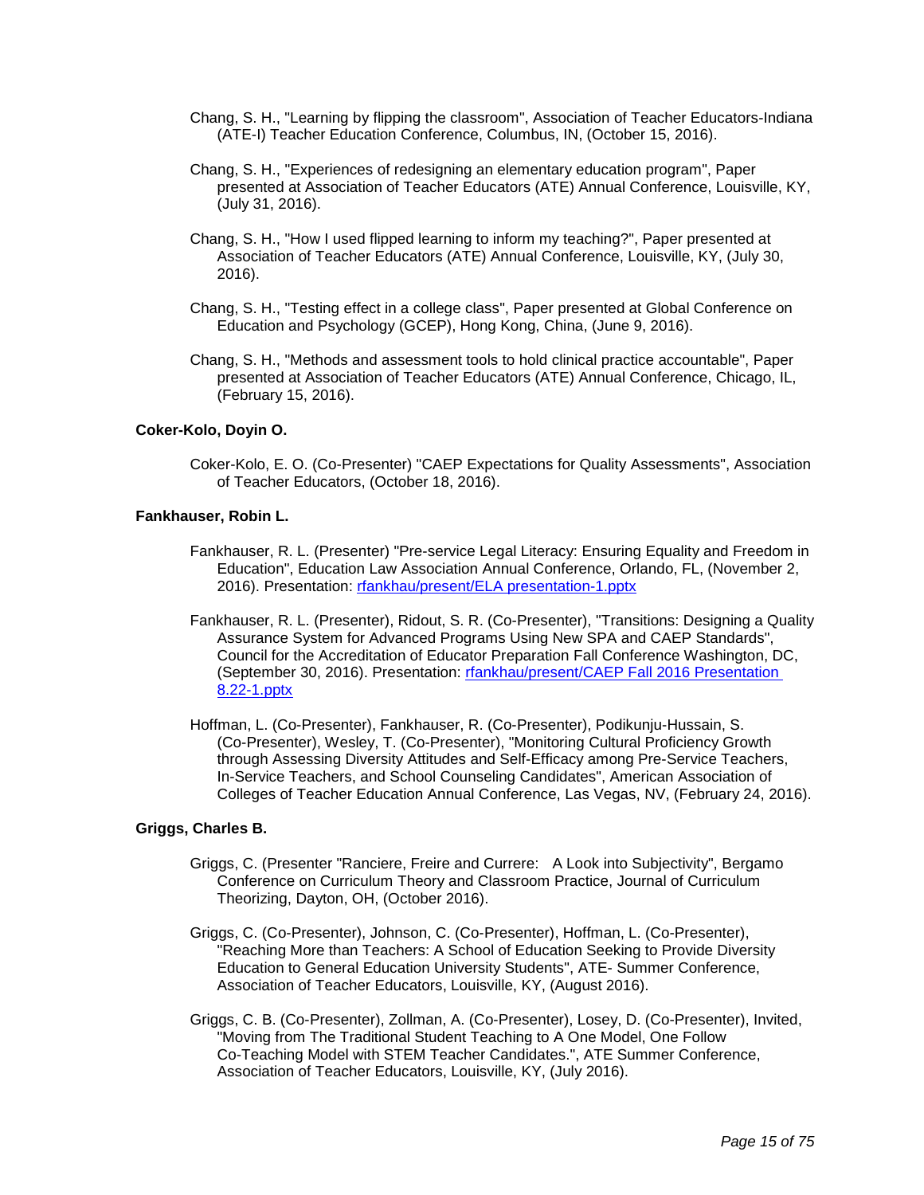Chang, S. H., "Learning by flipping the classroom", Association of Teacher Educators-Indiana (ATE-I) Teacher Education Conference, Columbus, IN, (October 15, 2016).

Chang, S. H., "Experiences of redesigning an elementary education program", Paper presented at Association of Teacher Educators (ATE) Annual Conference, Louisville, KY, (July 31, 2016).

Chang, S. H., "How I used flipped learning to inform my teaching?", Paper presented at Association of Teacher Educators (ATE) Annual Conference, Louisville, KY, (July 30, 2016).

Chang, S. H., "Testing effect in a college class", Paper presented at Global Conference on Education and Psychology (GCEP), Hong Kong, China, (June 9, 2016).

Chang, S. H., "Methods and assessment tools to hold clinical practice accountable", Paper presented at Association of Teacher Educators (ATE) Annual Conference, Chicago, IL, (February 15, 2016).

**Coker-Kolo, Doyin O.**

Coker-Kolo, E. O. (Co-Presenter) "CAEP Expectations for Quality Assessments", Association of Teacher Educators, (October 18, 2016).

**Fankhauser, Robin L.**

Fankhauser, R. L. (Presenter) "Pre-service Legal Literacy: Ensuring Equality and Freedom in Education", Education Law Association Annual Conference, Orlando, FL, (November 2, 2016). Presentation: rfankhau/present/ELA presentation-1.pptx

Fankhauser, R. L. (Presenter), Ridout, S. R. (Co-Presenter), "Transitions: Designing a Quality Assurance System for Advanced Programs Using New SPA and CAEP Standards", Council for the Accreditation of Educator Preparation Fall Conference Washington, DC, (September 30, 2016). Presentation: rfankhau/present/CAEP Fall 2016 Presentation 8.22-1.pptx

Hoffman, L. (Co-Presenter), Fankhauser, R. (Co-Presenter), Podikunju-Hussain, S. (Co-Presenter), Wesley, T. (Co-Presenter), "Monitoring Cultural Proficiency Growth through Assessing Diversity Attitudes and Self-Efficacy among Pre-Service Teachers, In-Service Teachers, and School Counseling Candidates", American Association of Colleges of Teacher Education Annual Conference, Las Vegas, NV, (February 24, 2016).

**Griggs, Charles B.**

Griggs, C. (Presenter "Ranciere, Freire and Currere: A Look into Subjectivity", Bergamo Conference on Curriculum Theory and Classroom Practice, Journal of Curriculum Theorizing, Dayton, OH, (October 2016).

Griggs, C. (Co-Presenter), Johnson, C. (Co-Presenter), Hoffman, L. (Co-Presenter), "Reaching More than Teachers: A School of Education Seeking to Provide Diversity Education to General Education University Students", ATE- Summer Conference, Association of Teacher Educators, Louisville, KY, (August 2016).

Griggs, C. B. (Co-Presenter), Zollman, A. (Co-Presenter), Losey, D. (Co-Presenter), Invited, "Moving from The Traditional Student Teaching to A One Model, One Follow Co-Teaching Model with STEM Teacher Candidates.", ATE Summer Conference, Association of Teacher Educators, Louisville, KY, (July 2016).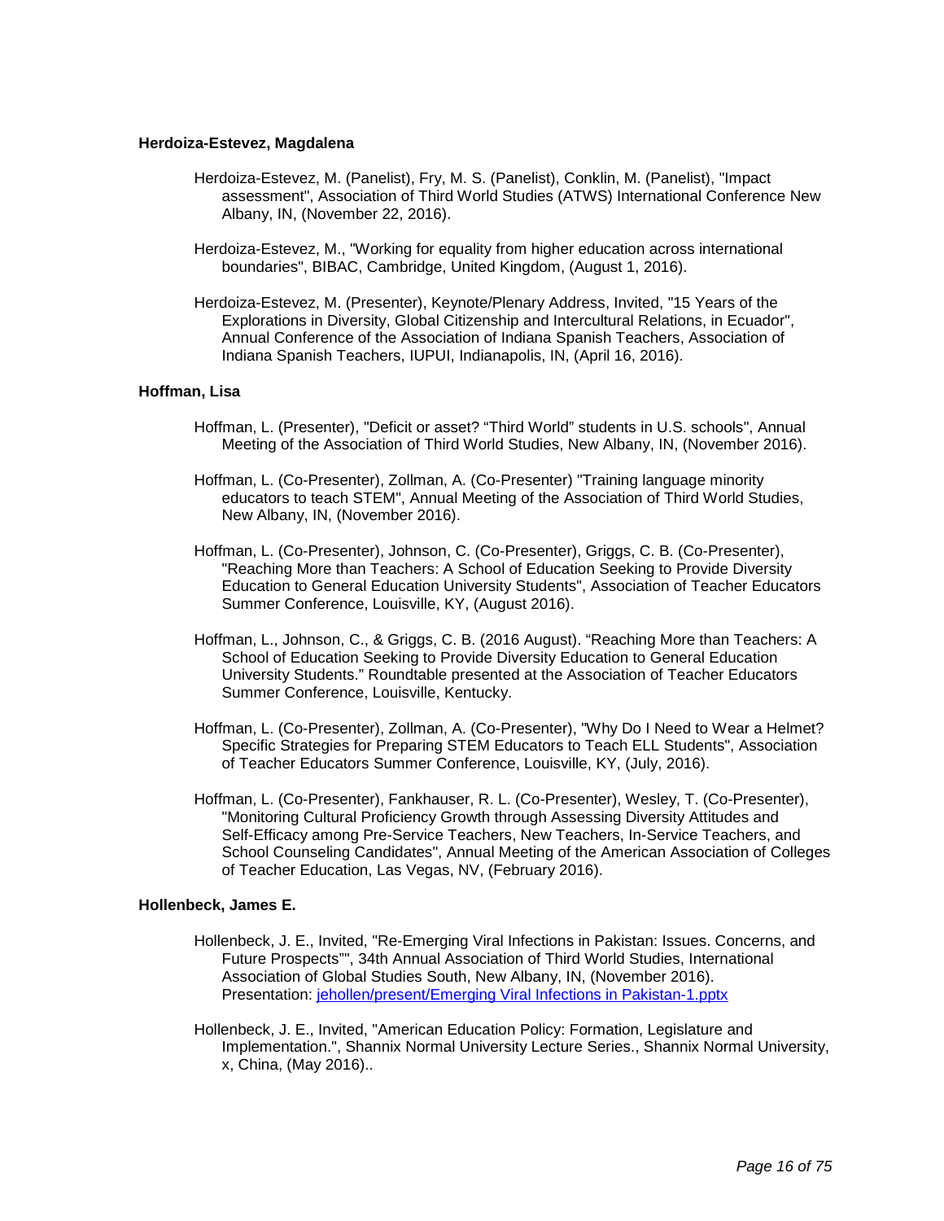**Herdoiza-Estevez, Magdalena**

Herdoiza-Estevez, M. (Panelist), Fry, M. S. (Panelist), Conklin, M. (Panelist), "Impact assessment", Association of Third World Studies (ATWS) International Conference New Albany, IN, (November 22, 2016).

Herdoiza-Estevez, M., "Working for equality from higher education across international boundaries", BIBAC, Cambridge, United Kingdom, (August 1, 2016).

Herdoiza-Estevez, M. (Presenter), Keynote/Plenary Address, Invited, "15 Years of the Explorations in Diversity, Global Citizenship and Intercultural Relations, in Ecuador", Annual Conference of the Association of Indiana Spanish Teachers, Association of Indiana Spanish Teachers, IUPUI, Indianapolis, IN, (April 16, 2016).

**Hoffman, Lisa**

Hoffman, L. (Presenter), "Deficit or asset? “Third World” students in U.S. schools", Annual Meeting of the Association of Third World Studies, New Albany, IN, (November 2016).

Hoffman, L. (Co-Presenter), Zollman, A. (Co-Presenter) "Training language minority educators to teach STEM", Annual Meeting of the Association of Third World Studies, New Albany, IN, (November 2016).

Hoffman, L. (Co-Presenter), Johnson, C. (Co-Presenter), Griggs, C. B. (Co-Presenter), "Reaching More than Teachers: A School of Education Seeking to Provide Diversity Education to General Education University Students", Association of Teacher Educators Summer Conference, Louisville, KY, (August 2016).

Hoffman, L., Johnson, C., & Griggs, C. B. (2016 August). “Reaching More than Teachers: A School of Education Seeking to Provide Diversity Education to General Education University Students.” Roundtable presented at the Association of Teacher Educators Summer Conference, Louisville, Kentucky.

Hoffman, L. (Co-Presenter), Zollman, A. (Co-Presenter), "Why Do I Need to Wear a Helmet? Specific Strategies for Preparing STEM Educators to Teach ELL Students", Association of Teacher Educators Summer Conference, Louisville, KY, (July, 2016).

Hoffman, L. (Co-Presenter), Fankhauser, R. L. (Co-Presenter), Wesley, T. (Co-Presenter), "Monitoring Cultural Proficiency Growth through Assessing Diversity Attitudes and Self-Efficacy among Pre-Service Teachers, New Teachers, In-Service Teachers, and School Counseling Candidates", Annual Meeting of the American Association of Colleges of Teacher Education, Las Vegas, NV, (February 2016).

**Hollenbeck, James E.**

Hollenbeck, J. E., Invited, "Re-Emerging Viral Infections in Pakistan: Issues. Concerns, and Future Prospects"", 34th Annual Association of Third World Studies, International Association of Global Studies South, New Albany, IN, (November 2016). Presentation: [jehollen/present/Emerging Viral Infections in Pakistan-1.pptx](jehollen/present/Emerging Viral Infections in Pakistan-1.pptx)

Hollenbeck, J. E., Invited, "American Education Policy: Formation, Legislature and Implementation.", Shannix Normal University Lecture Series., Shannix Normal University, x, China, (May 2016)..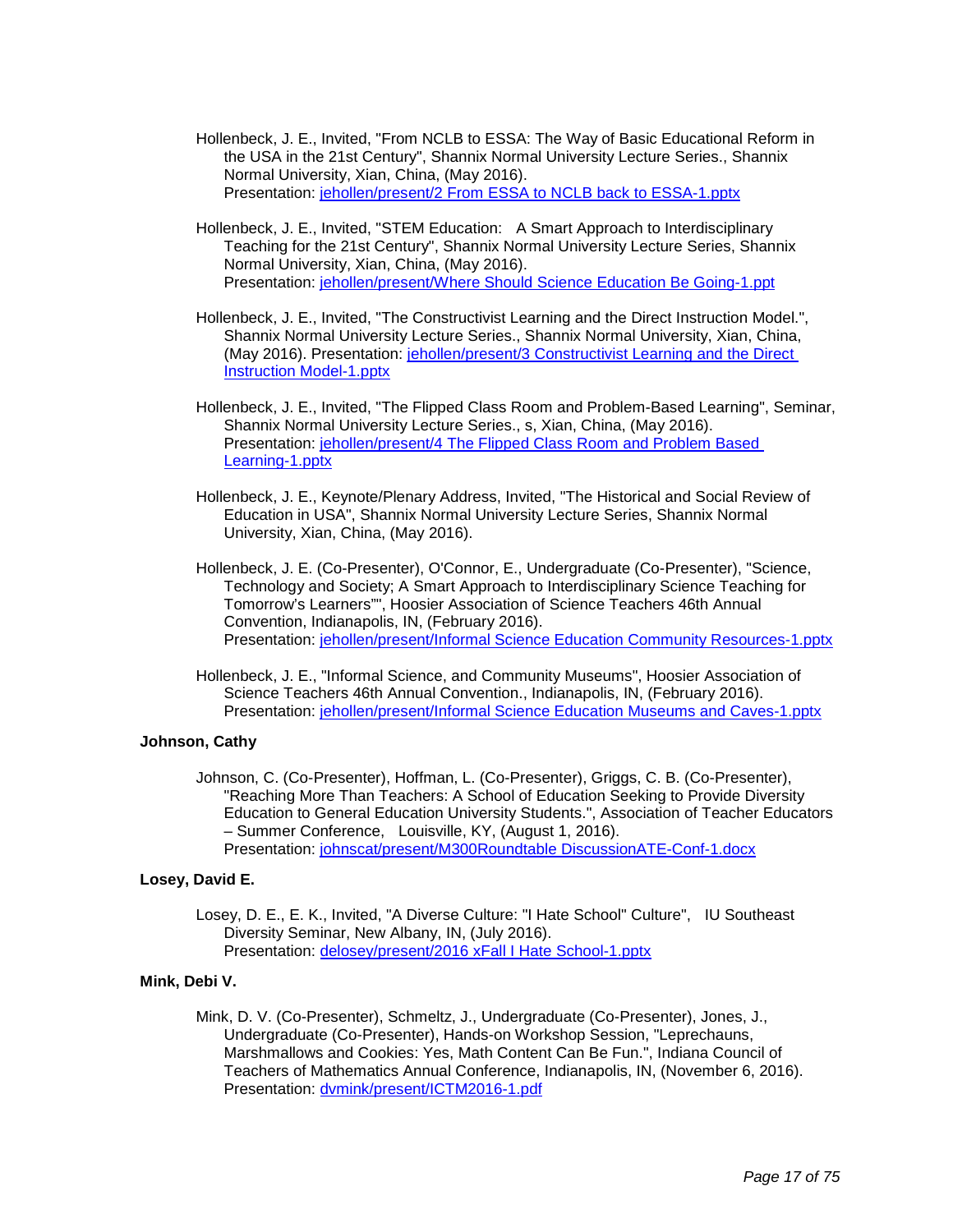Hollenbeck, J. E., Invited, "From NCLB to ESSA: The Way of Basic Educational Reform in the USA in the 21st Century", Shannix Normal University Lecture Series., Shannix Normal University, Xian, China, (May 2016).
Presentation: jehollen/present/2 From ESSA to NCLB back to ESSA-1.pptx

Hollenbeck, J. E., Invited, "STEM Education: A Smart Approach to Interdisciplinary Teaching for the 21st Century", Shannix Normal University Lecture Series, Shannix Normal University, Xian, China, (May 2016).
Presentation: jehollen/present/Where Should Science Education Be Going-1.ppt

Hollenbeck, J. E., Invited, "The Constructivist Learning and the Direct Instruction Model.", Shannix Normal University Lecture Series., Shannix Normal University, Xian, China, (May 2016). Presentation: jehollen/present/3 Constructivist Learning and the Direct Instruction Model-1.pptx

Hollenbeck, J. E., Invited, "The Flipped Class Room and Problem-Based Learning", Seminar, Shannix Normal University Lecture Series., s, Xian, China, (May 2016).
Presentation: jehollen/present/4 The Flipped Class Room and Problem Based Learning-1.pptx

Hollenbeck, J. E., Keynote/Plenary Address, Invited, "The Historical and Social Review of Education in USA", Shannix Normal University Lecture Series, Shannix Normal University, Xian, China, (May 2016).

Hollenbeck, J. E. (Co-Presenter), O'Connor, E., Undergraduate (Co-Presenter), "Science, Technology and Society; A Smart Approach to Interdisciplinary Science Teaching for Tomorrow's Learners"", Hoosier Association of Science Teachers 46th Annual Convention, Indianapolis, IN, (February 2016).
Presentation: jehollen/present/Informal Science Education Community Resources-1.pptx

Hollenbeck, J. E., "Informal Science, and Community Museums", Hoosier Association of Science Teachers 46th Annual Convention., Indianapolis, IN, (February 2016).
Presentation: jehollen/present/Informal Science Education Museums and Caves-1.pptx

**Johnson, Cathy**

Johnson, C. (Co-Presenter), Hoffman, L. (Co-Presenter), Griggs, C. B. (Co-Presenter), "Reaching More Than Teachers: A School of Education Seeking to Provide Diversity Education to General Education University Students.", Association of Teacher Educators – Summer Conference, Louisville, KY, (August 1, 2016).
Presentation: johnscat/present/M300Roundtable DiscussionATE-Conf-1.docx

**Losey, David E.**

Losey, D. E., E. K., Invited, "A Diverse Culture: "I Hate School" Culture", IU Southeast Diversity Seminar, New Albany, IN, (July 2016).
Presentation: delosey/present/2016 xFall I Hate School-1.pptx

**Mink, Debi V.**

Mink, D. V. (Co-Presenter), Schmeltz, J., Undergraduate (Co-Presenter), Jones, J., Undergraduate (Co-Presenter), Hands-on Workshop Session, "Leprechauns, Marshmallows and Cookies: Yes, Math Content Can Be Fun.", Indiana Council of Teachers of Mathematics Annual Conference, Indianapolis, IN, (November 6, 2016).
Presentation: dvmink/present/ICTM2016-1.pdf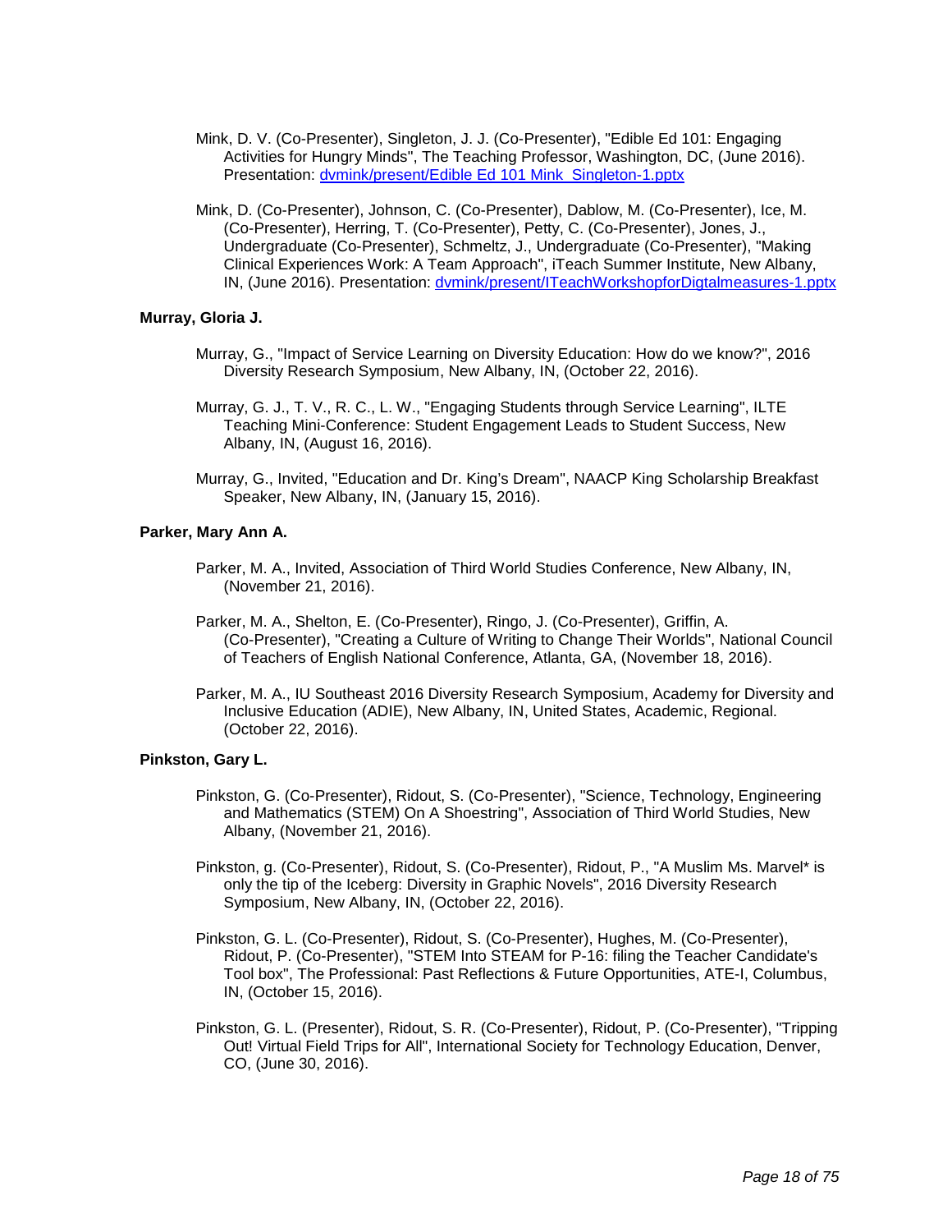Mink, D. V. (Co-Presenter), Singleton, J. J. (Co-Presenter), "Edible Ed 101: Engaging Activities for Hungry Minds", The Teaching Professor, Washington, DC, (June 2016). Presentation: [dvmink/present/Edible Ed 101 Mink_Singleton-1.pptx](dvmink/present/Edible Ed 101 Mink_Singleton-1.pptx)

Mink, D. (Co-Presenter), Johnson, C. (Co-Presenter), Dablow, M. (Co-Presenter), Ice, M. (Co-Presenter), Herring, T. (Co-Presenter), Petty, C. (Co-Presenter), Jones, J., Undergraduate (Co-Presenter), Schmeltz, J., Undergraduate (Co-Presenter), "Making Clinical Experiences Work: A Team Approach", iTeach Summer Institute, New Albany, IN, (June 2016). Presentation: [dvmink/present/ITeachWorkshopforDigtalmeasures-1.pptx](dvmink/present/ITeachWorkshopforDigtalmeasures-1.pptx)

**Murray, Gloria J.**

Murray, G., "Impact of Service Learning on Diversity Education: How do we know?", 2016 Diversity Research Symposium, New Albany, IN, (October 22, 2016).

Murray, G. J., T. V., R. C., L. W., "Engaging Students through Service Learning", ILTE Teaching Mini-Conference: Student Engagement Leads to Student Success, New Albany, IN, (August 16, 2016).

Murray, G., Invited, "Education and Dr. King's Dream", NAACP King Scholarship Breakfast Speaker, New Albany, IN, (January 15, 2016).

**Parker, Mary Ann A.**

Parker, M. A., Invited, Association of Third World Studies Conference, New Albany, IN, (November 21, 2016).

Parker, M. A., Shelton, E. (Co-Presenter), Ringo, J. (Co-Presenter), Griffin, A. (Co-Presenter), "Creating a Culture of Writing to Change Their Worlds", National Council of Teachers of English National Conference, Atlanta, GA, (November 18, 2016).

Parker, M. A., IU Southeast 2016 Diversity Research Symposium, Academy for Diversity and Inclusive Education (ADIE), New Albany, IN, United States, Academic, Regional. (October 22, 2016).

**Pinkston, Gary L.**

Pinkston, G. (Co-Presenter), Ridout, S. (Co-Presenter), "Science, Technology, Engineering and Mathematics (STEM) On A Shoestring", Association of Third World Studies, New Albany, (November 21, 2016).

Pinkston, g. (Co-Presenter), Ridout, S. (Co-Presenter), Ridout, P., "A Muslim Ms. Marvel* is only the tip of the Iceberg: Diversity in Graphic Novels", 2016 Diversity Research Symposium, New Albany, IN, (October 22, 2016).

Pinkston, G. L. (Co-Presenter), Ridout, S. (Co-Presenter), Hughes, M. (Co-Presenter), Ridout, P. (Co-Presenter), "STEM Into STEAM for P-16: filing the Teacher Candidate's Tool box", The Professional: Past Reflections & Future Opportunities, ATE-I, Columbus, IN, (October 15, 2016).

Pinkston, G. L. (Presenter), Ridout, S. R. (Co-Presenter), Ridout, P. (Co-Presenter), "Tripping Out! Virtual Field Trips for All", International Society for Technology Education, Denver, CO, (June 30, 2016).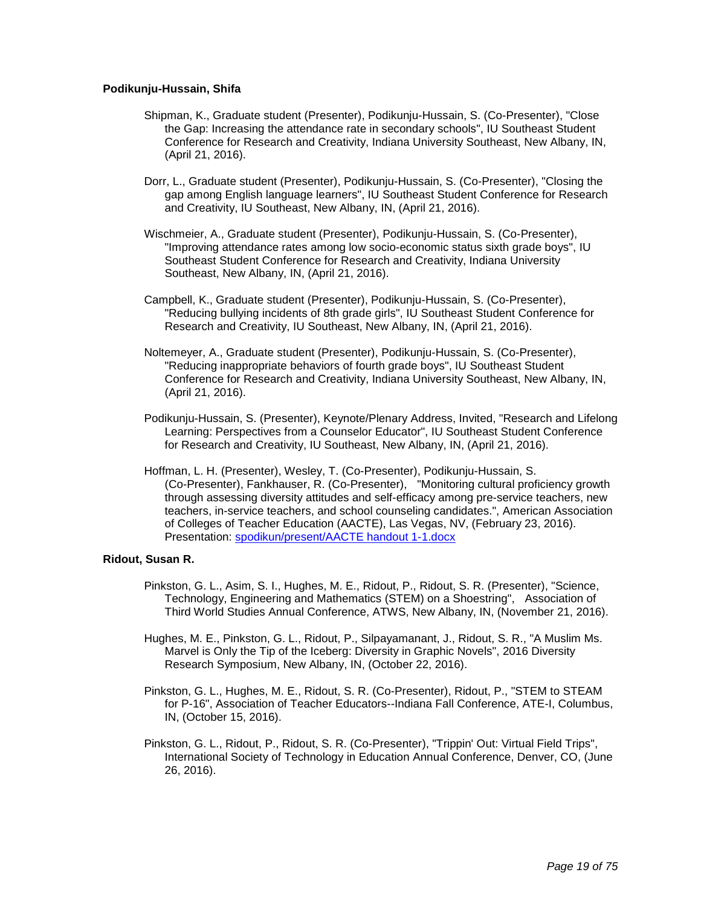**Podikunju-Hussain, Shifa**

Shipman, K., Graduate student (Presenter), Podikunju-Hussain, S. (Co-Presenter), "Close the Gap: Increasing the attendance rate in secondary schools", IU Southeast Student Conference for Research and Creativity, Indiana University Southeast, New Albany, IN, (April 21, 2016).

Dorr, L., Graduate student (Presenter), Podikunju-Hussain, S. (Co-Presenter), "Closing the gap among English language learners", IU Southeast Student Conference for Research and Creativity, IU Southeast, New Albany, IN, (April 21, 2016).

Wischmeier, A., Graduate student (Presenter), Podikunju-Hussain, S. (Co-Presenter), "Improving attendance rates among low socio-economic status sixth grade boys", IU Southeast Student Conference for Research and Creativity, Indiana University Southeast, New Albany, IN, (April 21, 2016).

Campbell, K., Graduate student (Presenter), Podikunju-Hussain, S. (Co-Presenter), "Reducing bullying incidents of 8th grade girls", IU Southeast Student Conference for Research and Creativity, IU Southeast, New Albany, IN, (April 21, 2016).

Noltemeyer, A., Graduate student (Presenter), Podikunju-Hussain, S. (Co-Presenter), "Reducing inappropriate behaviors of fourth grade boys", IU Southeast Student Conference for Research and Creativity, Indiana University Southeast, New Albany, IN, (April 21, 2016).

Podikunju-Hussain, S. (Presenter), Keynote/Plenary Address, Invited, "Research and Lifelong Learning: Perspectives from a Counselor Educator", IU Southeast Student Conference for Research and Creativity, IU Southeast, New Albany, IN, (April 21, 2016).

Hoffman, L. H. (Presenter), Wesley, T. (Co-Presenter), Podikunju-Hussain, S. (Co-Presenter), Fankhauser, R. (Co-Presenter), "Monitoring cultural proficiency growth through assessing diversity attitudes and self-efficacy among pre-service teachers, new teachers, in-service teachers, and school counseling candidates.", American Association of Colleges of Teacher Education (AACTE), Las Vegas, NV, (February 23, 2016). Presentation: spodikun/present/AACTE handout 1-1.docx

**Ridout, Susan R.**

Pinkston, G. L., Asim, S. I., Hughes, M. E., Ridout, P., Ridout, S. R. (Presenter), "Science, Technology, Engineering and Mathematics (STEM) on a Shoestring", Association of Third World Studies Annual Conference, ATWS, New Albany, IN, (November 21, 2016).

Hughes, M. E., Pinkston, G. L., Ridout, P., Silpayamanant, J., Ridout, S. R., "A Muslim Ms. Marvel is Only the Tip of the Iceberg: Diversity in Graphic Novels", 2016 Diversity Research Symposium, New Albany, IN, (October 22, 2016).

Pinkston, G. L., Hughes, M. E., Ridout, S. R. (Co-Presenter), Ridout, P., "STEM to STEAM for P-16", Association of Teacher Educators--Indiana Fall Conference, ATE-I, Columbus, IN, (October 15, 2016).

Pinkston, G. L., Ridout, P., Ridout, S. R. (Co-Presenter), "Trippin' Out: Virtual Field Trips", International Society of Technology in Education Annual Conference, Denver, CO, (June 26, 2016).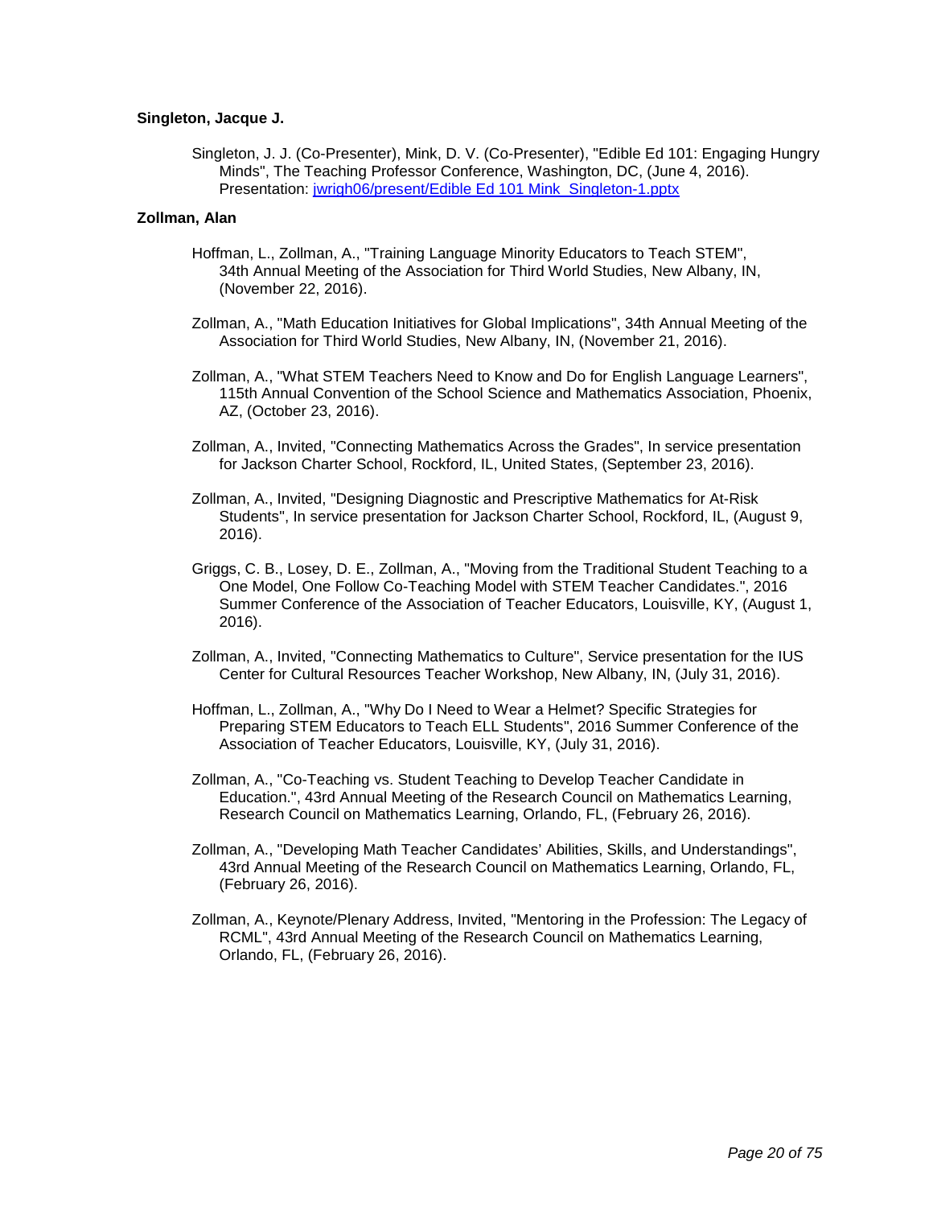**Singleton, Jacque J.**

Singleton, J. J. (Co-Presenter), Mink, D. V. (Co-Presenter), "Edible Ed 101: Engaging Hungry Minds", The Teaching Professor Conference, Washington, DC, (June 4, 2016). Presentation: [jwrigh06/present/Edible Ed 101 Mink_Singleton-1.pptx](jwrigh06/present/Edible Ed 101 Mink_Singleton-1.pptx)

**Zollman, Alan**

Hoffman, L., Zollman, A., "Training Language Minority Educators to Teach STEM", 34th Annual Meeting of the Association for Third World Studies, New Albany, IN, (November 22, 2016).

Zollman, A., "Math Education Initiatives for Global Implications", 34th Annual Meeting of the Association for Third World Studies, New Albany, IN, (November 21, 2016).

Zollman, A., "What STEM Teachers Need to Know and Do for English Language Learners", 115th Annual Convention of the School Science and Mathematics Association, Phoenix, AZ, (October 23, 2016).

Zollman, A., Invited, "Connecting Mathematics Across the Grades", In service presentation for Jackson Charter School, Rockford, IL, United States, (September 23, 2016).

Zollman, A., Invited, "Designing Diagnostic and Prescriptive Mathematics for At-Risk Students", In service presentation for Jackson Charter School, Rockford, IL, (August 9, 2016).

Griggs, C. B., Losey, D. E., Zollman, A., "Moving from the Traditional Student Teaching to a One Model, One Follow Co-Teaching Model with STEM Teacher Candidates.", 2016 Summer Conference of the Association of Teacher Educators, Louisville, KY, (August 1, 2016).

Zollman, A., Invited, "Connecting Mathematics to Culture", Service presentation for the IUS Center for Cultural Resources Teacher Workshop, New Albany, IN, (July 31, 2016).

Hoffman, L., Zollman, A., "Why Do I Need to Wear a Helmet? Specific Strategies for Preparing STEM Educators to Teach ELL Students", 2016 Summer Conference of the Association of Teacher Educators, Louisville, KY, (July 31, 2016).

Zollman, A., "Co-Teaching vs. Student Teaching to Develop Teacher Candidate in Education.", 43rd Annual Meeting of the Research Council on Mathematics Learning, Research Council on Mathematics Learning, Orlando, FL, (February 26, 2016).

Zollman, A., "Developing Math Teacher Candidates' Abilities, Skills, and Understandings", 43rd Annual Meeting of the Research Council on Mathematics Learning, Orlando, FL, (February 26, 2016).

Zollman, A., Keynote/Plenary Address, Invited, "Mentoring in the Profession: The Legacy of RCML", 43rd Annual Meeting of the Research Council on Mathematics Learning, Orlando, FL, (February 26, 2016).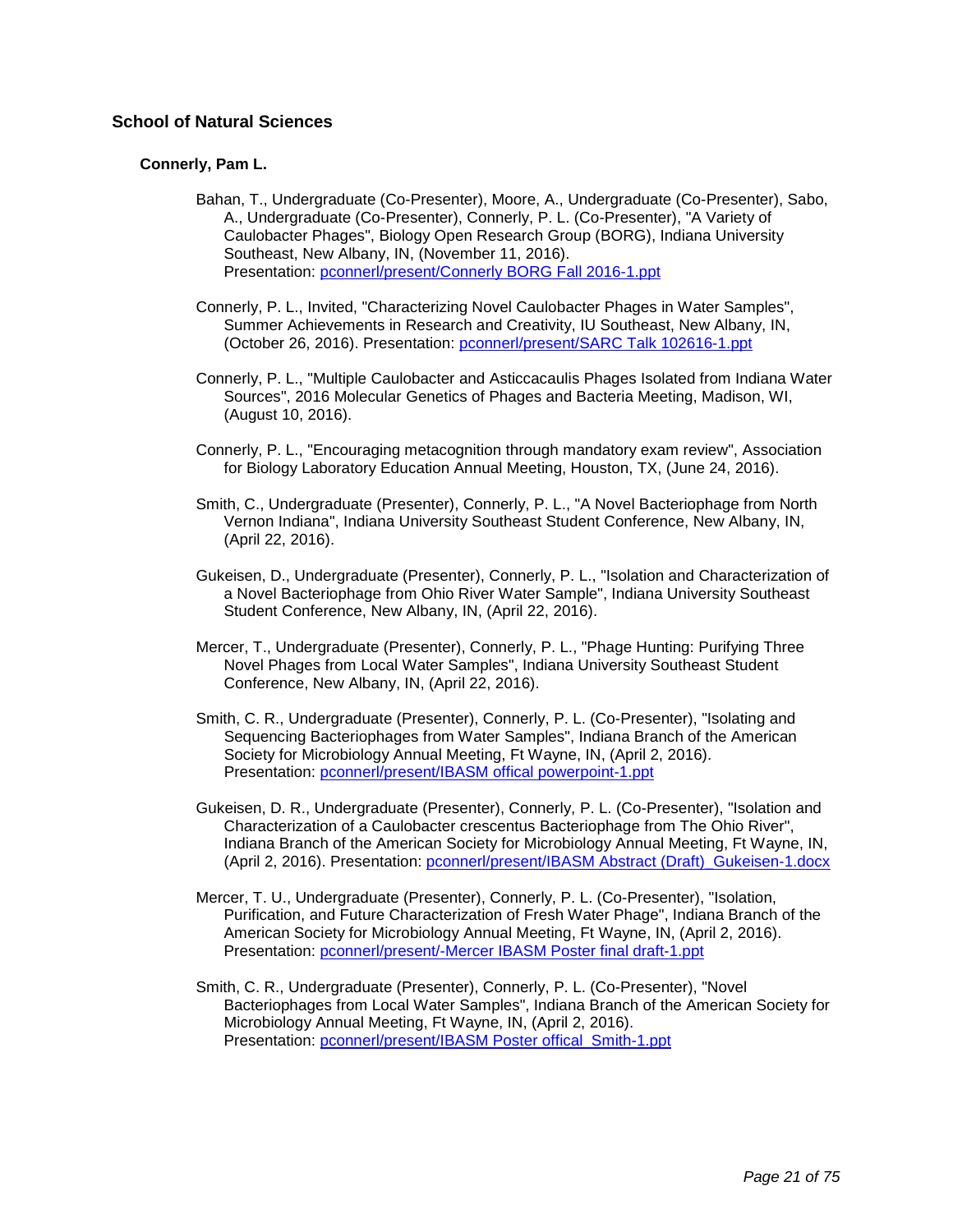## School of Natural Sciences

### Connerly, Pam L.

Bahan, T., Undergraduate (Co-Presenter), Moore, A., Undergraduate (Co-Presenter), Sabo, A., Undergraduate (Co-Presenter), Connerly, P. L. (Co-Presenter), "A Variety of Caulobacter Phages", Biology Open Research Group (BORG), Indiana University Southeast, New Albany, IN, (November 11, 2016).
Presentation: pconnerl/present/Connerly BORG Fall 2016-1.ppt

Connerly, P. L., Invited, "Characterizing Novel Caulobacter Phages in Water Samples", Summer Achievements in Research and Creativity, IU Southeast, New Albany, IN, (October 26, 2016). Presentation: pconnerl/present/SARC Talk 102616-1.ppt

Connerly, P. L., "Multiple Caulobacter and Asticcacaulis Phages Isolated from Indiana Water Sources", 2016 Molecular Genetics of Phages and Bacteria Meeting, Madison, WI, (August 10, 2016).

Connerly, P. L., "Encouraging metacognition through mandatory exam review", Association for Biology Laboratory Education Annual Meeting, Houston, TX, (June 24, 2016).

Smith, C., Undergraduate (Presenter), Connerly, P. L., "A Novel Bacteriophage from North Vernon Indiana", Indiana University Southeast Student Conference, New Albany, IN, (April 22, 2016).

Gukeisen, D., Undergraduate (Presenter), Connerly, P. L., "Isolation and Characterization of a Novel Bacteriophage from Ohio River Water Sample", Indiana University Southeast Student Conference, New Albany, IN, (April 22, 2016).

Mercer, T., Undergraduate (Presenter), Connerly, P. L., "Phage Hunting: Purifying Three Novel Phages from Local Water Samples", Indiana University Southeast Student Conference, New Albany, IN, (April 22, 2016).

Smith, C. R., Undergraduate (Presenter), Connerly, P. L. (Co-Presenter), "Isolating and Sequencing Bacteriophages from Water Samples", Indiana Branch of the American Society for Microbiology Annual Meeting, Ft Wayne, IN, (April 2, 2016).
Presentation: pconnerl/present/IBASM offical powerpoint-1.ppt

Gukeisen, D. R., Undergraduate (Presenter), Connerly, P. L. (Co-Presenter), "Isolation and Characterization of a Caulobacter crescentus Bacteriophage from The Ohio River", Indiana Branch of the American Society for Microbiology Annual Meeting, Ft Wayne, IN, (April 2, 2016). Presentation: pconnerl/present/IBASM Abstract (Draft)_Gukeisen-1.docx

Mercer, T. U., Undergraduate (Presenter), Connerly, P. L. (Co-Presenter), "Isolation, Purification, and Future Characterization of Fresh Water Phage", Indiana Branch of the American Society for Microbiology Annual Meeting, Ft Wayne, IN, (April 2, 2016).
Presentation: pconnerl/present/-Mercer IBASM Poster final draft-1.ppt

Smith, C. R., Undergraduate (Presenter), Connerly, P. L. (Co-Presenter), "Novel Bacteriophages from Local Water Samples", Indiana Branch of the American Society for Microbiology Annual Meeting, Ft Wayne, IN, (April 2, 2016).
Presentation: pconnerl/present/IBASM Poster offical_Smith-1.ppt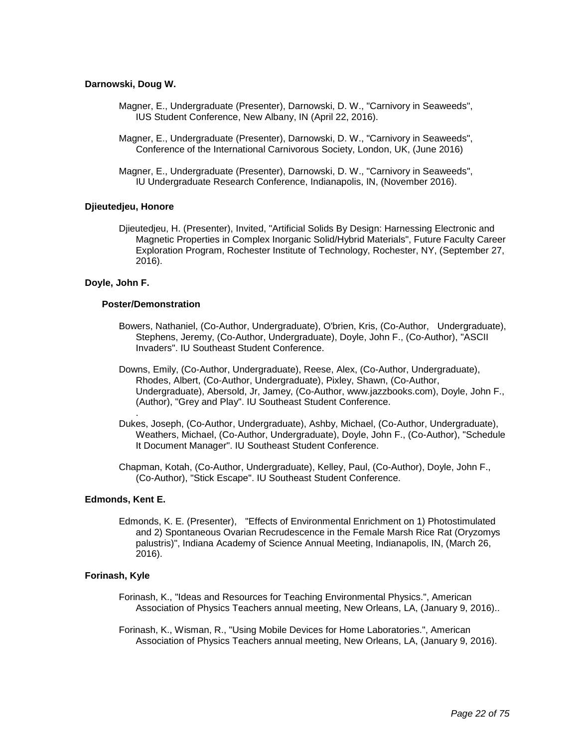**Darnowski, Doug W.**

Magner, E., Undergraduate (Presenter), Darnowski, D. W., "Carnivory in Seaweeds", IUS Student Conference, New Albany, IN (April 22, 2016).

Magner, E., Undergraduate (Presenter), Darnowski, D. W., "Carnivory in Seaweeds", Conference of the International Carnivorous Society, London, UK, (June 2016)

Magner, E., Undergraduate (Presenter), Darnowski, D. W., "Carnivory in Seaweeds", IU Undergraduate Research Conference, Indianapolis, IN, (November 2016).

**Djieutedjeu, Honore**

Djieutedjeu, H. (Presenter), Invited, "Artificial Solids By Design: Harnessing Electronic and Magnetic Properties in Complex Inorganic Solid/Hybrid Materials", Future Faculty Career Exploration Program, Rochester Institute of Technology, Rochester, NY, (September 27, 2016).

**Doyle, John F.**

**Poster/Demonstration**

Bowers, Nathaniel, (Co-Author, Undergraduate), O'brien, Kris, (Co-Author, Undergraduate), Stephens, Jeremy, (Co-Author, Undergraduate), Doyle, John F., (Co-Author), "ASCII Invaders". IU Southeast Student Conference.

Downs, Emily, (Co-Author, Undergraduate), Reese, Alex, (Co-Author, Undergraduate), Rhodes, Albert, (Co-Author, Undergraduate), Pixley, Shawn, (Co-Author, Undergraduate), Abersold, Jr, Jamey, (Co-Author, www.jazzbooks.com), Doyle, John F., (Author), "Grey and Play". IU Southeast Student Conference.
.

Dukes, Joseph, (Co-Author, Undergraduate), Ashby, Michael, (Co-Author, Undergraduate), Weathers, Michael, (Co-Author, Undergraduate), Doyle, John F., (Co-Author), "Schedule It Document Manager". IU Southeast Student Conference.

Chapman, Kotah, (Co-Author, Undergraduate), Kelley, Paul, (Co-Author), Doyle, John F., (Co-Author), "Stick Escape". IU Southeast Student Conference.

**Edmonds, Kent E.**

Edmonds, K. E. (Presenter), "Effects of Environmental Enrichment on 1) Photostimulated and 2) Spontaneous Ovarian Recrudescence in the Female Marsh Rice Rat (Oryzomys palustris)", Indiana Academy of Science Annual Meeting, Indianapolis, IN, (March 26, 2016).

**Forinash, Kyle**

Forinash, K., "Ideas and Resources for Teaching Environmental Physics.", American Association of Physics Teachers annual meeting, New Orleans, LA, (January 9, 2016)..

Forinash, K., Wisman, R., "Using Mobile Devices for Home Laboratories.", American Association of Physics Teachers annual meeting, New Orleans, LA, (January 9, 2016).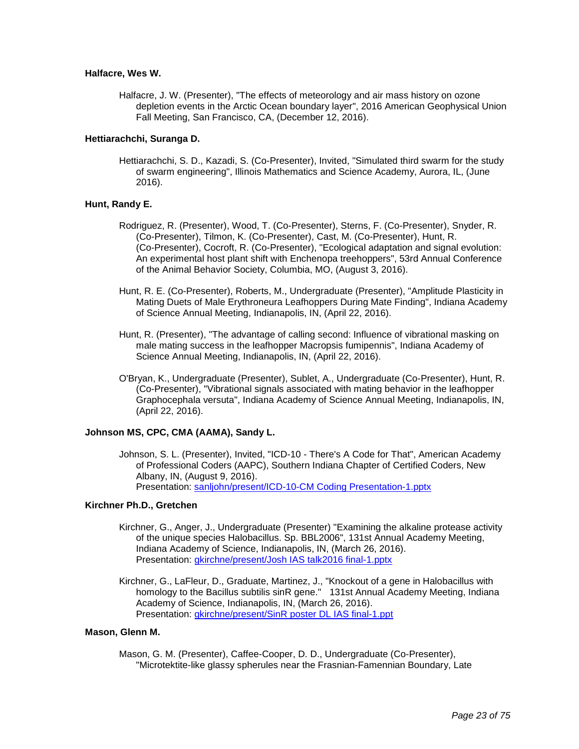**Halfacre, Wes W.**

Halfacre, J. W. (Presenter), "The effects of meteorology and air mass history on ozone depletion events in the Arctic Ocean boundary layer", 2016 American Geophysical Union Fall Meeting, San Francisco, CA, (December 12, 2016).

**Hettiarachchi, Suranga D.**

Hettiarachchi, S. D., Kazadi, S. (Co-Presenter), Invited, "Simulated third swarm for the study of swarm engineering", Illinois Mathematics and Science Academy, Aurora, IL, (June 2016).

**Hunt, Randy E.**

Rodriguez, R. (Presenter), Wood, T. (Co-Presenter), Sterns, F. (Co-Presenter), Snyder, R. (Co-Presenter), Tilmon, K. (Co-Presenter), Cast, M. (Co-Presenter), Hunt, R. (Co-Presenter), Cocroft, R. (Co-Presenter), "Ecological adaptation and signal evolution: An experimental host plant shift with Enchenopa treehoppers", 53rd Annual Conference of the Animal Behavior Society, Columbia, MO, (August 3, 2016).

Hunt, R. E. (Co-Presenter), Roberts, M., Undergraduate (Presenter), "Amplitude Plasticity in Mating Duets of Male Erythroneura Leafhoppers During Mate Finding", Indiana Academy of Science Annual Meeting, Indianapolis, IN, (April 22, 2016).

Hunt, R. (Presenter), "The advantage of calling second: Influence of vibrational masking on male mating success in the leafhopper Macropsis fumipennis", Indiana Academy of Science Annual Meeting, Indianapolis, IN, (April 22, 2016).

O'Bryan, K., Undergraduate (Presenter), Sublet, A., Undergraduate (Co-Presenter), Hunt, R. (Co-Presenter), "Vibrational signals associated with mating behavior in the leafhopper Graphocephala versuta", Indiana Academy of Science Annual Meeting, Indianapolis, IN, (April 22, 2016).

**Johnson MS, CPC, CMA (AAMA), Sandy L.**

Johnson, S. L. (Presenter), Invited, "ICD-10 - There's A Code for That", American Academy of Professional Coders (AAPC), Southern Indiana Chapter of Certified Coders, New Albany, IN, (August 9, 2016).
Presentation: sanljohn/present/ICD-10-CM Coding Presentation-1.pptx

**Kirchner Ph.D., Gretchen**

Kirchner, G., Anger, J., Undergraduate (Presenter) "Examining the alkaline protease activity of the unique species Halobacillus. Sp. BBL2006", 131st Annual Academy Meeting, Indiana Academy of Science, Indianapolis, IN, (March 26, 2016).
Presentation: gkirchne/present/Josh IAS talk2016 final-1.pptx

Kirchner, G., LaFleur, D., Graduate, Martinez, J., "Knockout of a gene in Halobacillus with homology to the Bacillus subtilis sinR gene." 131st Annual Academy Meeting, Indiana Academy of Science, Indianapolis, IN, (March 26, 2016).
Presentation: gkirchne/present/SinR poster DL IAS final-1.ppt

**Mason, Glenn M.**

Mason, G. M. (Presenter), Caffee-Cooper, D. D., Undergraduate (Co-Presenter), "Microtektite-like glassy spherules near the Frasnian-Famennian Boundary, Late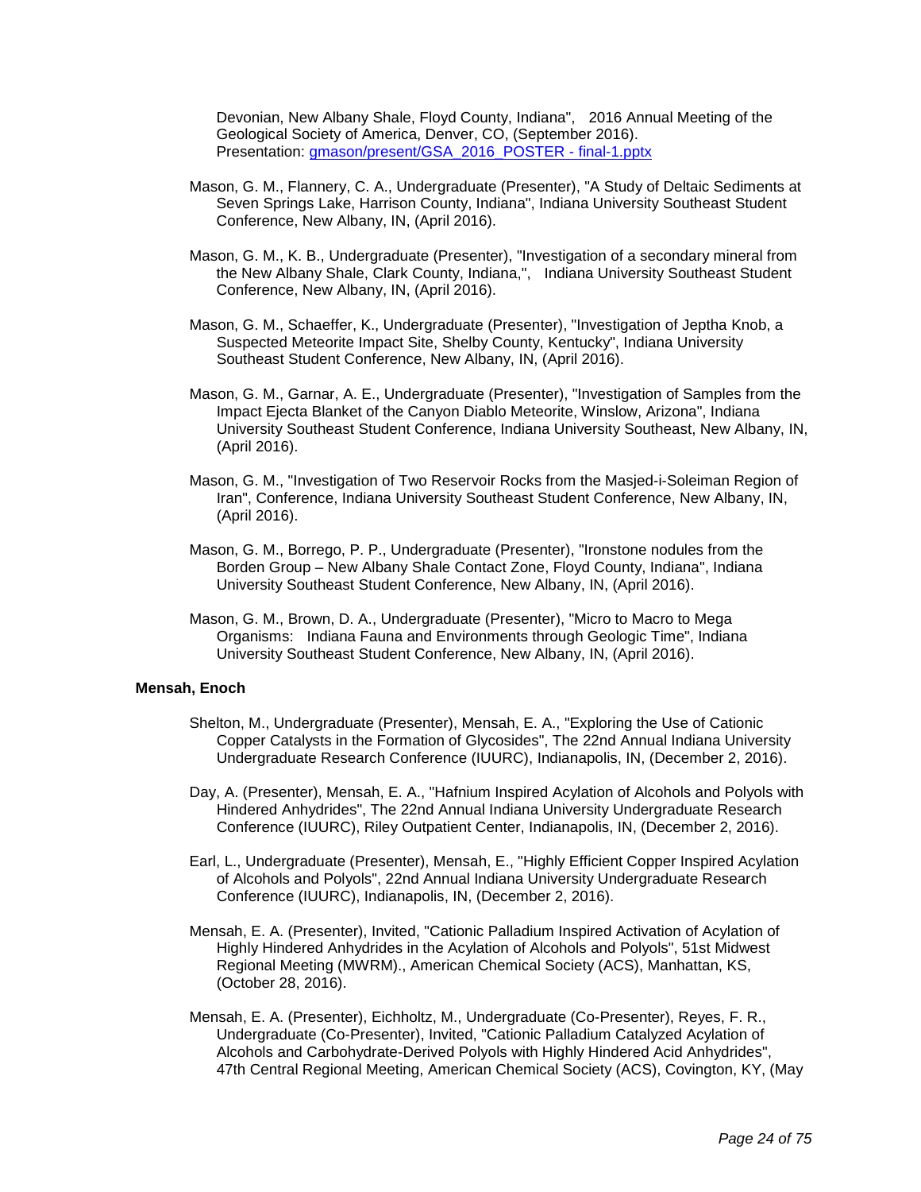Devonian, New Albany Shale, Floyd County, Indiana", 2016 Annual Meeting of the Geological Society of America, Denver, CO, (September 2016).
Presentation: [gmason/present/GSA_2016_POSTER - final-1.pptx](gmason/present/GSA_2016_POSTER - final-1.pptx)

Mason, G. M., Flannery, C. A., Undergraduate (Presenter), "A Study of Deltaic Sediments at Seven Springs Lake, Harrison County, Indiana", Indiana University Southeast Student Conference, New Albany, IN, (April 2016).

Mason, G. M., K. B., Undergraduate (Presenter), "Investigation of a secondary mineral from the New Albany Shale, Clark County, Indiana,", Indiana University Southeast Student Conference, New Albany, IN, (April 2016).

Mason, G. M., Schaeffer, K., Undergraduate (Presenter), "Investigation of Jeptha Knob, a Suspected Meteorite Impact Site, Shelby County, Kentucky", Indiana University Southeast Student Conference, New Albany, IN, (April 2016).

Mason, G. M., Garnar, A. E., Undergraduate (Presenter), "Investigation of Samples from the Impact Ejecta Blanket of the Canyon Diablo Meteorite, Winslow, Arizona", Indiana University Southeast Student Conference, Indiana University Southeast, New Albany, IN, (April 2016).

Mason, G. M., "Investigation of Two Reservoir Rocks from the Masjed-i-Soleiman Region of Iran", Conference, Indiana University Southeast Student Conference, New Albany, IN, (April 2016).

Mason, G. M., Borrego, P. P., Undergraduate (Presenter), "Ironstone nodules from the Borden Group – New Albany Shale Contact Zone, Floyd County, Indiana", Indiana University Southeast Student Conference, New Albany, IN, (April 2016).

Mason, G. M., Brown, D. A., Undergraduate (Presenter), "Micro to Macro to Mega Organisms: Indiana Fauna and Environments through Geologic Time", Indiana University Southeast Student Conference, New Albany, IN, (April 2016).

**Mensah, Enoch**

Shelton, M., Undergraduate (Presenter), Mensah, E. A., "Exploring the Use of Cationic Copper Catalysts in the Formation of Glycosides", The 22nd Annual Indiana University Undergraduate Research Conference (IUURC), Indianapolis, IN, (December 2, 2016).

Day, A. (Presenter), Mensah, E. A., "Hafnium Inspired Acylation of Alcohols and Polyols with Hindered Anhydrides", The 22nd Annual Indiana University Undergraduate Research Conference (IUURC), Riley Outpatient Center, Indianapolis, IN, (December 2, 2016).

Earl, L., Undergraduate (Presenter), Mensah, E., "Highly Efficient Copper Inspired Acylation of Alcohols and Polyols", 22nd Annual Indiana University Undergraduate Research Conference (IUURC), Indianapolis, IN, (December 2, 2016).

Mensah, E. A. (Presenter), Invited, "Cationic Palladium Inspired Activation of Acylation of Highly Hindered Anhydrides in the Acylation of Alcohols and Polyols", 51st Midwest Regional Meeting (MWRM)., American Chemical Society (ACS), Manhattan, KS, (October 28, 2016).

Mensah, E. A. (Presenter), Eichholtz, M., Undergraduate (Co-Presenter), Reyes, F. R., Undergraduate (Co-Presenter), Invited, "Cationic Palladium Catalyzed Acylation of Alcohols and Carbohydrate-Derived Polyols with Highly Hindered Acid Anhydrides", 47th Central Regional Meeting, American Chemical Society (ACS), Covington, KY, (May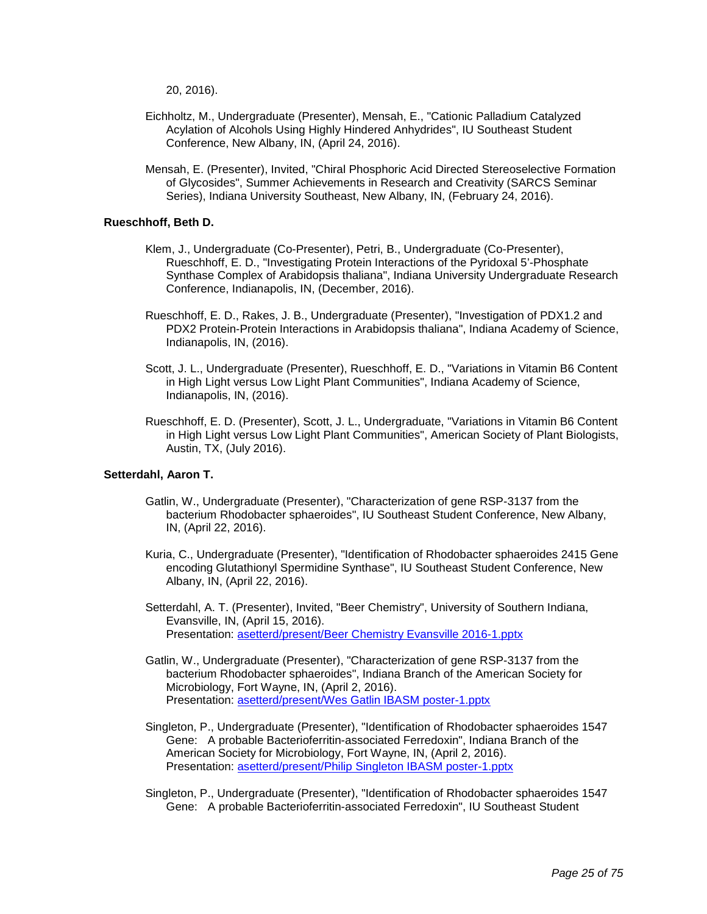20, 2016).

Eichholtz, M., Undergraduate (Presenter), Mensah, E., "Cationic Palladium Catalyzed Acylation of Alcohols Using Highly Hindered Anhydrides", IU Southeast Student Conference, New Albany, IN, (April 24, 2016).

Mensah, E. (Presenter), Invited, "Chiral Phosphoric Acid Directed Stereoselective Formation of Glycosides", Summer Achievements in Research and Creativity (SARCS Seminar Series), Indiana University Southeast, New Albany, IN, (February 24, 2016).

**Rueschhoff, Beth D.**

Klem, J., Undergraduate (Co-Presenter), Petri, B., Undergraduate (Co-Presenter), Rueschhoff, E. D., "Investigating Protein Interactions of the Pyridoxal 5'-Phosphate Synthase Complex of Arabidopsis thaliana", Indiana University Undergraduate Research Conference, Indianapolis, IN, (December, 2016).

Rueschhoff, E. D., Rakes, J. B., Undergraduate (Presenter), "Investigation of PDX1.2 and PDX2 Protein-Protein Interactions in Arabidopsis thaliana", Indiana Academy of Science, Indianapolis, IN, (2016).

Scott, J. L., Undergraduate (Presenter), Rueschhoff, E. D., "Variations in Vitamin B6 Content in High Light versus Low Light Plant Communities", Indiana Academy of Science, Indianapolis, IN, (2016).

Rueschhoff, E. D. (Presenter), Scott, J. L., Undergraduate, "Variations in Vitamin B6 Content in High Light versus Low Light Plant Communities", American Society of Plant Biologists, Austin, TX, (July 2016).

**Setterdahl, Aaron T.**

Gatlin, W., Undergraduate (Presenter), "Characterization of gene RSP-3137 from the bacterium Rhodobacter sphaeroides", IU Southeast Student Conference, New Albany, IN, (April 22, 2016).

Kuria, C., Undergraduate (Presenter), "Identification of Rhodobacter sphaeroides 2415 Gene encoding Glutathionyl Spermidine Synthase", IU Southeast Student Conference, New Albany, IN, (April 22, 2016).

Setterdahl, A. T. (Presenter), Invited, "Beer Chemistry", University of Southern Indiana, Evansville, IN, (April 15, 2016).
Presentation: asetterd/present/Beer Chemistry Evansville 2016-1.pptx

Gatlin, W., Undergraduate (Presenter), "Characterization of gene RSP-3137 from the bacterium Rhodobacter sphaeroides", Indiana Branch of the American Society for Microbiology, Fort Wayne, IN, (April 2, 2016).
Presentation: asetterd/present/Wes Gatlin IBASM poster-1.pptx

Singleton, P., Undergraduate (Presenter), "Identification of Rhodobacter sphaeroides 1547 Gene: A probable Bacterioferritin-associated Ferredoxin", Indiana Branch of the American Society for Microbiology, Fort Wayne, IN, (April 2, 2016).
Presentation: asetterd/present/Philip Singleton IBASM poster-1.pptx

Singleton, P., Undergraduate (Presenter), "Identification of Rhodobacter sphaeroides 1547 Gene: A probable Bacterioferritin-associated Ferredoxin", IU Southeast Student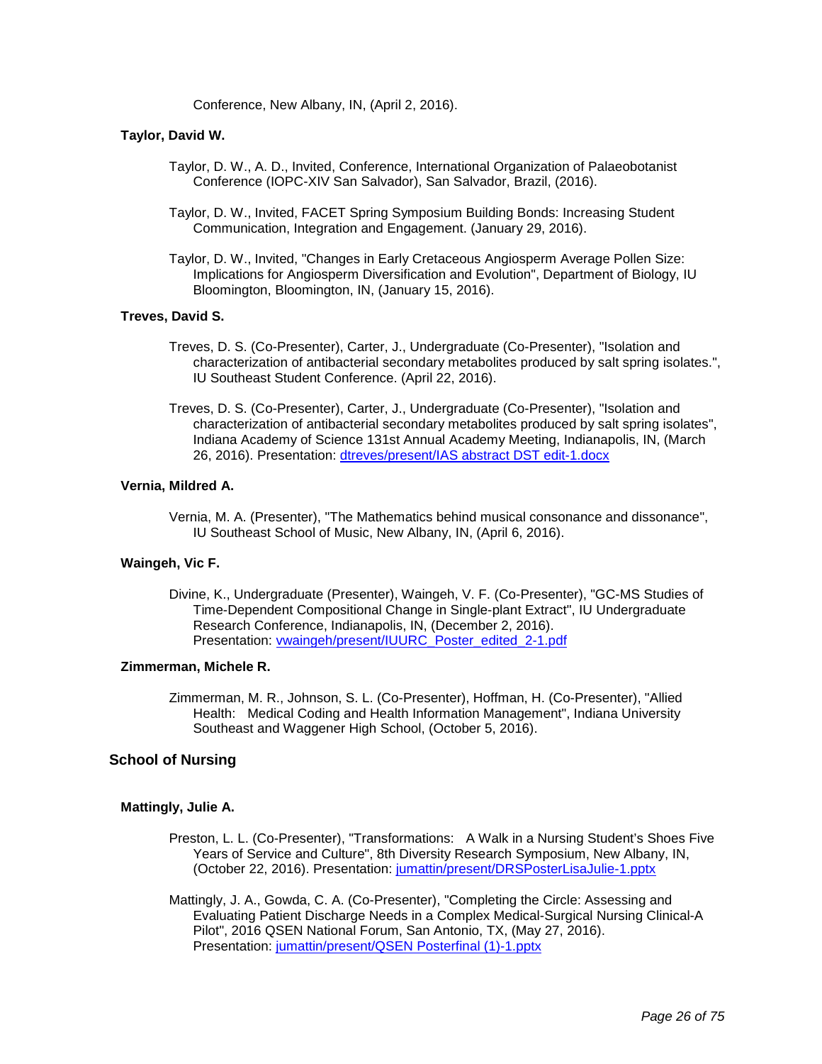Conference, New Albany, IN, (April 2, 2016).

#### Taylor, David W.

Taylor, D. W., A. D., Invited, Conference, International Organization of Palaeobotanist Conference (IOPC-XIV San Salvador), San Salvador, Brazil, (2016).

Taylor, D. W., Invited, FACET Spring Symposium Building Bonds: Increasing Student Communication, Integration and Engagement. (January 29, 2016).

Taylor, D. W., Invited, "Changes in Early Cretaceous Angiosperm Average Pollen Size: Implications for Angiosperm Diversification and Evolution", Department of Biology, IU Bloomington, Bloomington, IN, (January 15, 2016).

#### Treves, David S.

Treves, D. S. (Co-Presenter), Carter, J., Undergraduate (Co-Presenter), "Isolation and characterization of antibacterial secondary metabolites produced by salt spring isolates.", IU Southeast Student Conference. (April 22, 2016).

Treves, D. S. (Co-Presenter), Carter, J., Undergraduate (Co-Presenter), "Isolation and characterization of antibacterial secondary metabolites produced by salt spring isolates", Indiana Academy of Science 131st Annual Academy Meeting, Indianapolis, IN, (March 26, 2016). Presentation: [dtreves/present/IAS abstract DST edit-1.docx](dtreves/present/IAS abstract DST edit-1.docx)

#### Vernia, Mildred A.

Vernia, M. A. (Presenter), "The Mathematics behind musical consonance and dissonance", IU Southeast School of Music, New Albany, IN, (April 6, 2016).

#### Waingeh, Vic F.

Divine, K., Undergraduate (Presenter), Waingeh, V. F. (Co-Presenter), "GC-MS Studies of Time-Dependent Compositional Change in Single-plant Extract", IU Undergraduate Research Conference, Indianapolis, IN, (December 2, 2016). Presentation: [vwaingeh/present/IUURC_Poster_edited_2-1.pdf](vwaingeh/present/IUURC_Poster_edited_2-1.pdf)

#### Zimmerman, Michele R.

Zimmerman, M. R., Johnson, S. L. (Co-Presenter), Hoffman, H. (Co-Presenter), "Allied Health: Medical Coding and Health Information Management", Indiana University Southeast and Waggener High School, (October 5, 2016).

### School of Nursing

#### Mattingly, Julie A.

Preston, L. L. (Co-Presenter), "Transformations: A Walk in a Nursing Student's Shoes Five Years of Service and Culture", 8th Diversity Research Symposium, New Albany, IN, (October 22, 2016). Presentation: [jumattin/present/DRSPosterLisaJulie-1.pptx](jumattin/present/DRSPosterLisaJulie-1.pptx)

Mattingly, J. A., Gowda, C. A. (Co-Presenter), "Completing the Circle: Assessing and Evaluating Patient Discharge Needs in a Complex Medical-Surgical Nursing Clinical-A Pilot", 2016 QSEN National Forum, San Antonio, TX, (May 27, 2016). Presentation: [jumattin/present/QSEN Posterfinal (1)-1.pptx](jumattin/present/QSEN Posterfinal (1)-1.pptx)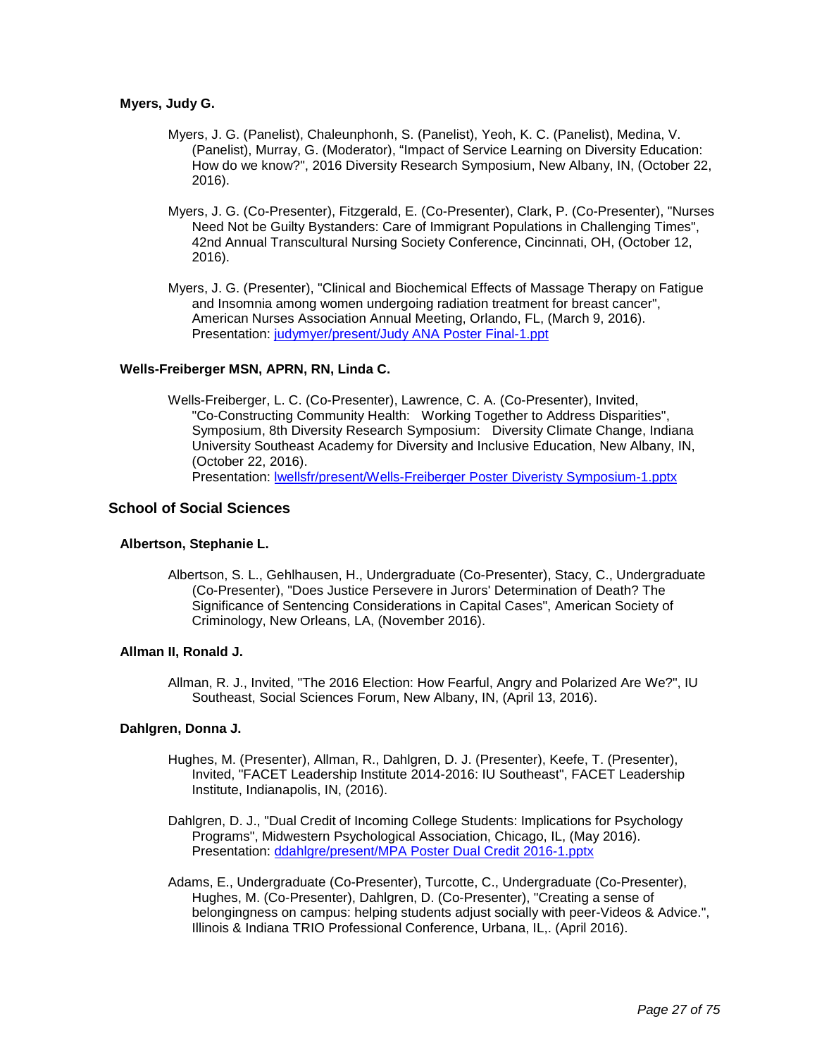#### Myers, Judy G.

Myers, J. G. (Panelist), Chaleunphonh, S. (Panelist), Yeoh, K. C. (Panelist), Medina, V. (Panelist), Murray, G. (Moderator), "Impact of Service Learning on Diversity Education: How do we know?", 2016 Diversity Research Symposium, New Albany, IN, (October 22, 2016).

Myers, J. G. (Co-Presenter), Fitzgerald, E. (Co-Presenter), Clark, P. (Co-Presenter), "Nurses Need Not be Guilty Bystanders: Care of Immigrant Populations in Challenging Times", 42nd Annual Transcultural Nursing Society Conference, Cincinnati, OH, (October 12, 2016).

Myers, J. G. (Presenter), "Clinical and Biochemical Effects of Massage Therapy on Fatigue and Insomnia among women undergoing radiation treatment for breast cancer", American Nurses Association Annual Meeting, Orlando, FL, (March 9, 2016). Presentation: judymyer/present/Judy ANA Poster Final-1.ppt

#### Wells-Freiberger MSN, APRN, RN, Linda C.

Wells-Freiberger, L. C. (Co-Presenter), Lawrence, C. A. (Co-Presenter), Invited, "Co-Constructing Community Health: Working Together to Address Disparities", Symposium, 8th Diversity Research Symposium: Diversity Climate Change, Indiana University Southeast Academy for Diversity and Inclusive Education, New Albany, IN, (October 22, 2016).
Presentation: lwellsfr/present/Wells-Freiberger Poster Diveristy Symposium-1.pptx

### School of Social Sciences

#### Albertson, Stephanie L.

Albertson, S. L., Gehlhausen, H., Undergraduate (Co-Presenter), Stacy, C., Undergraduate (Co-Presenter), "Does Justice Persevere in Jurors' Determination of Death? The Significance of Sentencing Considerations in Capital Cases", American Society of Criminology, New Orleans, LA, (November 2016).

#### Allman II, Ronald J.

Allman, R. J., Invited, "The 2016 Election: How Fearful, Angry and Polarized Are We?", IU Southeast, Social Sciences Forum, New Albany, IN, (April 13, 2016).

#### Dahlgren, Donna J.

Hughes, M. (Presenter), Allman, R., Dahlgren, D. J. (Presenter), Keefe, T. (Presenter), Invited, "FACET Leadership Institute 2014-2016: IU Southeast", FACET Leadership Institute, Indianapolis, IN, (2016).

Dahlgren, D. J., "Dual Credit of Incoming College Students: Implications for Psychology Programs", Midwestern Psychological Association, Chicago, IL, (May 2016). Presentation: ddahlgre/present/MPA Poster Dual Credit 2016-1.pptx

Adams, E., Undergraduate (Co-Presenter), Turcotte, C., Undergraduate (Co-Presenter), Hughes, M. (Co-Presenter), Dahlgren, D. (Co-Presenter), "Creating a sense of belongingness on campus: helping students adjust socially with peer-Videos & Advice.", Illinois & Indiana TRIO Professional Conference, Urbana, IL,. (April 2016).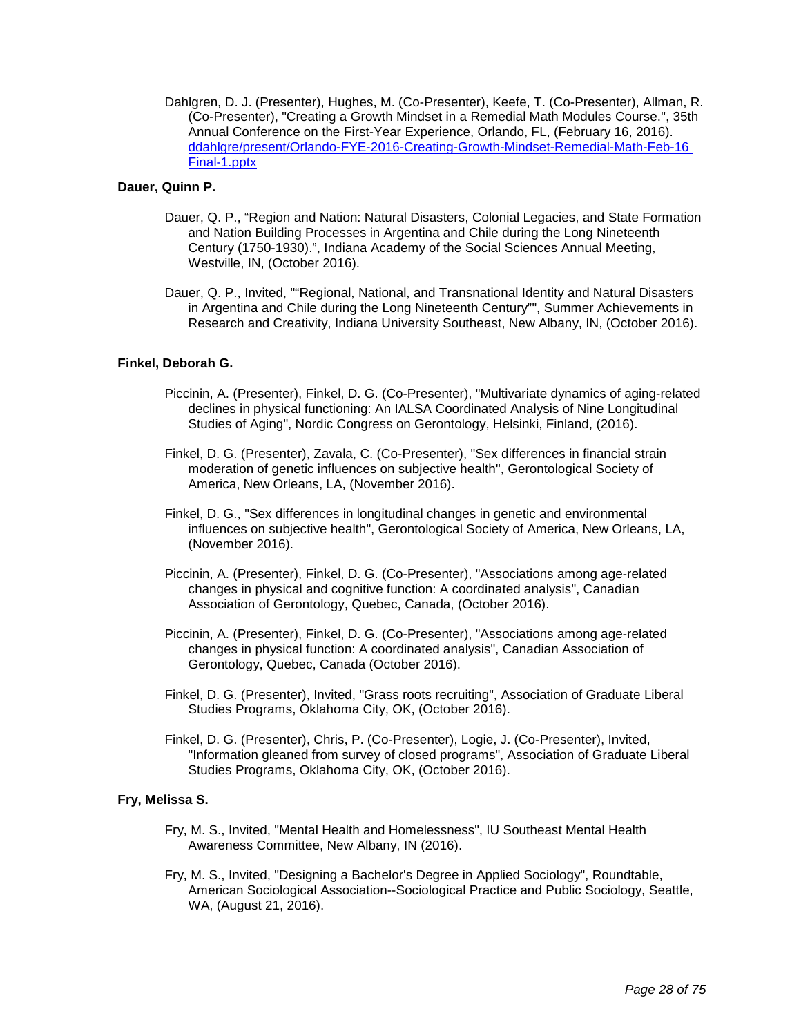Dahlgren, D. J. (Presenter), Hughes, M. (Co-Presenter), Keefe, T. (Co-Presenter), Allman, R. (Co-Presenter), "Creating a Growth Mindset in a Remedial Math Modules Course.", 35th Annual Conference on the First-Year Experience, Orlando, FL, (February 16, 2016). [ddahlgre/present/Orlando-FYE-2016-Creating-Growth-Mindset-Remedial-Math-Feb-16 Final-1.pptx](ddahlgre/present/Orlando-FYE-2016-Creating-Growth-Mindset-Remedial-Math-Feb-16 Final-1.pptx)

**Dauer, Quinn P.**

Dauer, Q. P., "Region and Nation: Natural Disasters, Colonial Legacies, and State Formation and Nation Building Processes in Argentina and Chile during the Long Nineteenth Century (1750-1930).", Indiana Academy of the Social Sciences Annual Meeting, Westville, IN, (October 2016).

Dauer, Q. P., Invited, ""Regional, National, and Transnational Identity and Natural Disasters in Argentina and Chile during the Long Nineteenth Century"", Summer Achievements in Research and Creativity, Indiana University Southeast, New Albany, IN, (October 2016).

**Finkel, Deborah G.**

Piccinin, A. (Presenter), Finkel, D. G. (Co-Presenter), "Multivariate dynamics of aging-related declines in physical functioning: An IALSA Coordinated Analysis of Nine Longitudinal Studies of Aging", Nordic Congress on Gerontology, Helsinki, Finland, (2016).

Finkel, D. G. (Presenter), Zavala, C. (Co-Presenter), "Sex differences in financial strain moderation of genetic influences on subjective health", Gerontological Society of America, New Orleans, LA, (November 2016).

Finkel, D. G., "Sex differences in longitudinal changes in genetic and environmental influences on subjective health", Gerontological Society of America, New Orleans, LA, (November 2016).

Piccinin, A. (Presenter), Finkel, D. G. (Co-Presenter), "Associations among age-related changes in physical and cognitive function: A coordinated analysis", Canadian Association of Gerontology, Quebec, Canada, (October 2016).

Piccinin, A. (Presenter), Finkel, D. G. (Co-Presenter), "Associations among age-related changes in physical function: A coordinated analysis", Canadian Association of Gerontology, Quebec, Canada (October 2016).

Finkel, D. G. (Presenter), Invited, "Grass roots recruiting", Association of Graduate Liberal Studies Programs, Oklahoma City, OK, (October 2016).

Finkel, D. G. (Presenter), Chris, P. (Co-Presenter), Logie, J. (Co-Presenter), Invited, "Information gleaned from survey of closed programs", Association of Graduate Liberal Studies Programs, Oklahoma City, OK, (October 2016).

**Fry, Melissa S.**

Fry, M. S., Invited, "Mental Health and Homelessness", IU Southeast Mental Health Awareness Committee, New Albany, IN (2016).

Fry, M. S., Invited, "Designing a Bachelor's Degree in Applied Sociology", Roundtable, American Sociological Association--Sociological Practice and Public Sociology, Seattle, WA, (August 21, 2016).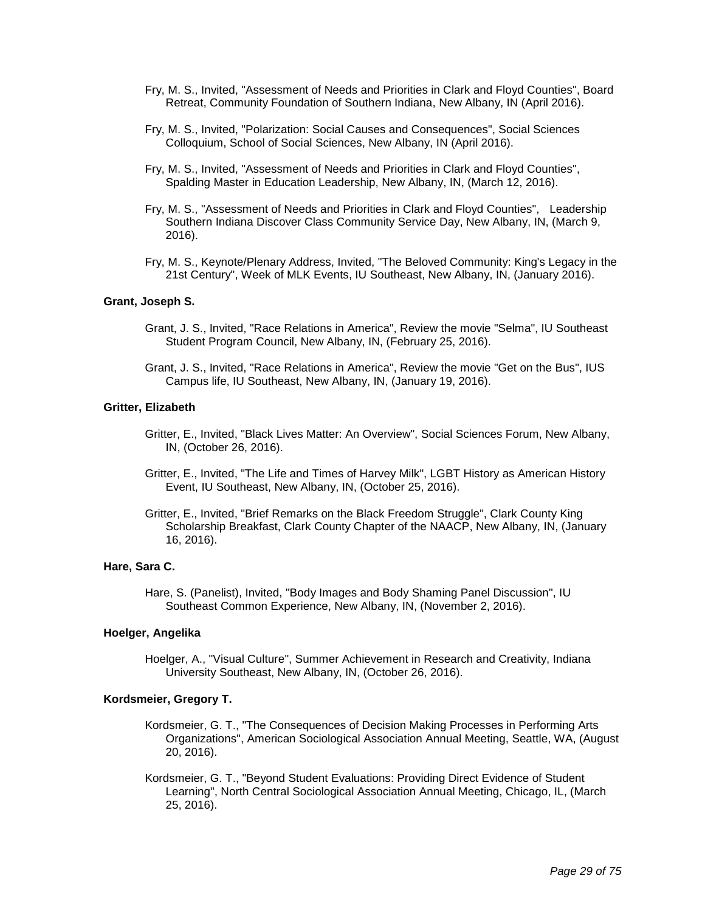Fry, M. S., Invited, "Assessment of Needs and Priorities in Clark and Floyd Counties", Board Retreat, Community Foundation of Southern Indiana, New Albany, IN (April 2016).

Fry, M. S., Invited, "Polarization: Social Causes and Consequences", Social Sciences Colloquium, School of Social Sciences, New Albany, IN (April 2016).

Fry, M. S., Invited, "Assessment of Needs and Priorities in Clark and Floyd Counties", Spalding Master in Education Leadership, New Albany, IN, (March 12, 2016).

Fry, M. S., "Assessment of Needs and Priorities in Clark and Floyd Counties", Leadership Southern Indiana Discover Class Community Service Day, New Albany, IN, (March 9, 2016).

Fry, M. S., Keynote/Plenary Address, Invited, "The Beloved Community: King's Legacy in the 21st Century", Week of MLK Events, IU Southeast, New Albany, IN, (January 2016).

**Grant, Joseph S.**

Grant, J. S., Invited, "Race Relations in America", Review the movie "Selma", IU Southeast Student Program Council, New Albany, IN, (February 25, 2016).

Grant, J. S., Invited, "Race Relations in America", Review the movie "Get on the Bus", IUS Campus life, IU Southeast, New Albany, IN, (January 19, 2016).

**Gritter, Elizabeth**

Gritter, E., Invited, "Black Lives Matter: An Overview", Social Sciences Forum, New Albany, IN, (October 26, 2016).

Gritter, E., Invited, "The Life and Times of Harvey Milk", LGBT History as American History Event, IU Southeast, New Albany, IN, (October 25, 2016).

Gritter, E., Invited, "Brief Remarks on the Black Freedom Struggle", Clark County King Scholarship Breakfast, Clark County Chapter of the NAACP, New Albany, IN, (January 16, 2016).

**Hare, Sara C.**

Hare, S. (Panelist), Invited, "Body Images and Body Shaming Panel Discussion", IU Southeast Common Experience, New Albany, IN, (November 2, 2016).

**Hoelger, Angelika**

Hoelger, A., "Visual Culture", Summer Achievement in Research and Creativity, Indiana University Southeast, New Albany, IN, (October 26, 2016).

**Kordsmeier, Gregory T.**

Kordsmeier, G. T., "The Consequences of Decision Making Processes in Performing Arts Organizations", American Sociological Association Annual Meeting, Seattle, WA, (August 20, 2016).

Kordsmeier, G. T., "Beyond Student Evaluations: Providing Direct Evidence of Student Learning", North Central Sociological Association Annual Meeting, Chicago, IL, (March 25, 2016).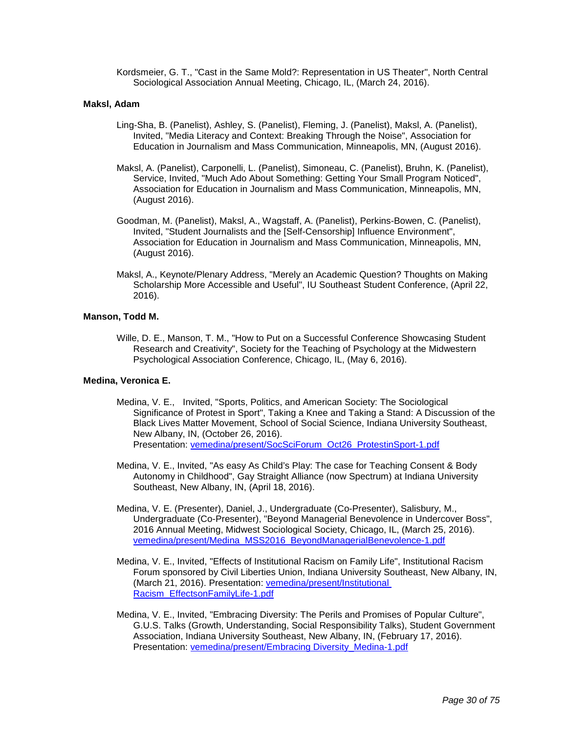Kordsmeier, G. T., "Cast in the Same Mold?: Representation in US Theater", North Central Sociological Association Annual Meeting, Chicago, IL, (March 24, 2016).

**Maksl, Adam**

Ling-Sha, B. (Panelist), Ashley, S. (Panelist), Fleming, J. (Panelist), Maksl, A. (Panelist), Invited, "Media Literacy and Context: Breaking Through the Noise", Association for Education in Journalism and Mass Communication, Minneapolis, MN, (August 2016).

Maksl, A. (Panelist), Carponelli, L. (Panelist), Simoneau, C. (Panelist), Bruhn, K. (Panelist), Service, Invited, "Much Ado About Something: Getting Your Small Program Noticed", Association for Education in Journalism and Mass Communication, Minneapolis, MN, (August 2016).

Goodman, M. (Panelist), Maksl, A., Wagstaff, A. (Panelist), Perkins-Bowen, C. (Panelist), Invited, "Student Journalists and the [Self-Censorship] Influence Environment", Association for Education in Journalism and Mass Communication, Minneapolis, MN, (August 2016).

Maksl, A., Keynote/Plenary Address, "Merely an Academic Question? Thoughts on Making Scholarship More Accessible and Useful", IU Southeast Student Conference, (April 22, 2016).

**Manson, Todd M.**

Wille, D. E., Manson, T. M., "How to Put on a Successful Conference Showcasing Student Research and Creativity", Society for the Teaching of Psychology at the Midwestern Psychological Association Conference, Chicago, IL, (May 6, 2016).

**Medina, Veronica E.**

Medina, V. E., Invited, "Sports, Politics, and American Society: The Sociological Significance of Protest in Sport", Taking a Knee and Taking a Stand: A Discussion of the Black Lives Matter Movement, School of Social Science, Indiana University Southeast, New Albany, IN, (October 26, 2016).
Presentation: vemedina/present/SocSciForum_Oct26_ProtestinSport-1.pdf

Medina, V. E., Invited, "As easy As Child's Play: The case for Teaching Consent & Body Autonomy in Childhood", Gay Straight Alliance (now Spectrum) at Indiana University Southeast, New Albany, IN, (April 18, 2016).

Medina, V. E. (Presenter), Daniel, J., Undergraduate (Co-Presenter), Salisbury, M., Undergraduate (Co-Presenter), "Beyond Managerial Benevolence in Undercover Boss", 2016 Annual Meeting, Midwest Sociological Society, Chicago, IL, (March 25, 2016).
vemedina/present/Medina_MSS2016_BeyondManagerialBenevolence-1.pdf

Medina, V. E., Invited, "Effects of Institutional Racism on Family Life", Institutional Racism Forum sponsored by Civil Liberties Union, Indiana University Southeast, New Albany, IN, (March 21, 2016). Presentation: vemedina/present/Institutional_Racism_EffectsonFamilyLife-1.pdf

Medina, V. E., Invited, "Embracing Diversity: The Perils and Promises of Popular Culture", G.U.S. Talks (Growth, Understanding, Social Responsibility Talks), Student Government Association, Indiana University Southeast, New Albany, IN, (February 17, 2016).
Presentation: vemedina/present/Embracing Diversity_Medina-1.pdf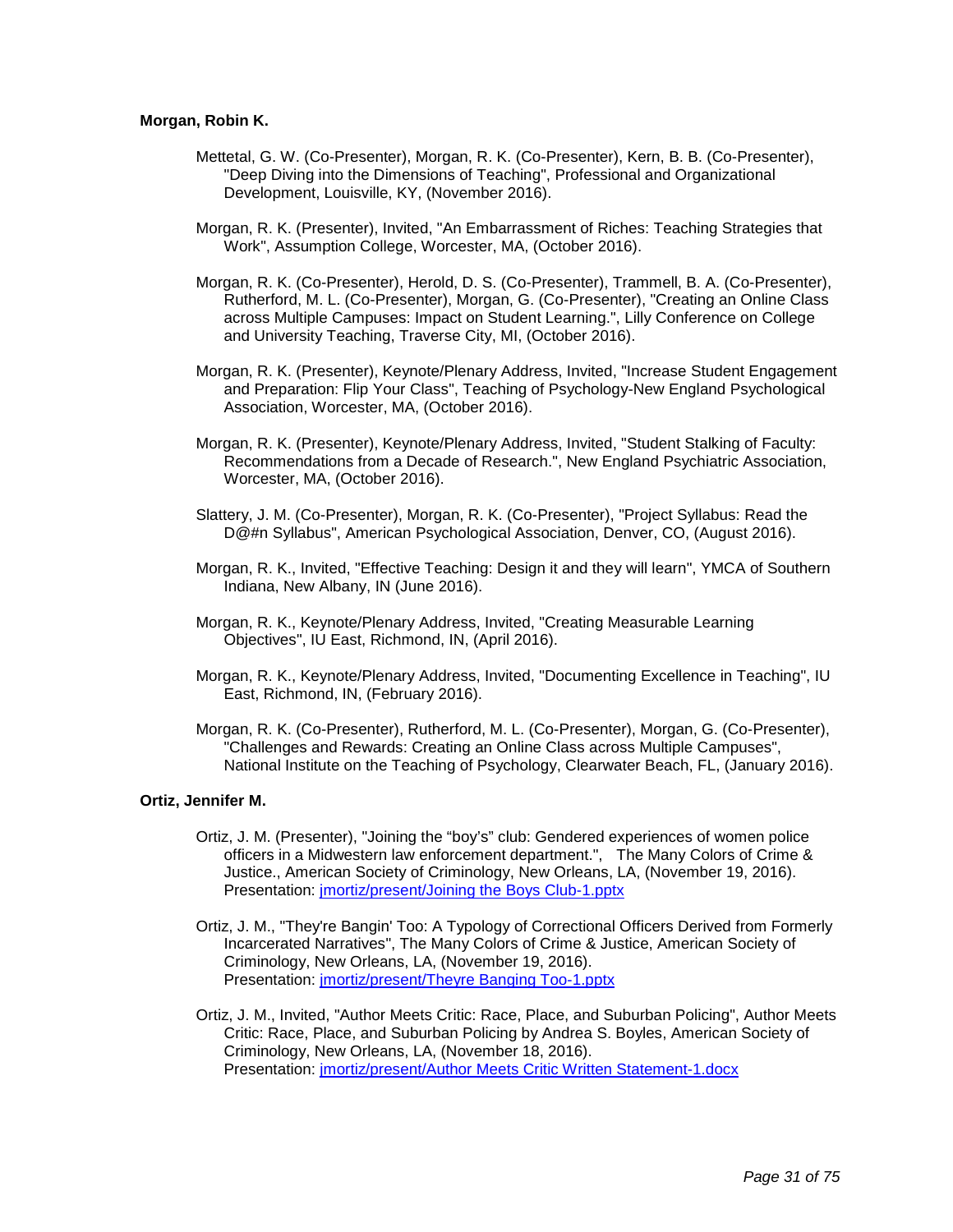**Morgan, Robin K.**

Mettetal, G. W. (Co-Presenter), Morgan, R. K. (Co-Presenter), Kern, B. B. (Co-Presenter), "Deep Diving into the Dimensions of Teaching", Professional and Organizational Development, Louisville, KY, (November 2016).

Morgan, R. K. (Presenter), Invited, "An Embarrassment of Riches: Teaching Strategies that Work", Assumption College, Worcester, MA, (October 2016).

Morgan, R. K. (Co-Presenter), Herold, D. S. (Co-Presenter), Trammell, B. A. (Co-Presenter), Rutherford, M. L. (Co-Presenter), Morgan, G. (Co-Presenter), "Creating an Online Class across Multiple Campuses: Impact on Student Learning.", Lilly Conference on College and University Teaching, Traverse City, MI, (October 2016).

Morgan, R. K. (Presenter), Keynote/Plenary Address, Invited, "Increase Student Engagement and Preparation: Flip Your Class", Teaching of Psychology-New England Psychological Association, Worcester, MA, (October 2016).

Morgan, R. K. (Presenter), Keynote/Plenary Address, Invited, "Student Stalking of Faculty: Recommendations from a Decade of Research.", New England Psychiatric Association, Worcester, MA, (October 2016).

Slattery, J. M. (Co-Presenter), Morgan, R. K. (Co-Presenter), "Project Syllabus: Read the D@#n Syllabus", American Psychological Association, Denver, CO, (August 2016).

Morgan, R. K., Invited, "Effective Teaching: Design it and they will learn", YMCA of Southern Indiana, New Albany, IN (June 2016).

Morgan, R. K., Keynote/Plenary Address, Invited, "Creating Measurable Learning Objectives", IU East, Richmond, IN, (April 2016).

Morgan, R. K., Keynote/Plenary Address, Invited, "Documenting Excellence in Teaching", IU East, Richmond, IN, (February 2016).

Morgan, R. K. (Co-Presenter), Rutherford, M. L. (Co-Presenter), Morgan, G. (Co-Presenter), "Challenges and Rewards: Creating an Online Class across Multiple Campuses", National Institute on the Teaching of Psychology, Clearwater Beach, FL, (January 2016).

**Ortiz, Jennifer M.**

Ortiz, J. M. (Presenter), "Joining the “boy’s” club: Gendered experiences of women police officers in a Midwestern law enforcement department.", The Many Colors of Crime & Justice., American Society of Criminology, New Orleans, LA, (November 19, 2016).
Presentation: jmortiz/present/Joining the Boys Club-1.pptx

Ortiz, J. M., "They're Bangin' Too: A Typology of Correctional Officers Derived from Formerly Incarcerated Narratives", The Many Colors of Crime & Justice, American Society of Criminology, New Orleans, LA, (November 19, 2016).
Presentation: jmortiz/present/Theyre Banging Too-1.pptx

Ortiz, J. M., Invited, "Author Meets Critic: Race, Place, and Suburban Policing", Author Meets Critic: Race, Place, and Suburban Policing by Andrea S. Boyles, American Society of Criminology, New Orleans, LA, (November 18, 2016).
Presentation: jmortiz/present/Author Meets Critic Written Statement-1.docx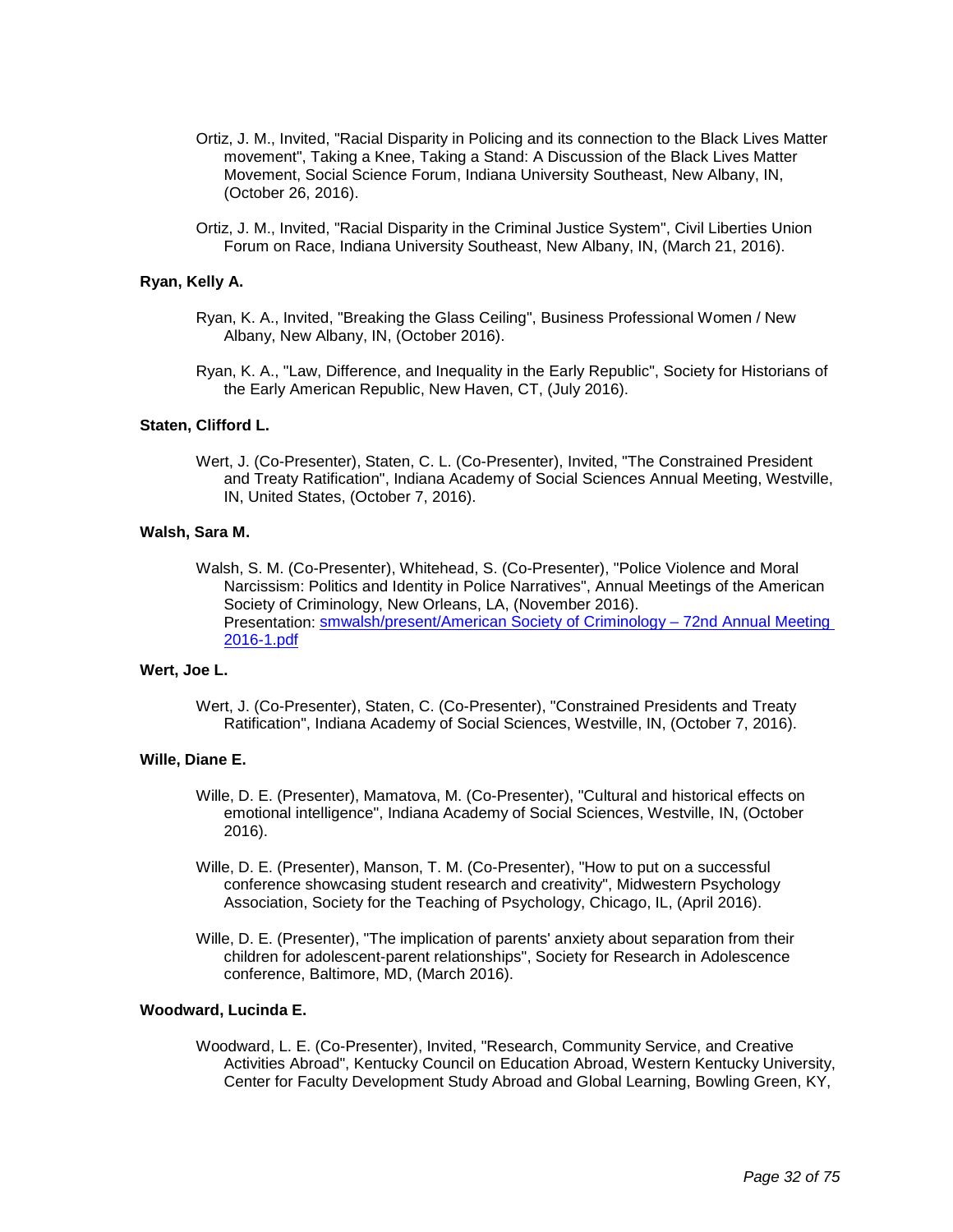Ortiz, J. M., Invited, "Racial Disparity in Policing and its connection to the Black Lives Matter movement", Taking a Knee, Taking a Stand: A Discussion of the Black Lives Matter Movement, Social Science Forum, Indiana University Southeast, New Albany, IN, (October 26, 2016).

Ortiz, J. M., Invited, "Racial Disparity in the Criminal Justice System", Civil Liberties Union Forum on Race, Indiana University Southeast, New Albany, IN, (March 21, 2016).

**Ryan, Kelly A.**

Ryan, K. A., Invited, "Breaking the Glass Ceiling", Business Professional Women / New Albany, New Albany, IN, (October 2016).

Ryan, K. A., "Law, Difference, and Inequality in the Early Republic", Society for Historians of the Early American Republic, New Haven, CT, (July 2016).

**Staten, Clifford L.**

Wert, J. (Co-Presenter), Staten, C. L. (Co-Presenter), Invited, "The Constrained President and Treaty Ratification", Indiana Academy of Social Sciences Annual Meeting, Westville, IN, United States, (October 7, 2016).

**Walsh, Sara M.**

Walsh, S. M. (Co-Presenter), Whitehead, S. (Co-Presenter), "Police Violence and Moral Narcissism: Politics and Identity in Police Narratives", Annual Meetings of the American Society of Criminology, New Orleans, LA, (November 2016).
Presentation: smwalsh/present/American Society of Criminology – 72nd Annual Meeting 2016-1.pdf

**Wert, Joe L.**

Wert, J. (Co-Presenter), Staten, C. (Co-Presenter), "Constrained Presidents and Treaty Ratification", Indiana Academy of Social Sciences, Westville, IN, (October 7, 2016).

**Wille, Diane E.**

Wille, D. E. (Presenter), Mamatova, M. (Co-Presenter), "Cultural and historical effects on emotional intelligence", Indiana Academy of Social Sciences, Westville, IN, (October 2016).

Wille, D. E. (Presenter), Manson, T. M. (Co-Presenter), "How to put on a successful conference showcasing student research and creativity", Midwestern Psychology Association, Society for the Teaching of Psychology, Chicago, IL, (April 2016).

Wille, D. E. (Presenter), "The implication of parents' anxiety about separation from their children for adolescent-parent relationships", Society for Research in Adolescence conference, Baltimore, MD, (March 2016).

**Woodward, Lucinda E.**

Woodward, L. E. (Co-Presenter), Invited, "Research, Community Service, and Creative Activities Abroad", Kentucky Council on Education Abroad, Western Kentucky University, Center for Faculty Development Study Abroad and Global Learning, Bowling Green, KY,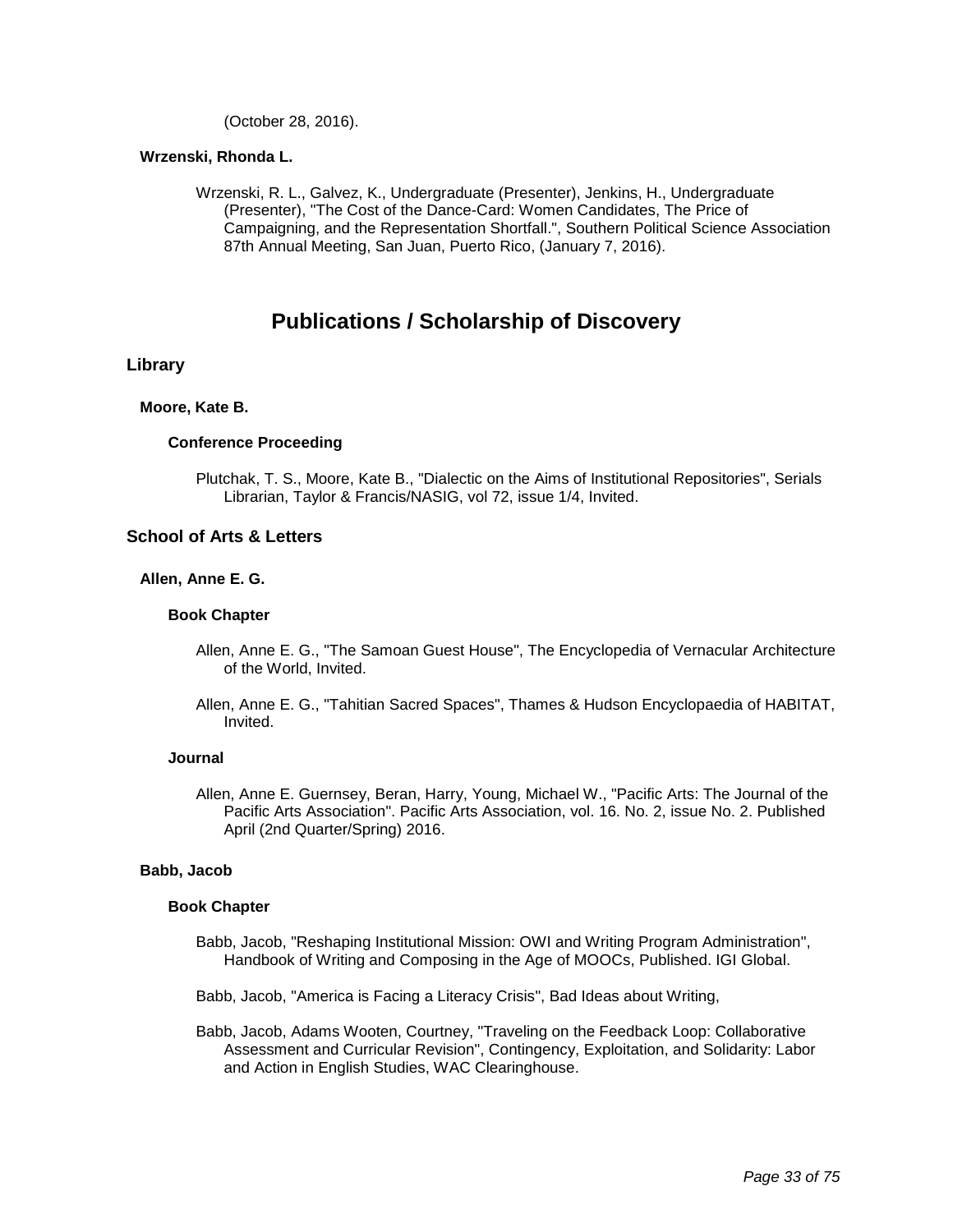(October 28, 2016).

#### Wrzenski, Rhonda L.

Wrzenski, R. L., Galvez, K., Undergraduate (Presenter), Jenkins, H., Undergraduate (Presenter), "The Cost of the Dance-Card: Women Candidates, The Price of Campaigning, and the Representation Shortfall.", Southern Political Science Association 87th Annual Meeting, San Juan, Puerto Rico, (January 7, 2016).

# Publications / Scholarship of Discovery

## Library

#### Moore, Kate B.

##### Conference Proceeding

Plutchak, T. S., Moore, Kate B., "Dialectic on the Aims of Institutional Repositories", Serials Librarian, Taylor & Francis/NASIG, vol 72, issue 1/4, Invited.

## School of Arts & Letters

#### Allen, Anne E. G.

##### Book Chapter

Allen, Anne E. G., "The Samoan Guest House", The Encyclopedia of Vernacular Architecture of the World, Invited.

Allen, Anne E. G., "Tahitian Sacred Spaces", Thames & Hudson Encyclopaedia of HABITAT, Invited.

##### Journal

Allen, Anne E. Guernsey, Beran, Harry, Young, Michael W., "Pacific Arts: The Journal of the Pacific Arts Association". Pacific Arts Association, vol. 16. No. 2, issue No. 2. Published April (2nd Quarter/Spring) 2016.

#### Babb, Jacob

##### Book Chapter

Babb, Jacob, "Reshaping Institutional Mission: OWI and Writing Program Administration", Handbook of Writing and Composing in the Age of MOOCs, Published. IGI Global.

Babb, Jacob, "America is Facing a Literacy Crisis", Bad Ideas about Writing,

Babb, Jacob, Adams Wooten, Courtney, "Traveling on the Feedback Loop: Collaborative Assessment and Curricular Revision", Contingency, Exploitation, and Solidarity: Labor and Action in English Studies, WAC Clearinghouse.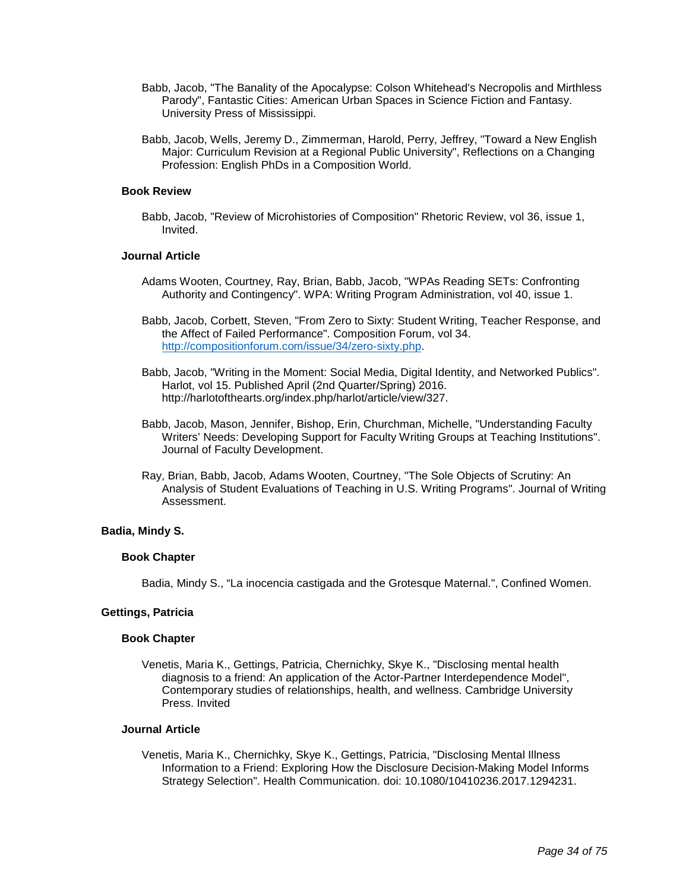Babb, Jacob, "The Banality of the Apocalypse: Colson Whitehead's Necropolis and Mirthless Parody", Fantastic Cities: American Urban Spaces in Science Fiction and Fantasy. University Press of Mississippi.

Babb, Jacob, Wells, Jeremy D., Zimmerman, Harold, Perry, Jeffrey, "Toward a New English Major: Curriculum Revision at a Regional Public University", Reflections on a Changing Profession: English PhDs in a Composition World.

#### Book Review

Babb, Jacob, "Review of Microhistories of Composition" Rhetoric Review, vol 36, issue 1, Invited.

#### Journal Article

Adams Wooten, Courtney, Ray, Brian, Babb, Jacob, "WPAs Reading SETs: Confronting Authority and Contingency". WPA: Writing Program Administration, vol 40, issue 1.

Babb, Jacob, Corbett, Steven, "From Zero to Sixty: Student Writing, Teacher Response, and the Affect of Failed Performance". Composition Forum, vol 34. [http://compositionforum.com/issue/34/zero-sixty.php](http://compositionforum.com/issue/34/zero-sixty.php).

Babb, Jacob, "Writing in the Moment: Social Media, Digital Identity, and Networked Publics". Harlot, vol 15. Published April (2nd Quarter/Spring) 2016. http://harlotofthearts.org/index.php/harlot/article/view/327.

Babb, Jacob, Mason, Jennifer, Bishop, Erin, Churchman, Michelle, "Understanding Faculty Writers' Needs: Developing Support for Faculty Writing Groups at Teaching Institutions". Journal of Faculty Development.

Ray, Brian, Babb, Jacob, Adams Wooten, Courtney, "The Sole Objects of Scrutiny: An Analysis of Student Evaluations of Teaching in U.S. Writing Programs". Journal of Writing Assessment.

### Badia, Mindy S.

#### Book Chapter

Badia, Mindy S., "La inocencia castigada and the Grotesque Maternal.", Confined Women.

### Gettings, Patricia

#### Book Chapter

Venetis, Maria K., Gettings, Patricia, Chernichky, Skye K., "Disclosing mental health diagnosis to a friend: An application of the Actor-Partner Interdependence Model", Contemporary studies of relationships, health, and wellness. Cambridge University Press. Invited

#### Journal Article

Venetis, Maria K., Chernichky, Skye K., Gettings, Patricia, "Disclosing Mental Illness Information to a Friend: Exploring How the Disclosure Decision-Making Model Informs Strategy Selection". Health Communication. doi: 10.1080/10410236.2017.1294231.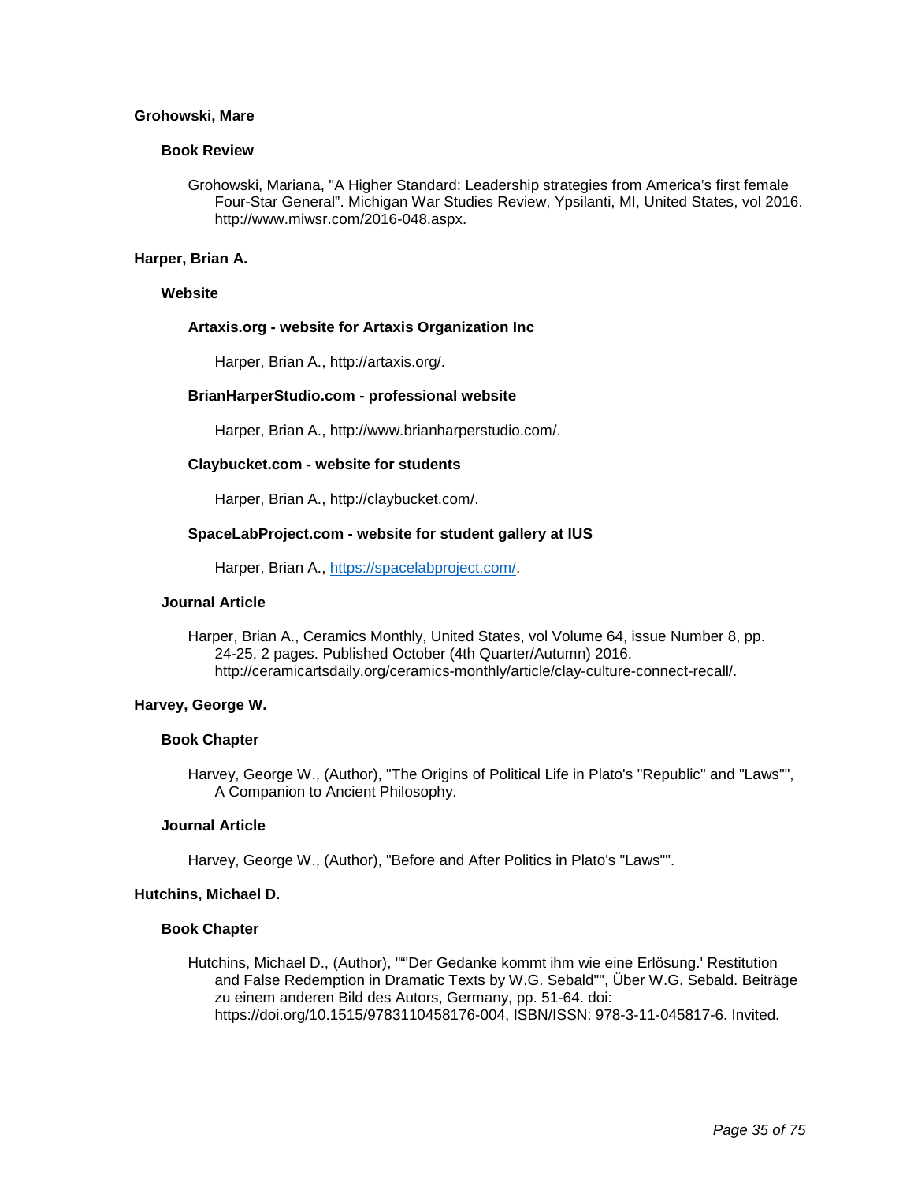**Grohowski, Mare**

**Book Review**

Grohowski, Mariana, "A Higher Standard: Leadership strategies from America's first female Four-Star General". Michigan War Studies Review, Ypsilanti, MI, United States, vol 2016. http://www.miwsr.com/2016-048.aspx.

**Harper, Brian A.**

**Website**

**Artaxis.org - website for Artaxis Organization Inc**

Harper, Brian A., http://artaxis.org/.

**BrianHarperStudio.com - professional website**

Harper, Brian A., http://www.brianharperstudio.com/.

**Claybucket.com - website for students**

Harper, Brian A., http://claybucket.com/.

**SpaceLabProject.com - website for student gallery at IUS**

Harper, Brian A., https://spacelabproject.com/.

**Journal Article**

Harper, Brian A., Ceramics Monthly, United States, vol Volume 64, issue Number 8, pp. 24-25, 2 pages. Published October (4th Quarter/Autumn) 2016. http://ceramicartsdaily.org/ceramics-monthly/article/clay-culture-connect-recall/.

**Harvey, George W.**

**Book Chapter**

Harvey, George W., (Author), "The Origins of Political Life in Plato's "Republic" and "Laws"", A Companion to Ancient Philosophy.

**Journal Article**

Harvey, George W., (Author), "Before and After Politics in Plato's "Laws"".

**Hutchins, Michael D.**

**Book Chapter**

Hutchins, Michael D., (Author), ""'Der Gedanke kommt ihm wie eine Erlösung.' Restitution and False Redemption in Dramatic Texts by W.G. Sebald"", Über W.G. Sebald. Beiträge zu einem anderen Bild des Autors, Germany, pp. 51-64. doi: https://doi.org/10.1515/9783110458176-004, ISBN/ISSN: 978-3-11-045817-6. Invited.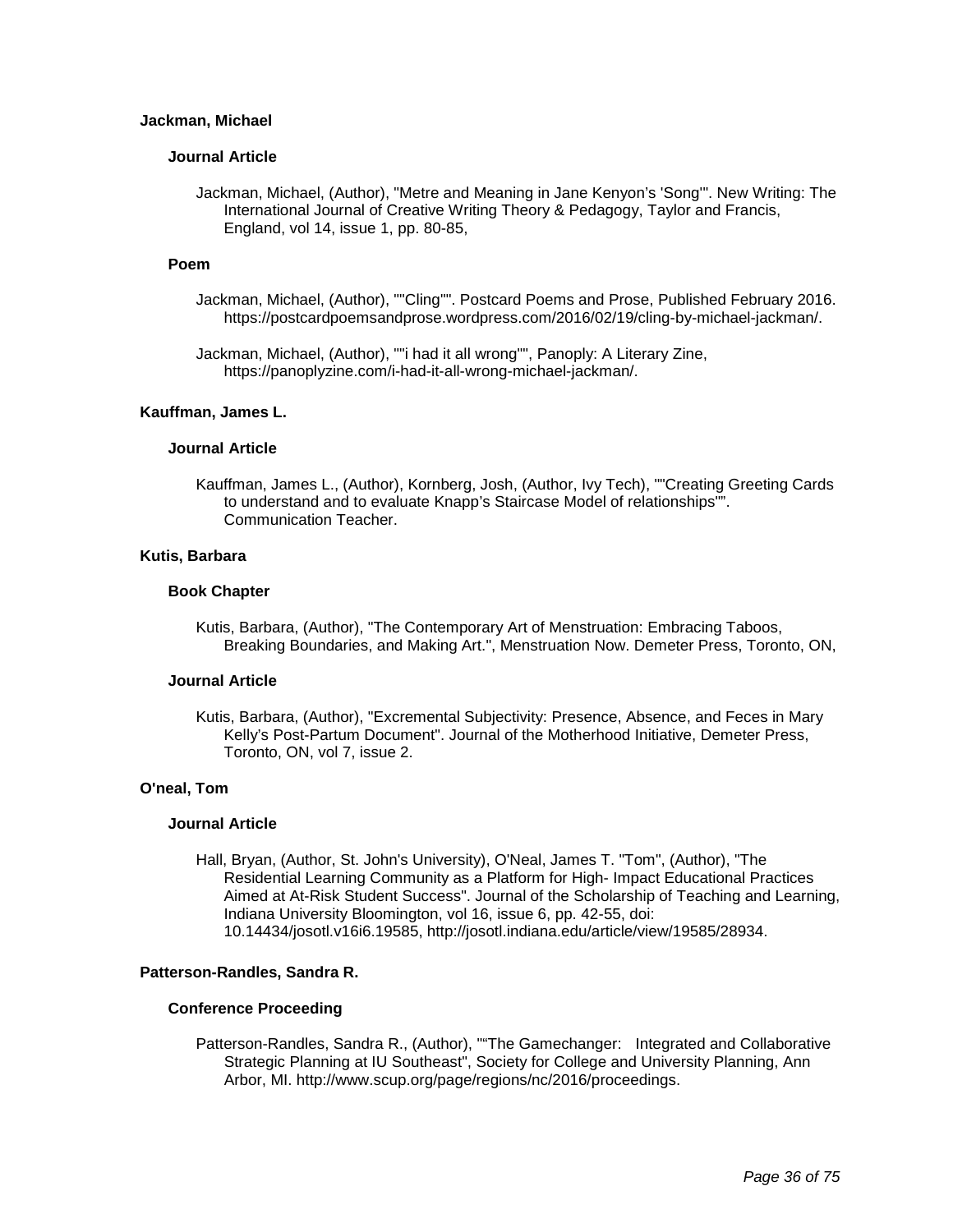### Jackman, Michael

#### Journal Article

Jackman, Michael, (Author), "Metre and Meaning in Jane Kenyon's 'Song'". New Writing: The International Journal of Creative Writing Theory & Pedagogy, Taylor and Francis, England, vol 14, issue 1, pp. 80-85,

#### Poem

Jackman, Michael, (Author), ""Cling"". Postcard Poems and Prose, Published February 2016. https://postcardpoemsandprose.wordpress.com/2016/02/19/cling-by-michael-jackman/.

Jackman, Michael, (Author), ""i had it all wrong"", Panoply: A Literary Zine, https://panoplyzine.com/i-had-it-all-wrong-michael-jackman/.

### Kauffman, James L.

#### Journal Article

Kauffman, James L., (Author), Kornberg, Josh, (Author, Ivy Tech), ""Creating Greeting Cards to understand and to evaluate Knapp's Staircase Model of relationships"". Communication Teacher.

### Kutis, Barbara

#### Book Chapter

Kutis, Barbara, (Author), "The Contemporary Art of Menstruation: Embracing Taboos, Breaking Boundaries, and Making Art.", Menstruation Now. Demeter Press, Toronto, ON,

#### Journal Article

Kutis, Barbara, (Author), "Excremental Subjectivity: Presence, Absence, and Feces in Mary Kelly's Post-Partum Document". Journal of the Motherhood Initiative, Demeter Press, Toronto, ON, vol 7, issue 2.

### O'neal, Tom

#### Journal Article

Hall, Bryan, (Author, St. John's University), O'Neal, James T. "Tom", (Author), "The Residential Learning Community as a Platform for High- Impact Educational Practices Aimed at At-Risk Student Success". Journal of the Scholarship of Teaching and Learning, Indiana University Bloomington, vol 16, issue 6, pp. 42-55, doi: 10.14434/josotl.v16i6.19585, http://josotl.indiana.edu/article/view/19585/28934.

### Patterson-Randles, Sandra R.

#### Conference Proceeding

Patterson-Randles, Sandra R., (Author), ""The Gamechanger: Integrated and Collaborative Strategic Planning at IU Southeast", Society for College and University Planning, Ann Arbor, MI. http://www.scup.org/page/regions/nc/2016/proceedings.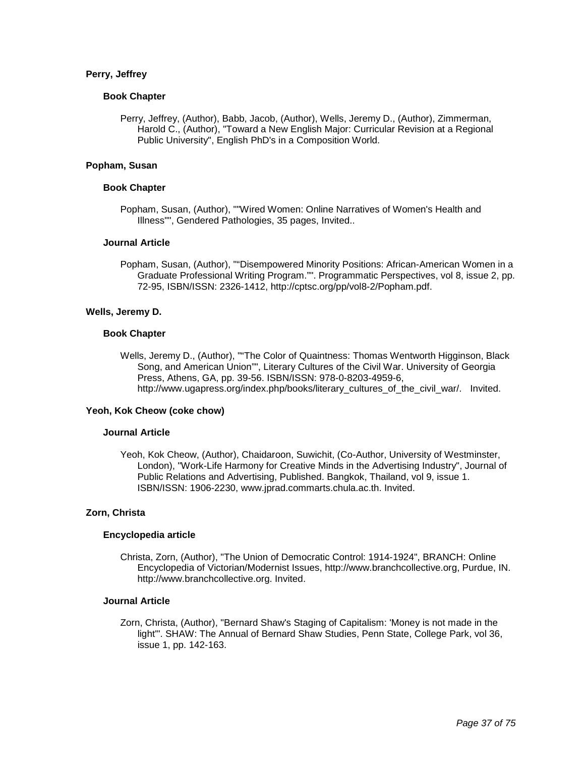**Perry, Jeffrey**

**Book Chapter**

Perry, Jeffrey, (Author), Babb, Jacob, (Author), Wells, Jeremy D., (Author), Zimmerman, Harold C., (Author), "Toward a New English Major: Curricular Revision at a Regional Public University", English PhD's in a Composition World.

**Popham, Susan**

**Book Chapter**

Popham, Susan, (Author), ""Wired Women: Online Narratives of Women's Health and Illness"", Gendered Pathologies, 35 pages, Invited..

**Journal Article**

Popham, Susan, (Author), ""Disempowered Minority Positions: African-American Women in a Graduate Professional Writing Program."". Programmatic Perspectives, vol 8, issue 2, pp. 72-95, ISBN/ISSN: 2326-1412, http://cptsc.org/pp/vol8-2/Popham.pdf.

**Wells, Jeremy D.**

**Book Chapter**

Wells, Jeremy D., (Author), ""The Color of Quaintness: Thomas Wentworth Higginson, Black Song, and American Union"", Literary Cultures of the Civil War. University of Georgia Press, Athens, GA, pp. 39-56. ISBN/ISSN: 978-0-8203-4959-6, http://www.ugapress.org/index.php/books/literary_cultures_of_the_civil_war/. Invited.

**Yeoh, Kok Cheow (coke chow)**

**Journal Article**

Yeoh, Kok Cheow, (Author), Chaidaroon, Suwichit, (Co-Author, University of Westminster, London), "Work-Life Harmony for Creative Minds in the Advertising Industry", Journal of Public Relations and Advertising, Published. Bangkok, Thailand, vol 9, issue 1. ISBN/ISSN: 1906-2230, www.jprad.commarts.chula.ac.th. Invited.

**Zorn, Christa**

**Encyclopedia article**

Christa, Zorn, (Author), "The Union of Democratic Control: 1914-1924", BRANCH: Online Encyclopedia of Victorian/Modernist Issues, http://www.branchcollective.org, Purdue, IN. http://www.branchcollective.org. Invited.

**Journal Article**

Zorn, Christa, (Author), "Bernard Shaw's Staging of Capitalism: 'Money is not made in the light'". SHAW: The Annual of Bernard Shaw Studies, Penn State, College Park, vol 36, issue 1, pp. 142-163.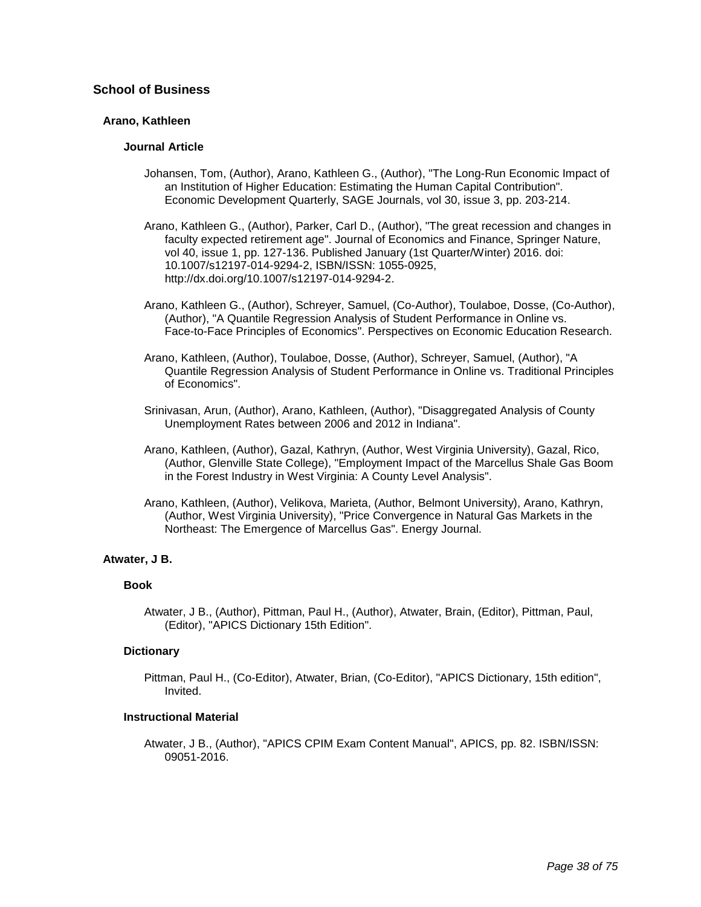## School of Business

### Arano, Kathleen

#### Journal Article

Johansen, Tom, (Author), Arano, Kathleen G., (Author), "The Long-Run Economic Impact of an Institution of Higher Education: Estimating the Human Capital Contribution". Economic Development Quarterly, SAGE Journals, vol 30, issue 3, pp. 203-214.

Arano, Kathleen G., (Author), Parker, Carl D., (Author), "The great recession and changes in faculty expected retirement age". Journal of Economics and Finance, Springer Nature, vol 40, issue 1, pp. 127-136. Published January (1st Quarter/Winter) 2016. doi: 10.1007/s12197-014-9294-2, ISBN/ISSN: 1055-0925, http://dx.doi.org/10.1007/s12197-014-9294-2.

Arano, Kathleen G., (Author), Schreyer, Samuel, (Co-Author), Toulaboe, Dosse, (Co-Author), (Author), "A Quantile Regression Analysis of Student Performance in Online vs. Face-to-Face Principles of Economics". Perspectives on Economic Education Research.

Arano, Kathleen, (Author), Toulaboe, Dosse, (Author), Schreyer, Samuel, (Author), "A Quantile Regression Analysis of Student Performance in Online vs. Traditional Principles of Economics".

Srinivasan, Arun, (Author), Arano, Kathleen, (Author), "Disaggregated Analysis of County Unemployment Rates between 2006 and 2012 in Indiana".

Arano, Kathleen, (Author), Gazal, Kathryn, (Author, West Virginia University), Gazal, Rico, (Author, Glenville State College), "Employment Impact of the Marcellus Shale Gas Boom in the Forest Industry in West Virginia: A County Level Analysis".

Arano, Kathleen, (Author), Velikova, Marieta, (Author, Belmont University), Arano, Kathryn, (Author, West Virginia University), "Price Convergence in Natural Gas Markets in the Northeast: The Emergence of Marcellus Gas". Energy Journal.

### Atwater, J B.

#### Book

Atwater, J B., (Author), Pittman, Paul H., (Author), Atwater, Brain, (Editor), Pittman, Paul, (Editor), "APICS Dictionary 15th Edition".

#### Dictionary

Pittman, Paul H., (Co-Editor), Atwater, Brian, (Co-Editor), "APICS Dictionary, 15th edition", Invited.

#### Instructional Material

Atwater, J B., (Author), "APICS CPIM Exam Content Manual", APICS, pp. 82. ISBN/ISSN: 09051-2016.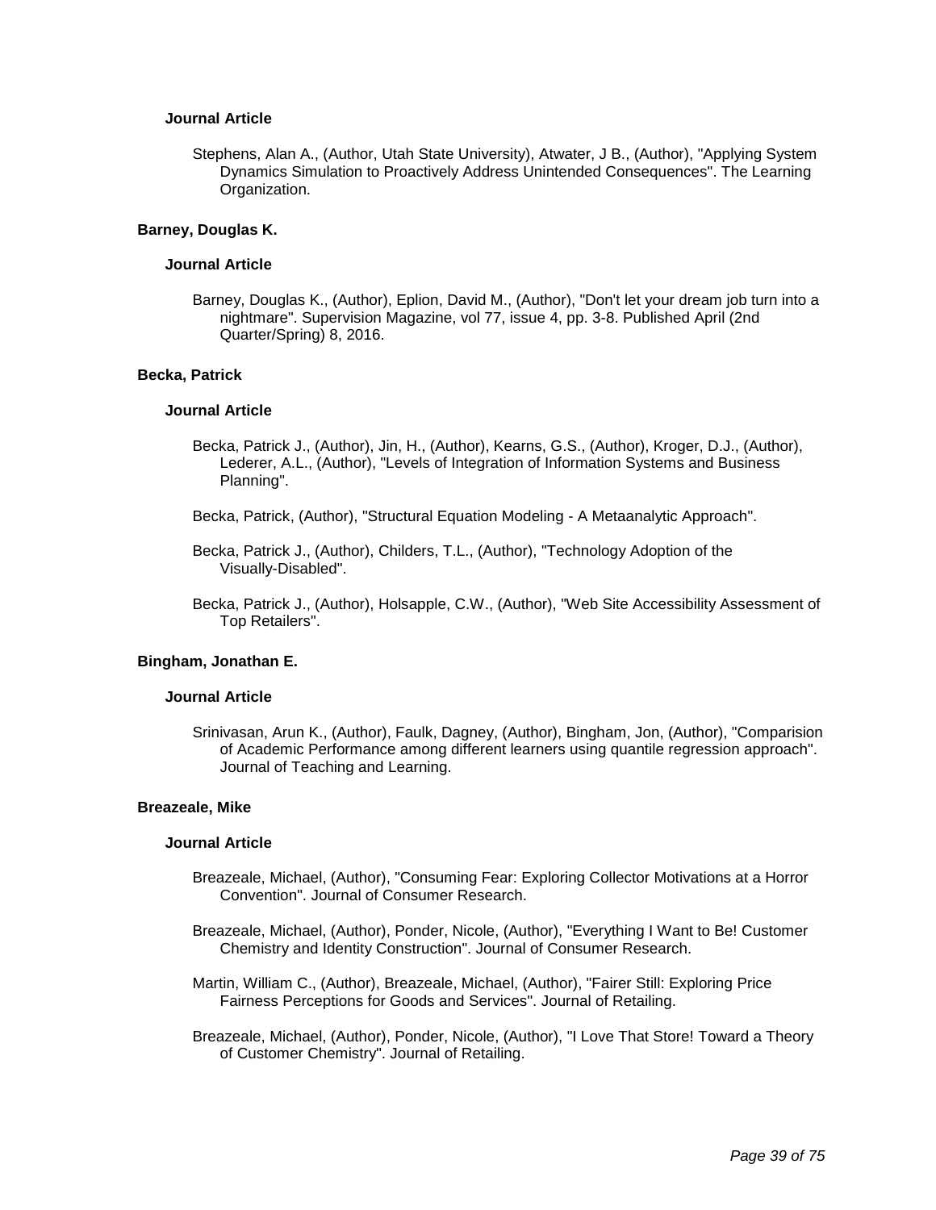### Journal Article

Stephens, Alan A., (Author, Utah State University), Atwater, J B., (Author), "Applying System Dynamics Simulation to Proactively Address Unintended Consequences". The Learning Organization.

## Barney, Douglas K.

### Journal Article

Barney, Douglas K., (Author), Eplion, David M., (Author), "Don't let your dream job turn into a nightmare". Supervision Magazine, vol 77, issue 4, pp. 3-8. Published April (2nd Quarter/Spring) 8, 2016.

## Becka, Patrick

### Journal Article

Becka, Patrick J., (Author), Jin, H., (Author), Kearns, G.S., (Author), Kroger, D.J., (Author), Lederer, A.L., (Author), "Levels of Integration of Information Systems and Business Planning".

Becka, Patrick, (Author), "Structural Equation Modeling - A Metaanalytic Approach".

Becka, Patrick J., (Author), Childers, T.L., (Author), "Technology Adoption of the Visually-Disabled".

Becka, Patrick J., (Author), Holsapple, C.W., (Author), "Web Site Accessibility Assessment of Top Retailers".

## Bingham, Jonathan E.

### Journal Article

Srinivasan, Arun K., (Author), Faulk, Dagney, (Author), Bingham, Jon, (Author), "Comparision of Academic Performance among different learners using quantile regression approach". Journal of Teaching and Learning.

## Breazeale, Mike

### Journal Article

Breazeale, Michael, (Author), "Consuming Fear: Exploring Collector Motivations at a Horror Convention". Journal of Consumer Research.

Breazeale, Michael, (Author), Ponder, Nicole, (Author), "Everything I Want to Be! Customer Chemistry and Identity Construction". Journal of Consumer Research.

Martin, William C., (Author), Breazeale, Michael, (Author), "Fairer Still: Exploring Price Fairness Perceptions for Goods and Services". Journal of Retailing.

Breazeale, Michael, (Author), Ponder, Nicole, (Author), "I Love That Store! Toward a Theory of Customer Chemistry". Journal of Retailing.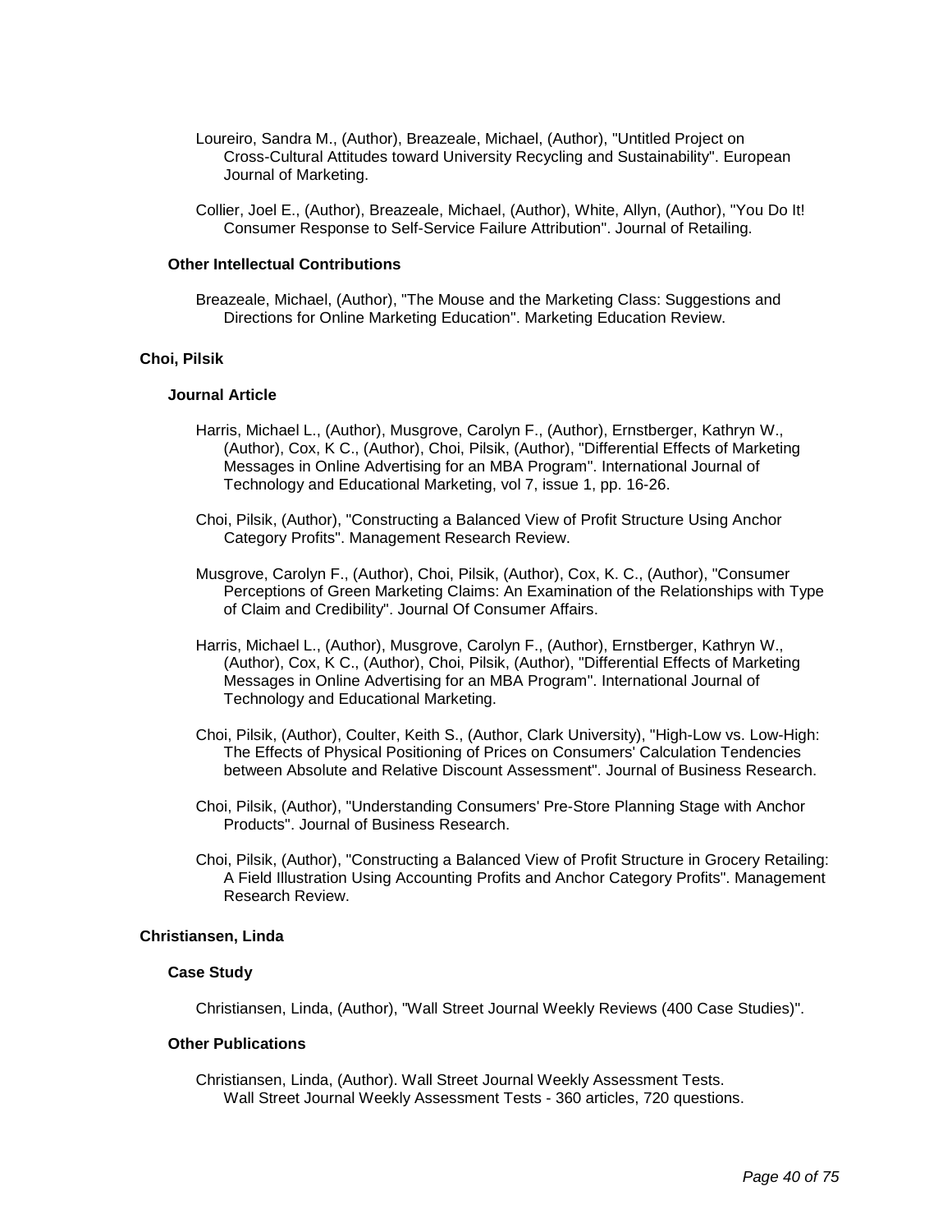Loureiro, Sandra M., (Author), Breazeale, Michael, (Author), "Untitled Project on Cross-Cultural Attitudes toward University Recycling and Sustainability". European Journal of Marketing.

Collier, Joel E., (Author), Breazeale, Michael, (Author), White, Allyn, (Author), "You Do It! Consumer Response to Self-Service Failure Attribution". Journal of Retailing.

#### Other Intellectual Contributions

Breazeale, Michael, (Author), "The Mouse and the Marketing Class: Suggestions and Directions for Online Marketing Education". Marketing Education Review.

### Choi, Pilsik

#### Journal Article

Harris, Michael L., (Author), Musgrove, Carolyn F., (Author), Ernstberger, Kathryn W., (Author), Cox, K C., (Author), Choi, Pilsik, (Author), "Differential Effects of Marketing Messages in Online Advertising for an MBA Program". International Journal of Technology and Educational Marketing, vol 7, issue 1, pp. 16-26.

Choi, Pilsik, (Author), "Constructing a Balanced View of Profit Structure Using Anchor Category Profits". Management Research Review.

Musgrove, Carolyn F., (Author), Choi, Pilsik, (Author), Cox, K. C., (Author), "Consumer Perceptions of Green Marketing Claims: An Examination of the Relationships with Type of Claim and Credibility". Journal Of Consumer Affairs.

Harris, Michael L., (Author), Musgrove, Carolyn F., (Author), Ernstberger, Kathryn W., (Author), Cox, K C., (Author), Choi, Pilsik, (Author), "Differential Effects of Marketing Messages in Online Advertising for an MBA Program". International Journal of Technology and Educational Marketing.

Choi, Pilsik, (Author), Coulter, Keith S., (Author, Clark University), "High-Low vs. Low-High: The Effects of Physical Positioning of Prices on Consumers' Calculation Tendencies between Absolute and Relative Discount Assessment". Journal of Business Research.

Choi, Pilsik, (Author), "Understanding Consumers' Pre-Store Planning Stage with Anchor Products". Journal of Business Research.

Choi, Pilsik, (Author), "Constructing a Balanced View of Profit Structure in Grocery Retailing: A Field Illustration Using Accounting Profits and Anchor Category Profits". Management Research Review.

### Christiansen, Linda

#### Case Study

Christiansen, Linda, (Author), "Wall Street Journal Weekly Reviews (400 Case Studies)".

#### Other Publications

Christiansen, Linda, (Author). Wall Street Journal Weekly Assessment Tests. Wall Street Journal Weekly Assessment Tests - 360 articles, 720 questions.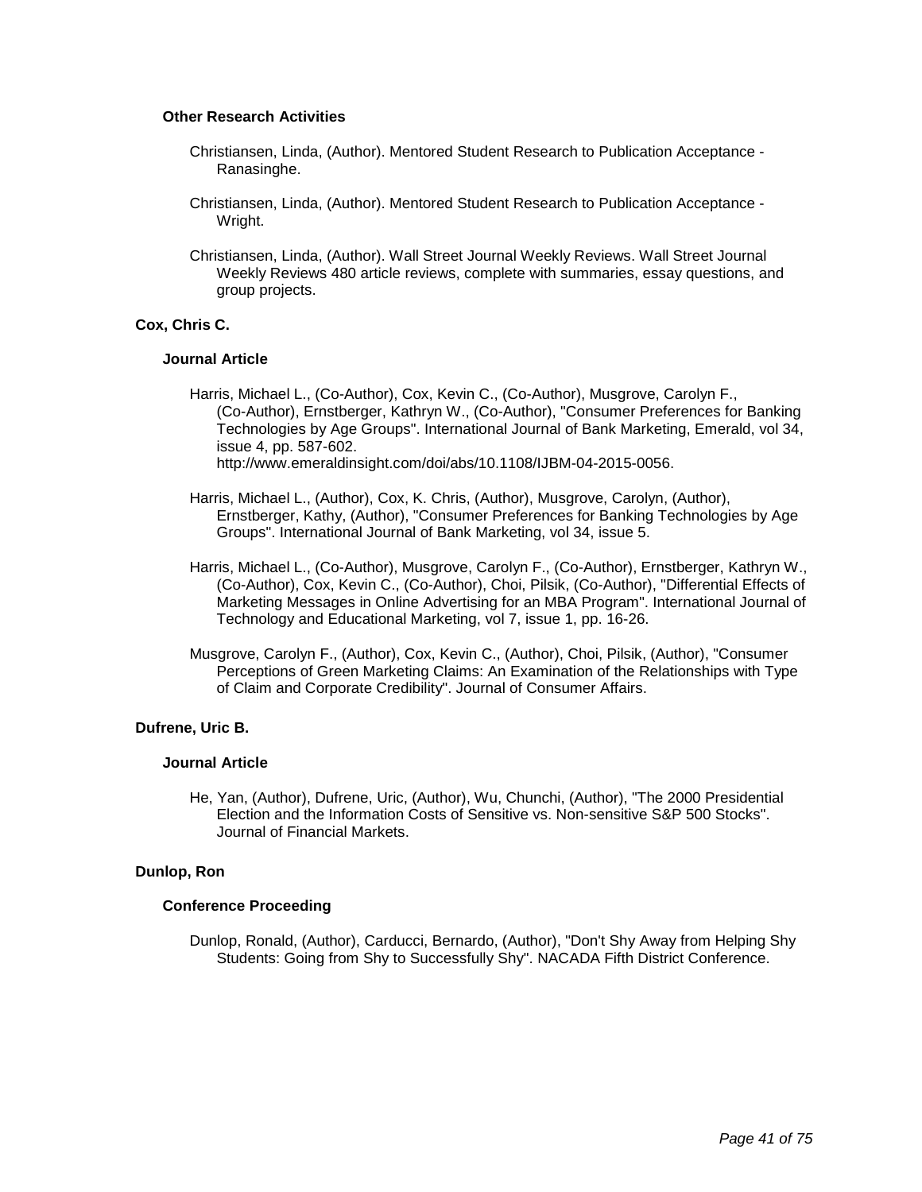#### Other Research Activities

Christiansen, Linda, (Author). Mentored Student Research to Publication Acceptance - Ranasinghe.

Christiansen, Linda, (Author). Mentored Student Research to Publication Acceptance - Wright.

Christiansen, Linda, (Author). Wall Street Journal Weekly Reviews. Wall Street Journal Weekly Reviews 480 article reviews, complete with summaries, essay questions, and group projects.

### Cox, Chris C.

#### Journal Article

Harris, Michael L., (Co-Author), Cox, Kevin C., (Co-Author), Musgrove, Carolyn F., (Co-Author), Ernstberger, Kathryn W., (Co-Author), "Consumer Preferences for Banking Technologies by Age Groups". International Journal of Bank Marketing, Emerald, vol 34, issue 4, pp. 587-602. http://www.emeraldinsight.com/doi/abs/10.1108/IJBM-04-2015-0056.

Harris, Michael L., (Author), Cox, K. Chris, (Author), Musgrove, Carolyn, (Author), Ernstberger, Kathy, (Author), "Consumer Preferences for Banking Technologies by Age Groups". International Journal of Bank Marketing, vol 34, issue 5.

Harris, Michael L., (Co-Author), Musgrove, Carolyn F., (Co-Author), Ernstberger, Kathryn W., (Co-Author), Cox, Kevin C., (Co-Author), Choi, Pilsik, (Co-Author), "Differential Effects of Marketing Messages in Online Advertising for an MBA Program". International Journal of Technology and Educational Marketing, vol 7, issue 1, pp. 16-26.

Musgrove, Carolyn F., (Author), Cox, Kevin C., (Author), Choi, Pilsik, (Author), "Consumer Perceptions of Green Marketing Claims: An Examination of the Relationships with Type of Claim and Corporate Credibility". Journal of Consumer Affairs.

### Dufrene, Uric B.

#### Journal Article

He, Yan, (Author), Dufrene, Uric, (Author), Wu, Chunchi, (Author), "The 2000 Presidential Election and the Information Costs of Sensitive vs. Non-sensitive S&P 500 Stocks". Journal of Financial Markets.

### Dunlop, Ron

#### Conference Proceeding

Dunlop, Ronald, (Author), Carducci, Bernardo, (Author), "Don't Shy Away from Helping Shy Students: Going from Shy to Successfully Shy". NACADA Fifth District Conference.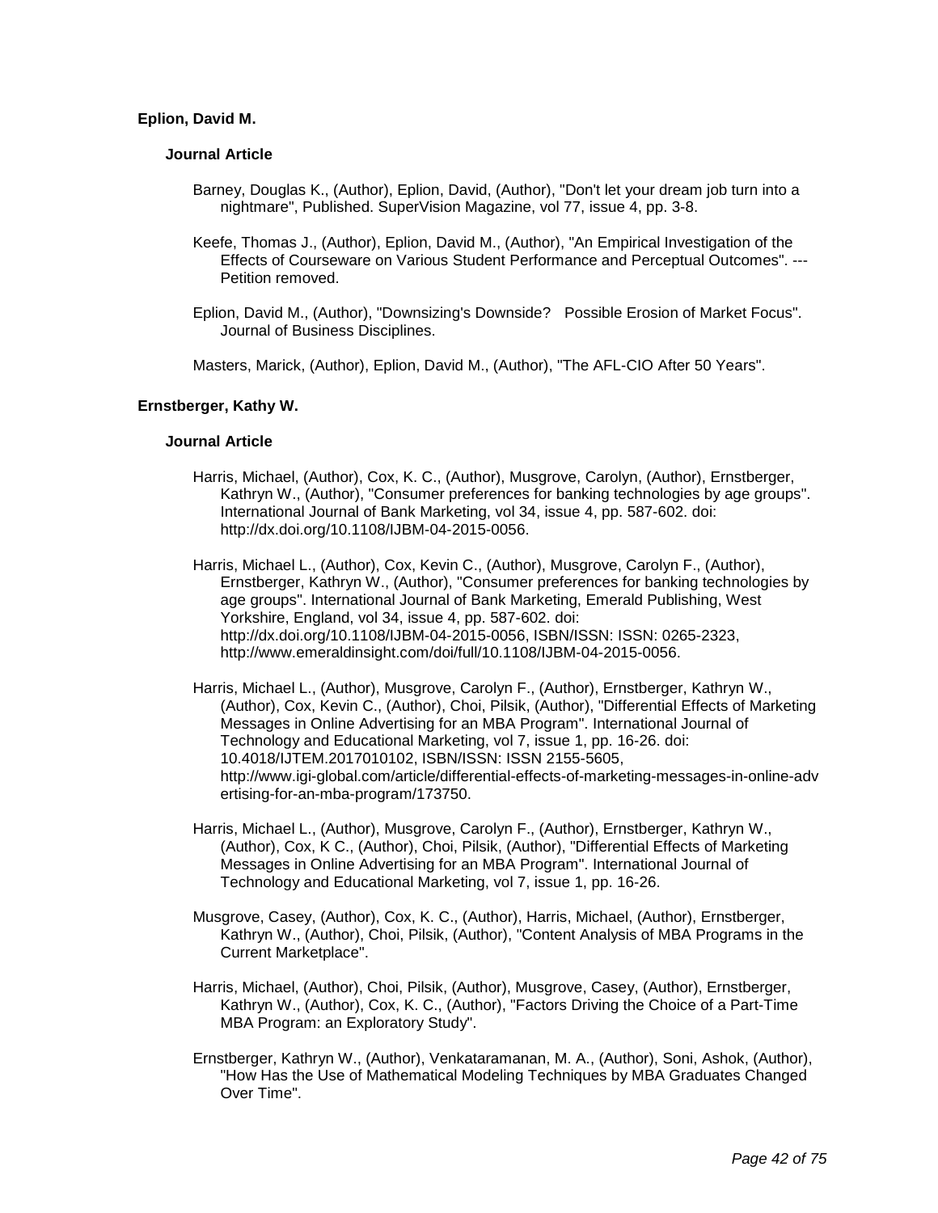### Eplion, David M.

#### Journal Article

Barney, Douglas K., (Author), Eplion, David, (Author), "Don't let your dream job turn into a nightmare", Published. SuperVision Magazine, vol 77, issue 4, pp. 3-8.

Keefe, Thomas J., (Author), Eplion, David M., (Author), "An Empirical Investigation of the Effects of Courseware on Various Student Performance and Perceptual Outcomes". --- Petition removed.

Eplion, David M., (Author), "Downsizing's Downside? Possible Erosion of Market Focus". Journal of Business Disciplines.

Masters, Marick, (Author), Eplion, David M., (Author), "The AFL-CIO After 50 Years".

### Ernstberger, Kathy W.

#### Journal Article

Harris, Michael, (Author), Cox, K. C., (Author), Musgrove, Carolyn, (Author), Ernstberger, Kathryn W., (Author), "Consumer preferences for banking technologies by age groups". International Journal of Bank Marketing, vol 34, issue 4, pp. 587-602. doi: http://dx.doi.org/10.1108/IJBM-04-2015-0056.

Harris, Michael L., (Author), Cox, Kevin C., (Author), Musgrove, Carolyn F., (Author), Ernstberger, Kathryn W., (Author), "Consumer preferences for banking technologies by age groups". International Journal of Bank Marketing, Emerald Publishing, West Yorkshire, England, vol 34, issue 4, pp. 587-602. doi: http://dx.doi.org/10.1108/IJBM-04-2015-0056, ISBN/ISSN: ISSN: 0265-2323, http://www.emeraldinsight.com/doi/full/10.1108/IJBM-04-2015-0056.

Harris, Michael L., (Author), Musgrove, Carolyn F., (Author), Ernstberger, Kathryn W., (Author), Cox, Kevin C., (Author), Choi, Pilsik, (Author), "Differential Effects of Marketing Messages in Online Advertising for an MBA Program". International Journal of Technology and Educational Marketing, vol 7, issue 1, pp. 16-26. doi: 10.4018/IJTEM.2017010102, ISBN/ISSN: ISSN 2155-5605, http://www.igi-global.com/article/differential-effects-of-marketing-messages-in-online-advertising-for-an-mba-program/173750.

Harris, Michael L., (Author), Musgrove, Carolyn F., (Author), Ernstberger, Kathryn W., (Author), Cox, K C., (Author), Choi, Pilsik, (Author), "Differential Effects of Marketing Messages in Online Advertising for an MBA Program". International Journal of Technology and Educational Marketing, vol 7, issue 1, pp. 16-26.

Musgrove, Casey, (Author), Cox, K. C., (Author), Harris, Michael, (Author), Ernstberger, Kathryn W., (Author), Choi, Pilsik, (Author), "Content Analysis of MBA Programs in the Current Marketplace".

Harris, Michael, (Author), Choi, Pilsik, (Author), Musgrove, Casey, (Author), Ernstberger, Kathryn W., (Author), Cox, K. C., (Author), "Factors Driving the Choice of a Part-Time MBA Program: an Exploratory Study".

Ernstberger, Kathryn W., (Author), Venkataramanan, M. A., (Author), Soni, Ashok, (Author), "How Has the Use of Mathematical Modeling Techniques by MBA Graduates Changed Over Time".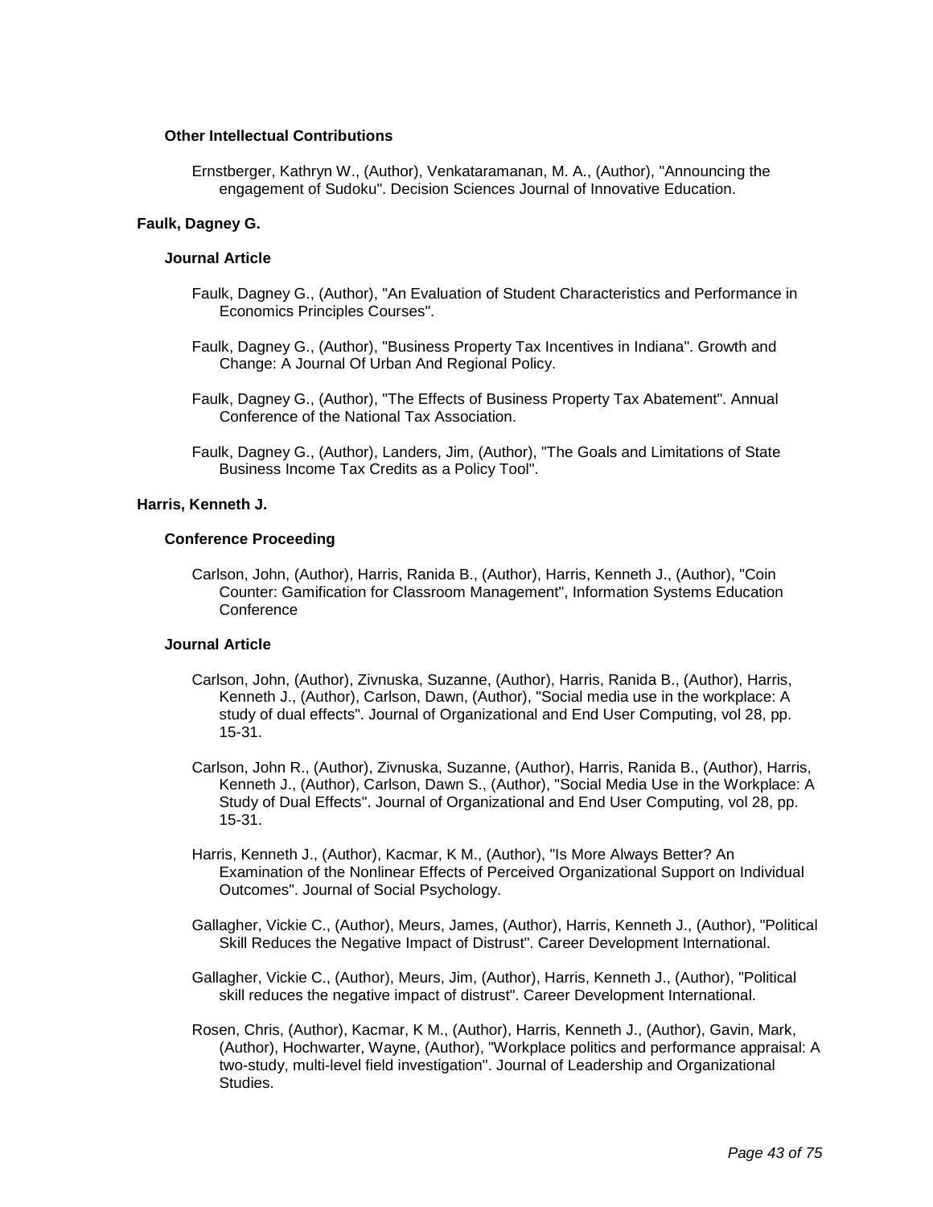#### Other Intellectual Contributions

Ernstberger, Kathryn W., (Author), Venkataramanan, M. A., (Author), "Announcing the engagement of Sudoku". Decision Sciences Journal of Innovative Education.

### Faulk, Dagney G.

#### Journal Article

Faulk, Dagney G., (Author), "An Evaluation of Student Characteristics and Performance in Economics Principles Courses".

Faulk, Dagney G., (Author), "Business Property Tax Incentives in Indiana". Growth and Change: A Journal Of Urban And Regional Policy.

Faulk, Dagney G., (Author), "The Effects of Business Property Tax Abatement". Annual Conference of the National Tax Association.

Faulk, Dagney G., (Author), Landers, Jim, (Author), "The Goals and Limitations of State Business Income Tax Credits as a Policy Tool".

### Harris, Kenneth J.

#### Conference Proceeding

Carlson, John, (Author), Harris, Ranida B., (Author), Harris, Kenneth J., (Author), "Coin Counter: Gamification for Classroom Management", Information Systems Education Conference

#### Journal Article

Carlson, John, (Author), Zivnuska, Suzanne, (Author), Harris, Ranida B., (Author), Harris, Kenneth J., (Author), Carlson, Dawn, (Author), "Social media use in the workplace: A study of dual effects". Journal of Organizational and End User Computing, vol 28, pp. 15-31.

Carlson, John R., (Author), Zivnuska, Suzanne, (Author), Harris, Ranida B., (Author), Harris, Kenneth J., (Author), Carlson, Dawn S., (Author), "Social Media Use in the Workplace: A Study of Dual Effects". Journal of Organizational and End User Computing, vol 28, pp. 15-31.

Harris, Kenneth J., (Author), Kacmar, K M., (Author), "Is More Always Better? An Examination of the Nonlinear Effects of Perceived Organizational Support on Individual Outcomes". Journal of Social Psychology.

Gallagher, Vickie C., (Author), Meurs, James, (Author), Harris, Kenneth J., (Author), "Political Skill Reduces the Negative Impact of Distrust". Career Development International.

Gallagher, Vickie C., (Author), Meurs, Jim, (Author), Harris, Kenneth J., (Author), "Political skill reduces the negative impact of distrust". Career Development International.

Rosen, Chris, (Author), Kacmar, K M., (Author), Harris, Kenneth J., (Author), Gavin, Mark, (Author), Hochwarter, Wayne, (Author), "Workplace politics and performance appraisal: A two-study, multi-level field investigation". Journal of Leadership and Organizational Studies.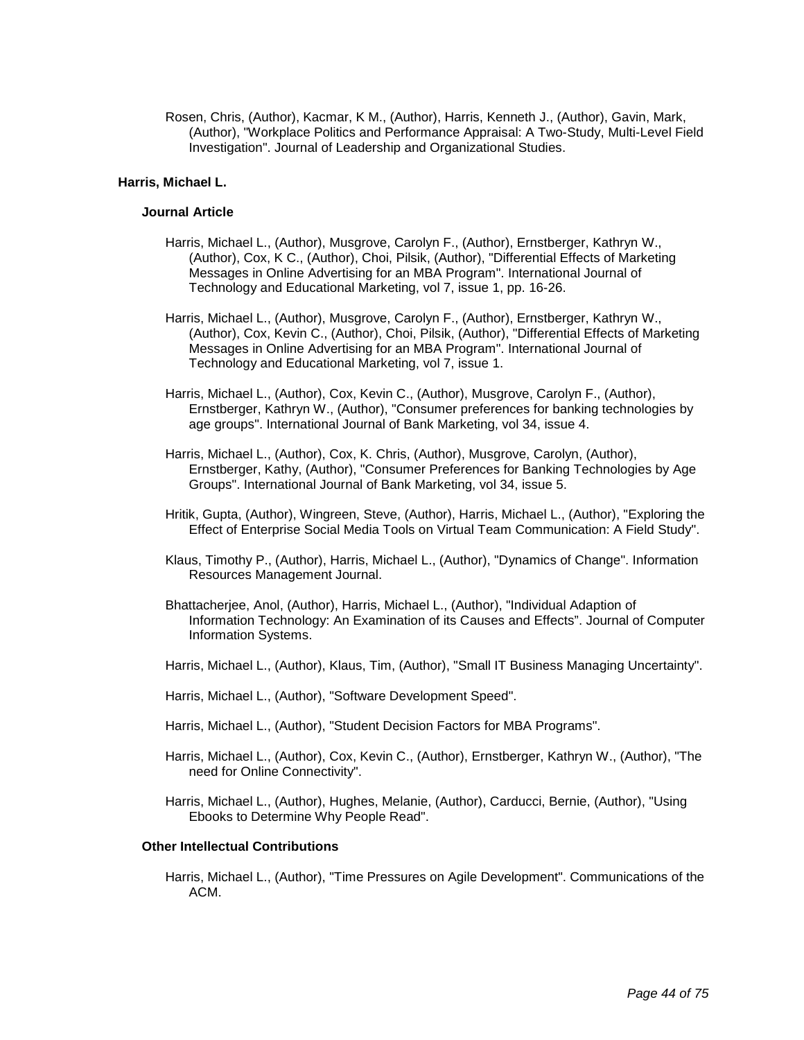Rosen, Chris, (Author), Kacmar, K M., (Author), Harris, Kenneth J., (Author), Gavin, Mark, (Author), "Workplace Politics and Performance Appraisal: A Two-Study, Multi-Level Field Investigation". Journal of Leadership and Organizational Studies.

### Harris, Michael L.

#### Journal Article

Harris, Michael L., (Author), Musgrove, Carolyn F., (Author), Ernstberger, Kathryn W., (Author), Cox, K C., (Author), Choi, Pilsik, (Author), "Differential Effects of Marketing Messages in Online Advertising for an MBA Program". International Journal of Technology and Educational Marketing, vol 7, issue 1, pp. 16-26.

Harris, Michael L., (Author), Musgrove, Carolyn F., (Author), Ernstberger, Kathryn W., (Author), Cox, Kevin C., (Author), Choi, Pilsik, (Author), "Differential Effects of Marketing Messages in Online Advertising for an MBA Program". International Journal of Technology and Educational Marketing, vol 7, issue 1.

Harris, Michael L., (Author), Cox, Kevin C., (Author), Musgrove, Carolyn F., (Author), Ernstberger, Kathryn W., (Author), "Consumer preferences for banking technologies by age groups". International Journal of Bank Marketing, vol 34, issue 4.

Harris, Michael L., (Author), Cox, K. Chris, (Author), Musgrove, Carolyn, (Author), Ernstberger, Kathy, (Author), "Consumer Preferences for Banking Technologies by Age Groups". International Journal of Bank Marketing, vol 34, issue 5.

Hritik, Gupta, (Author), Wingreen, Steve, (Author), Harris, Michael L., (Author), "Exploring the Effect of Enterprise Social Media Tools on Virtual Team Communication: A Field Study".

Klaus, Timothy P., (Author), Harris, Michael L., (Author), "Dynamics of Change". Information Resources Management Journal.

Bhattacherjee, Anol, (Author), Harris, Michael L., (Author), "Individual Adaption of Information Technology: An Examination of its Causes and Effects". Journal of Computer Information Systems.

Harris, Michael L., (Author), Klaus, Tim, (Author), "Small IT Business Managing Uncertainty".

Harris, Michael L., (Author), "Software Development Speed".

Harris, Michael L., (Author), "Student Decision Factors for MBA Programs".

Harris, Michael L., (Author), Cox, Kevin C., (Author), Ernstberger, Kathryn W., (Author), "The need for Online Connectivity".

Harris, Michael L., (Author), Hughes, Melanie, (Author), Carducci, Bernie, (Author), "Using Ebooks to Determine Why People Read".

#### Other Intellectual Contributions

Harris, Michael L., (Author), "Time Pressures on Agile Development". Communications of the ACM.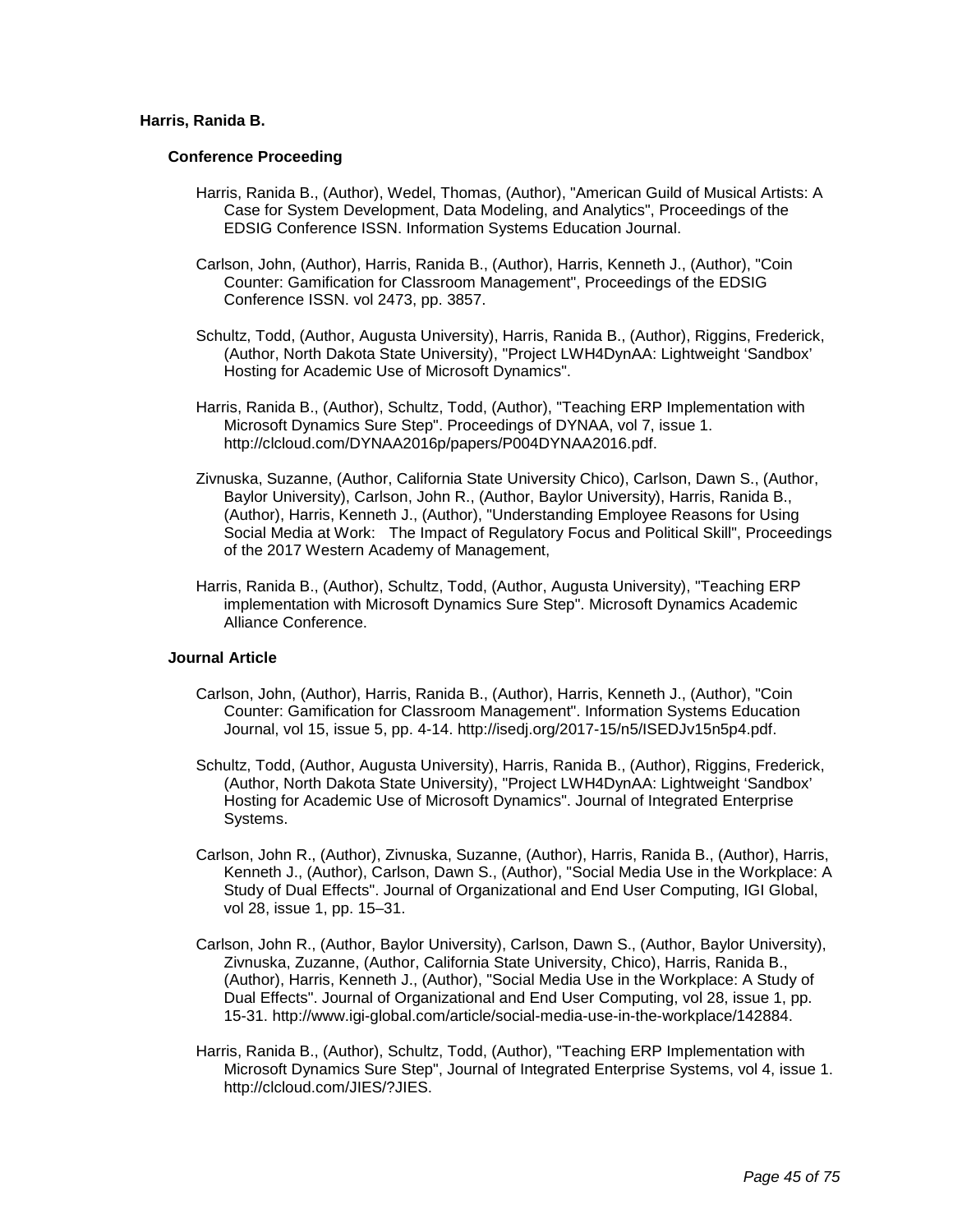**Harris, Ranida B.**

**Conference Proceeding**

Harris, Ranida B., (Author), Wedel, Thomas, (Author), "American Guild of Musical Artists: A Case for System Development, Data Modeling, and Analytics", Proceedings of the EDSIG Conference ISSN. Information Systems Education Journal.

Carlson, John, (Author), Harris, Ranida B., (Author), Harris, Kenneth J., (Author), "Coin Counter: Gamification for Classroom Management", Proceedings of the EDSIG Conference ISSN. vol 2473, pp. 3857.

Schultz, Todd, (Author, Augusta University), Harris, Ranida B., (Author), Riggins, Frederick, (Author, North Dakota State University), "Project LWH4DynAA: Lightweight 'Sandbox' Hosting for Academic Use of Microsoft Dynamics".

Harris, Ranida B., (Author), Schultz, Todd, (Author), "Teaching ERP Implementation with Microsoft Dynamics Sure Step". Proceedings of DYNAA, vol 7, issue 1. http://clcloud.com/DYNAA2016p/papers/P004DYNAA2016.pdf.

Zivnuska, Suzanne, (Author, California State University Chico), Carlson, Dawn S., (Author, Baylor University), Carlson, John R., (Author, Baylor University), Harris, Ranida B., (Author), Harris, Kenneth J., (Author), "Understanding Employee Reasons for Using Social Media at Work: The Impact of Regulatory Focus and Political Skill", Proceedings of the 2017 Western Academy of Management,

Harris, Ranida B., (Author), Schultz, Todd, (Author, Augusta University), "Teaching ERP implementation with Microsoft Dynamics Sure Step". Microsoft Dynamics Academic Alliance Conference.

**Journal Article**

Carlson, John, (Author), Harris, Ranida B., (Author), Harris, Kenneth J., (Author), "Coin Counter: Gamification for Classroom Management". Information Systems Education Journal, vol 15, issue 5, pp. 4-14. http://isedj.org/2017-15/n5/ISEDJv15n5p4.pdf.

Schultz, Todd, (Author, Augusta University), Harris, Ranida B., (Author), Riggins, Frederick, (Author, North Dakota State University), "Project LWH4DynAA: Lightweight 'Sandbox' Hosting for Academic Use of Microsoft Dynamics". Journal of Integrated Enterprise Systems.

Carlson, John R., (Author), Zivnuska, Suzanne, (Author), Harris, Ranida B., (Author), Harris, Kenneth J., (Author), Carlson, Dawn S., (Author), "Social Media Use in the Workplace: A Study of Dual Effects". Journal of Organizational and End User Computing, IGI Global, vol 28, issue 1, pp. 15–31.

Carlson, John R., (Author, Baylor University), Carlson, Dawn S., (Author, Baylor University), Zivnuska, Zuzanne, (Author, California State University, Chico), Harris, Ranida B., (Author), Harris, Kenneth J., (Author), "Social Media Use in the Workplace: A Study of Dual Effects". Journal of Organizational and End User Computing, vol 28, issue 1, pp. 15-31. http://www.igi-global.com/article/social-media-use-in-the-workplace/142884.

Harris, Ranida B., (Author), Schultz, Todd, (Author), "Teaching ERP Implementation with Microsoft Dynamics Sure Step", Journal of Integrated Enterprise Systems, vol 4, issue 1. http://clcloud.com/JIES/?JIES.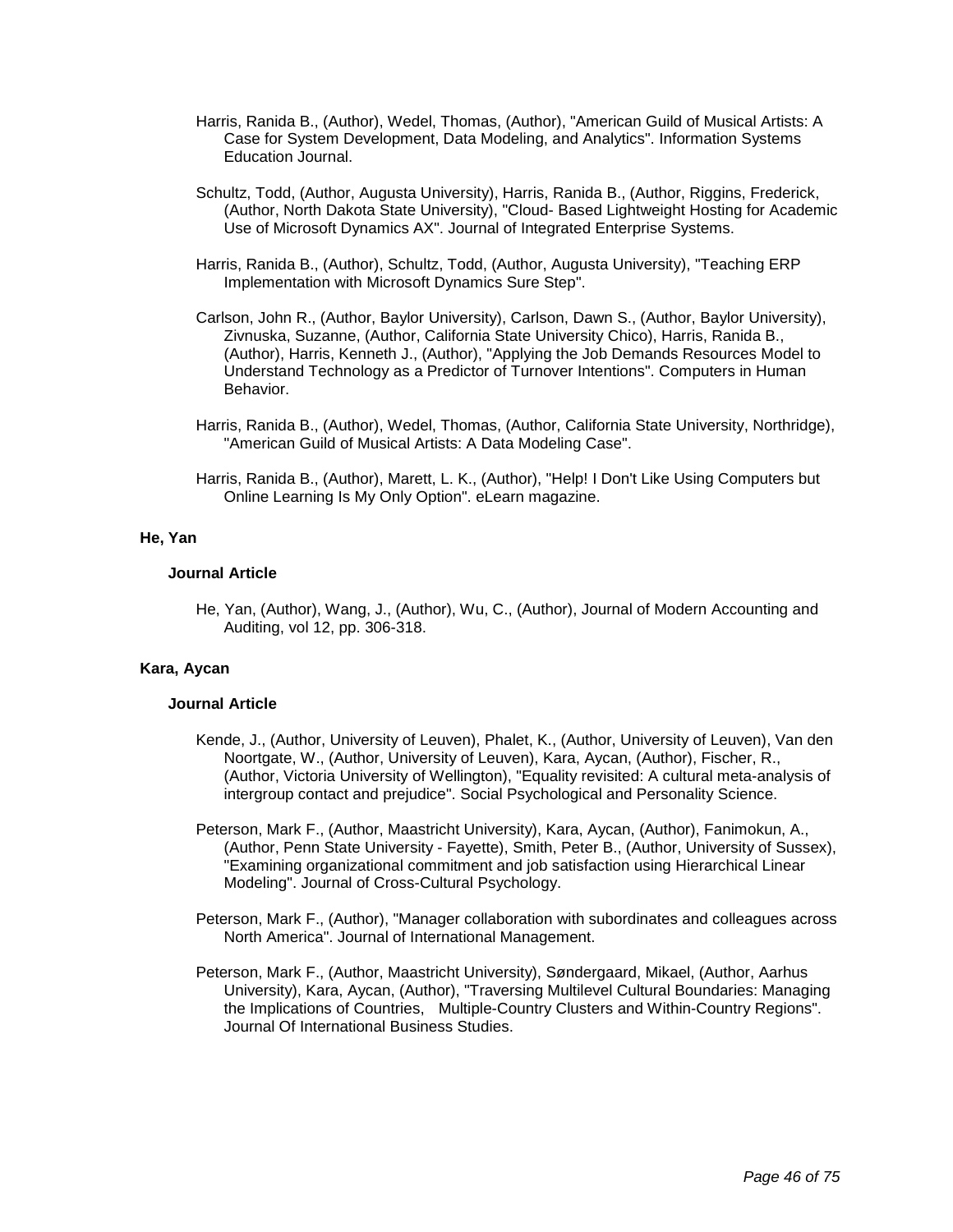Harris, Ranida B., (Author), Wedel, Thomas, (Author), "American Guild of Musical Artists: A Case for System Development, Data Modeling, and Analytics". Information Systems Education Journal.

Schultz, Todd, (Author, Augusta University), Harris, Ranida B., (Author, Riggins, Frederick, (Author, North Dakota State University), "Cloud- Based Lightweight Hosting for Academic Use of Microsoft Dynamics AX". Journal of Integrated Enterprise Systems.

Harris, Ranida B., (Author), Schultz, Todd, (Author, Augusta University), "Teaching ERP Implementation with Microsoft Dynamics Sure Step".

Carlson, John R., (Author, Baylor University), Carlson, Dawn S., (Author, Baylor University), Zivnuska, Suzanne, (Author, California State University Chico), Harris, Ranida B., (Author), Harris, Kenneth J., (Author), "Applying the Job Demands Resources Model to Understand Technology as a Predictor of Turnover Intentions". Computers in Human Behavior.

Harris, Ranida B., (Author), Wedel, Thomas, (Author, California State University, Northridge), "American Guild of Musical Artists: A Data Modeling Case".

Harris, Ranida B., (Author), Marett, L. K., (Author), "Help! I Don't Like Using Computers but Online Learning Is My Only Option". eLearn magazine.

### He, Yan

#### Journal Article

He, Yan, (Author), Wang, J., (Author), Wu, C., (Author), Journal of Modern Accounting and Auditing, vol 12, pp. 306-318.

### Kara, Aycan

#### Journal Article

Kende, J., (Author, University of Leuven), Phalet, K., (Author, University of Leuven), Van den Noortgate, W., (Author, University of Leuven), Kara, Aycan, (Author), Fischer, R., (Author, Victoria University of Wellington), "Equality revisited: A cultural meta-analysis of intergroup contact and prejudice". Social Psychological and Personality Science.

Peterson, Mark F., (Author, Maastricht University), Kara, Aycan, (Author), Fanimokun, A., (Author, Penn State University - Fayette), Smith, Peter B., (Author, University of Sussex), "Examining organizational commitment and job satisfaction using Hierarchical Linear Modeling". Journal of Cross-Cultural Psychology.

Peterson, Mark F., (Author), "Manager collaboration with subordinates and colleagues across North America". Journal of International Management.

Peterson, Mark F., (Author, Maastricht University), Søndergaard, Mikael, (Author, Aarhus University), Kara, Aycan, (Author), "Traversing Multilevel Cultural Boundaries: Managing the Implications of Countries, Multiple-Country Clusters and Within-Country Regions". Journal Of International Business Studies.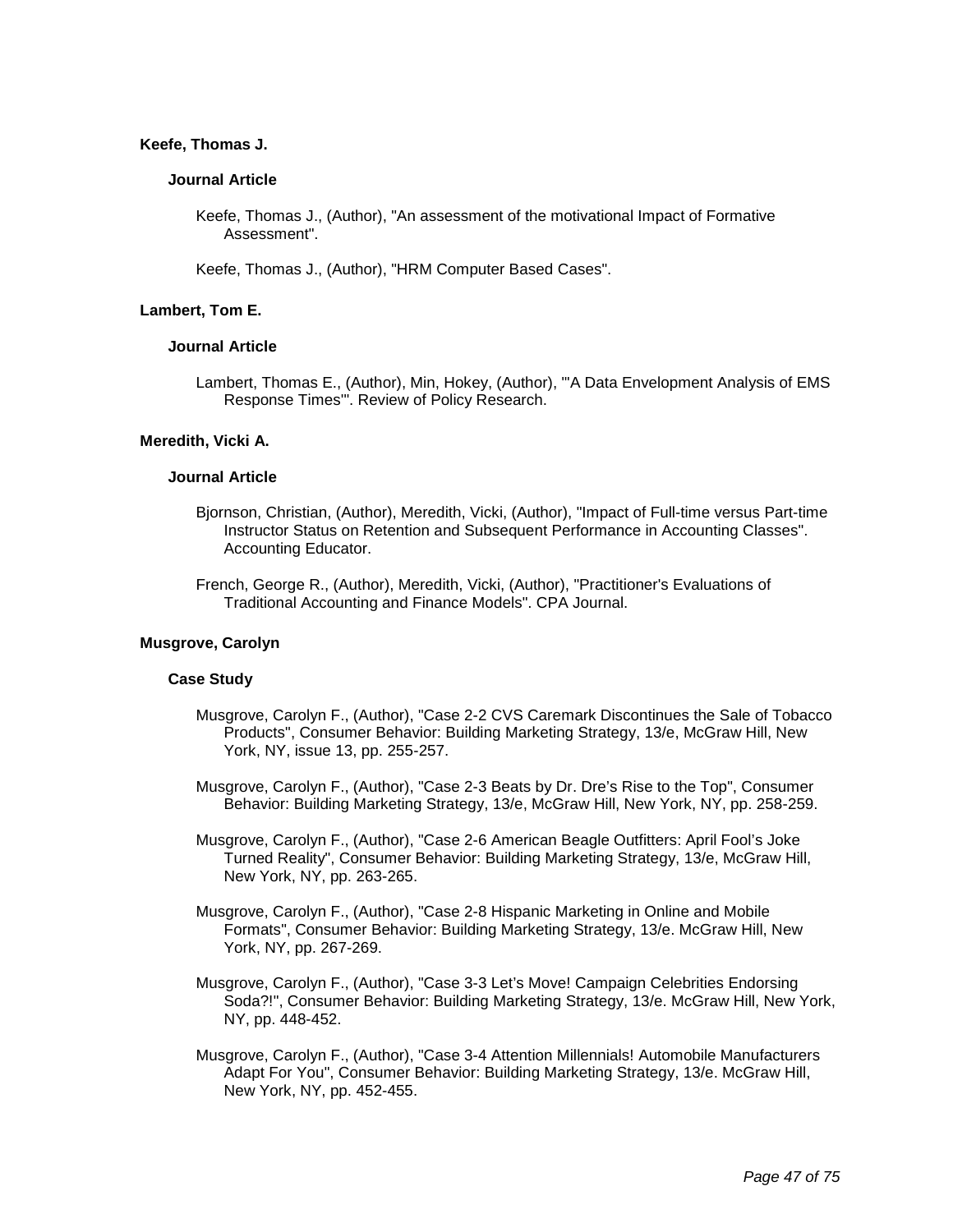### Keefe, Thomas J.

#### Journal Article

Keefe, Thomas J., (Author), "An assessment of the motivational Impact of Formative Assessment".

Keefe, Thomas J., (Author), "HRM Computer Based Cases".

### Lambert, Tom E.

#### Journal Article

Lambert, Thomas E., (Author), Min, Hokey, (Author), "'A Data Envelopment Analysis of EMS Response Times'". Review of Policy Research.

### Meredith, Vicki A.

#### Journal Article

Bjornson, Christian, (Author), Meredith, Vicki, (Author), "Impact of Full-time versus Part-time Instructor Status on Retention and Subsequent Performance in Accounting Classes". Accounting Educator.

French, George R., (Author), Meredith, Vicki, (Author), "Practitioner's Evaluations of Traditional Accounting and Finance Models". CPA Journal.

### Musgrove, Carolyn

#### Case Study

Musgrove, Carolyn F., (Author), "Case 2-2 CVS Caremark Discontinues the Sale of Tobacco Products", Consumer Behavior: Building Marketing Strategy, 13/e, McGraw Hill, New York, NY, issue 13, pp. 255-257.

Musgrove, Carolyn F., (Author), "Case 2-3 Beats by Dr. Dre's Rise to the Top", Consumer Behavior: Building Marketing Strategy, 13/e, McGraw Hill, New York, NY, pp. 258-259.

Musgrove, Carolyn F., (Author), "Case 2-6 American Beagle Outfitters: April Fool's Joke Turned Reality", Consumer Behavior: Building Marketing Strategy, 13/e, McGraw Hill, New York, NY, pp. 263-265.

Musgrove, Carolyn F., (Author), "Case 2-8 Hispanic Marketing in Online and Mobile Formats", Consumer Behavior: Building Marketing Strategy, 13/e. McGraw Hill, New York, NY, pp. 267-269.

Musgrove, Carolyn F., (Author), "Case 3-3 Let's Move! Campaign Celebrities Endorsing Soda?!", Consumer Behavior: Building Marketing Strategy, 13/e. McGraw Hill, New York, NY, pp. 448-452.

Musgrove, Carolyn F., (Author), "Case 3-4 Attention Millennials! Automobile Manufacturers Adapt For You", Consumer Behavior: Building Marketing Strategy, 13/e. McGraw Hill, New York, NY, pp. 452-455.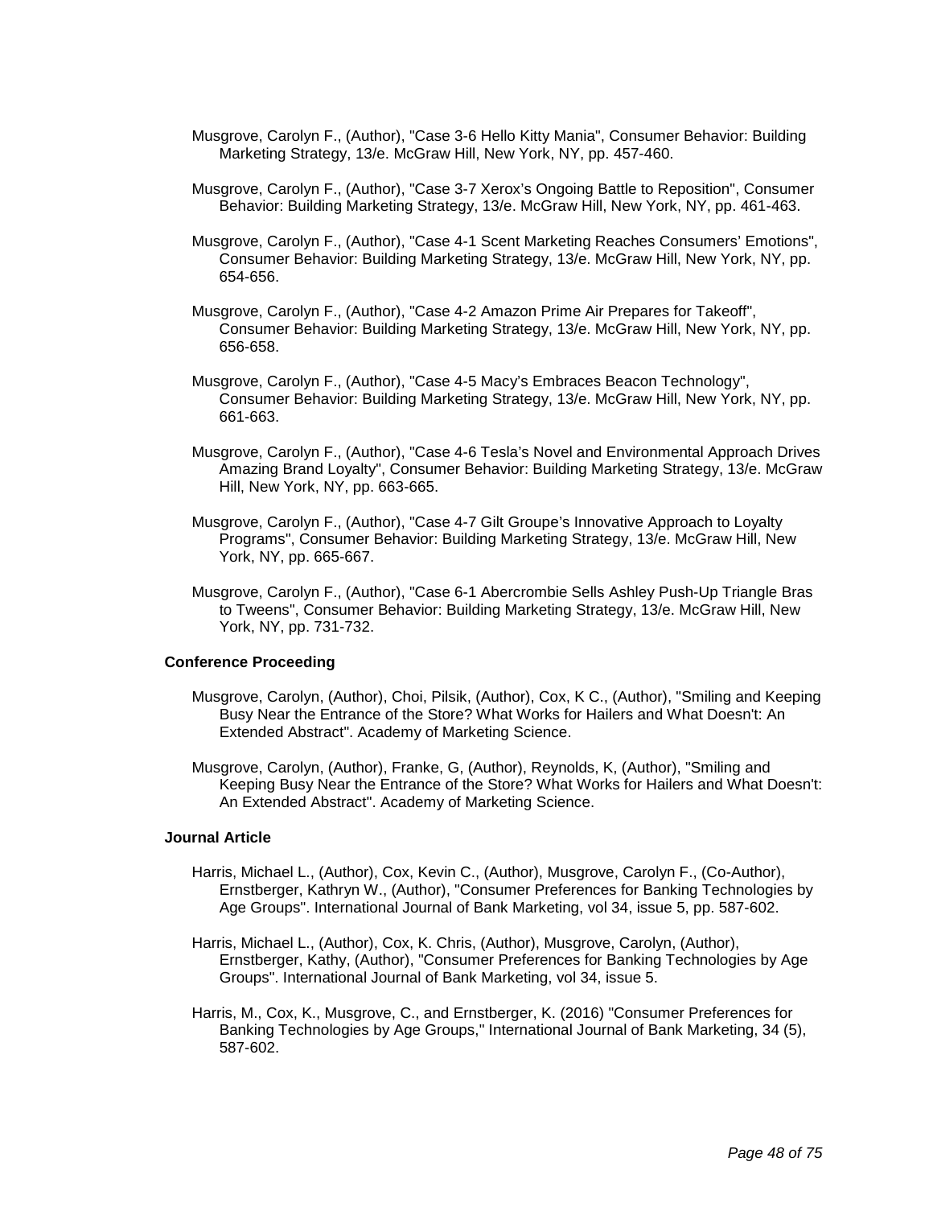Musgrove, Carolyn F., (Author), "Case 3-6 Hello Kitty Mania", Consumer Behavior: Building Marketing Strategy, 13/e. McGraw Hill, New York, NY, pp. 457-460.

Musgrove, Carolyn F., (Author), "Case 3-7 Xerox's Ongoing Battle to Reposition", Consumer Behavior: Building Marketing Strategy, 13/e. McGraw Hill, New York, NY, pp. 461-463.

Musgrove, Carolyn F., (Author), "Case 4-1 Scent Marketing Reaches Consumers' Emotions", Consumer Behavior: Building Marketing Strategy, 13/e. McGraw Hill, New York, NY, pp. 654-656.

Musgrove, Carolyn F., (Author), "Case 4-2 Amazon Prime Air Prepares for Takeoff", Consumer Behavior: Building Marketing Strategy, 13/e. McGraw Hill, New York, NY, pp. 656-658.

Musgrove, Carolyn F., (Author), "Case 4-5 Macy's Embraces Beacon Technology", Consumer Behavior: Building Marketing Strategy, 13/e. McGraw Hill, New York, NY, pp. 661-663.

Musgrove, Carolyn F., (Author), "Case 4-6 Tesla's Novel and Environmental Approach Drives Amazing Brand Loyalty", Consumer Behavior: Building Marketing Strategy, 13/e. McGraw Hill, New York, NY, pp. 663-665.

Musgrove, Carolyn F., (Author), "Case 4-7 Gilt Groupe's Innovative Approach to Loyalty Programs", Consumer Behavior: Building Marketing Strategy, 13/e. McGraw Hill, New York, NY, pp. 665-667.

Musgrove, Carolyn F., (Author), "Case 6-1 Abercrombie Sells Ashley Push-Up Triangle Bras to Tweens", Consumer Behavior: Building Marketing Strategy, 13/e. McGraw Hill, New York, NY, pp. 731-732.

**Conference Proceeding**

Musgrove, Carolyn, (Author), Choi, Pilsik, (Author), Cox, K C., (Author), "Smiling and Keeping Busy Near the Entrance of the Store? What Works for Hailers and What Doesn't: An Extended Abstract". Academy of Marketing Science.

Musgrove, Carolyn, (Author), Franke, G, (Author), Reynolds, K, (Author), "Smiling and Keeping Busy Near the Entrance of the Store? What Works for Hailers and What Doesn't: An Extended Abstract". Academy of Marketing Science.

**Journal Article**

Harris, Michael L., (Author), Cox, Kevin C., (Author), Musgrove, Carolyn F., (Co-Author), Ernstberger, Kathryn W., (Author), "Consumer Preferences for Banking Technologies by Age Groups". International Journal of Bank Marketing, vol 34, issue 5, pp. 587-602.

Harris, Michael L., (Author), Cox, K. Chris, (Author), Musgrove, Carolyn, (Author), Ernstberger, Kathy, (Author), "Consumer Preferences for Banking Technologies by Age Groups". International Journal of Bank Marketing, vol 34, issue 5.

Harris, M., Cox, K., Musgrove, C., and Ernstberger, K. (2016) "Consumer Preferences for Banking Technologies by Age Groups," International Journal of Bank Marketing, 34 (5), 587-602.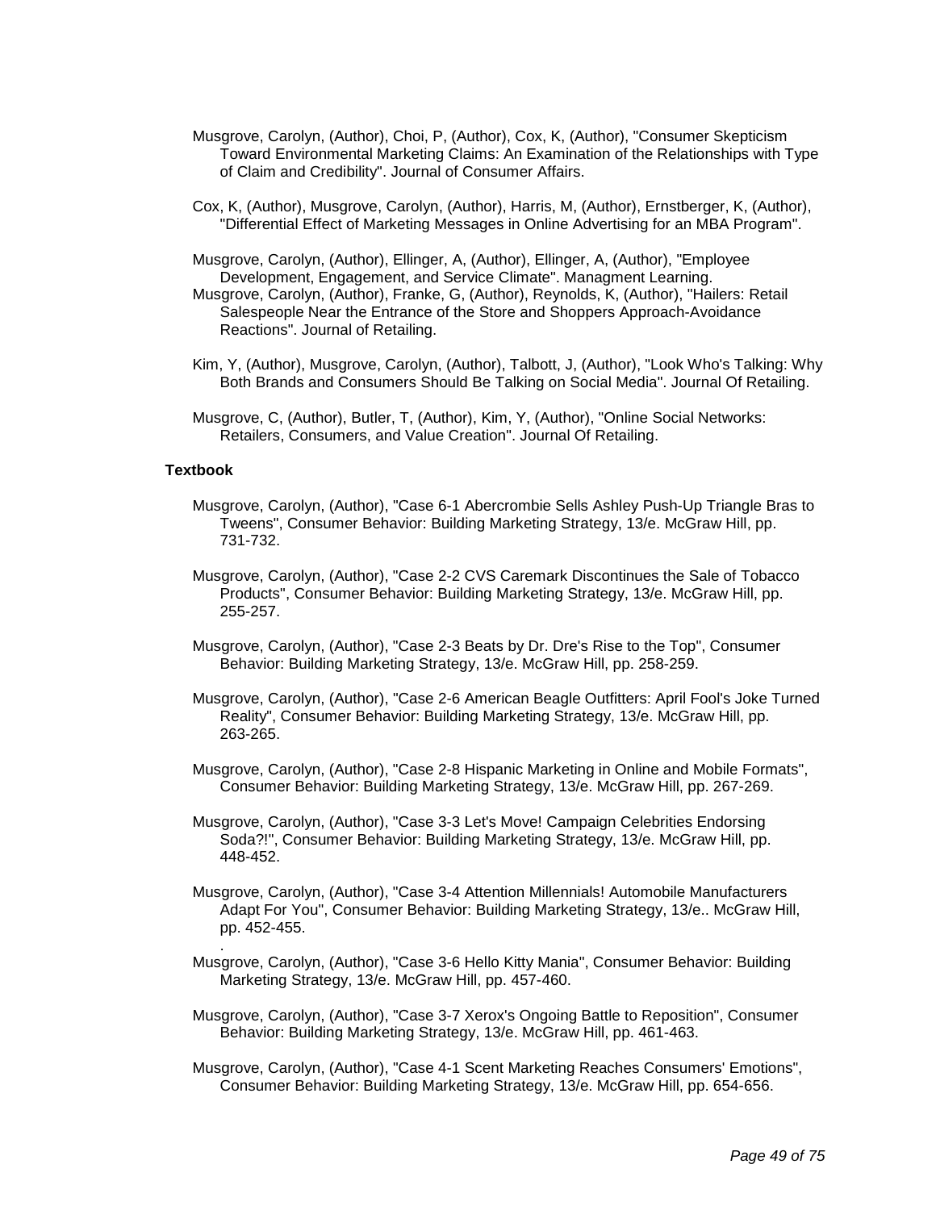Musgrove, Carolyn, (Author), Choi, P, (Author), Cox, K, (Author), "Consumer Skepticism Toward Environmental Marketing Claims: An Examination of the Relationships with Type of Claim and Credibility". Journal of Consumer Affairs.

Cox, K, (Author), Musgrove, Carolyn, (Author), Harris, M, (Author), Ernstberger, K, (Author), "Differential Effect of Marketing Messages in Online Advertising for an MBA Program".

Musgrove, Carolyn, (Author), Ellinger, A, (Author), Ellinger, A, (Author), "Employee Development, Engagement, and Service Climate". Managment Learning.

Musgrove, Carolyn, (Author), Franke, G, (Author), Reynolds, K, (Author), "Hailers: Retail Salespeople Near the Entrance of the Store and Shoppers Approach-Avoidance Reactions". Journal of Retailing.

Kim, Y, (Author), Musgrove, Carolyn, (Author), Talbott, J, (Author), "Look Who's Talking: Why Both Brands and Consumers Should Be Talking on Social Media". Journal Of Retailing.

Musgrove, C, (Author), Butler, T, (Author), Kim, Y, (Author), "Online Social Networks: Retailers, Consumers, and Value Creation". Journal Of Retailing.

**Textbook**

Musgrove, Carolyn, (Author), "Case 6-1 Abercrombie Sells Ashley Push-Up Triangle Bras to Tweens", Consumer Behavior: Building Marketing Strategy, 13/e. McGraw Hill, pp. 731-732.

Musgrove, Carolyn, (Author), "Case 2-2 CVS Caremark Discontinues the Sale of Tobacco Products", Consumer Behavior: Building Marketing Strategy, 13/e. McGraw Hill, pp. 255-257.

Musgrove, Carolyn, (Author), "Case 2-3 Beats by Dr. Dre's Rise to the Top", Consumer Behavior: Building Marketing Strategy, 13/e. McGraw Hill, pp. 258-259.

Musgrove, Carolyn, (Author), "Case 2-6 American Beagle Outfitters: April Fool's Joke Turned Reality", Consumer Behavior: Building Marketing Strategy, 13/e. McGraw Hill, pp. 263-265.

Musgrove, Carolyn, (Author), "Case 2-8 Hispanic Marketing in Online and Mobile Formats", Consumer Behavior: Building Marketing Strategy, 13/e. McGraw Hill, pp. 267-269.

Musgrove, Carolyn, (Author), "Case 3-3 Let's Move! Campaign Celebrities Endorsing Soda?!", Consumer Behavior: Building Marketing Strategy, 13/e. McGraw Hill, pp. 448-452.

Musgrove, Carolyn, (Author), "Case 3-4 Attention Millennials! Automobile Manufacturers Adapt For You", Consumer Behavior: Building Marketing Strategy, 13/e.. McGraw Hill, pp. 452-455.
.

Musgrove, Carolyn, (Author), "Case 3-6 Hello Kitty Mania", Consumer Behavior: Building Marketing Strategy, 13/e. McGraw Hill, pp. 457-460.

Musgrove, Carolyn, (Author), "Case 3-7 Xerox's Ongoing Battle to Reposition", Consumer Behavior: Building Marketing Strategy, 13/e. McGraw Hill, pp. 461-463.

Musgrove, Carolyn, (Author), "Case 4-1 Scent Marketing Reaches Consumers' Emotions", Consumer Behavior: Building Marketing Strategy, 13/e. McGraw Hill, pp. 654-656.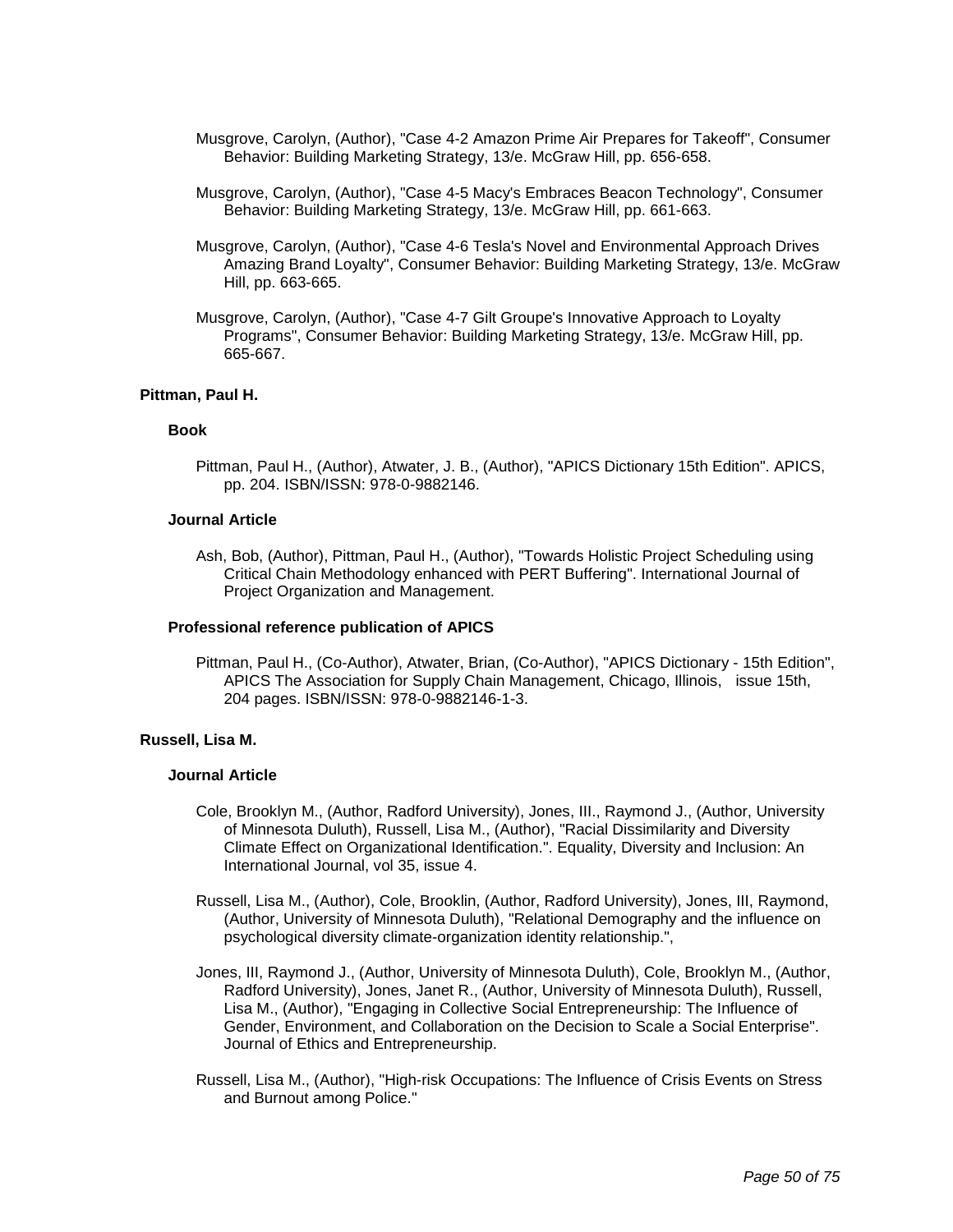Musgrove, Carolyn, (Author), "Case 4-2 Amazon Prime Air Prepares for Takeoff", Consumer Behavior: Building Marketing Strategy, 13/e. McGraw Hill, pp. 656-658.

Musgrove, Carolyn, (Author), "Case 4-5 Macy's Embraces Beacon Technology", Consumer Behavior: Building Marketing Strategy, 13/e. McGraw Hill, pp. 661-663.

Musgrove, Carolyn, (Author), "Case 4-6 Tesla's Novel and Environmental Approach Drives Amazing Brand Loyalty", Consumer Behavior: Building Marketing Strategy, 13/e. McGraw Hill, pp. 663-665.

Musgrove, Carolyn, (Author), "Case 4-7 Gilt Groupe's Innovative Approach to Loyalty Programs", Consumer Behavior: Building Marketing Strategy, 13/e. McGraw Hill, pp. 665-667.

### Pittman, Paul H.

#### Book

Pittman, Paul H., (Author), Atwater, J. B., (Author), "APICS Dictionary 15th Edition". APICS, pp. 204. ISBN/ISSN: 978-0-9882146.

#### Journal Article

Ash, Bob, (Author), Pittman, Paul H., (Author), "Towards Holistic Project Scheduling using Critical Chain Methodology enhanced with PERT Buffering". International Journal of Project Organization and Management.

#### Professional reference publication of APICS

Pittman, Paul H., (Co-Author), Atwater, Brian, (Co-Author), "APICS Dictionary - 15th Edition", APICS The Association for Supply Chain Management, Chicago, Illinois, issue 15th, 204 pages. ISBN/ISSN: 978-0-9882146-1-3.

### Russell, Lisa M.

#### Journal Article

Cole, Brooklyn M., (Author, Radford University), Jones, III., Raymond J., (Author, University of Minnesota Duluth), Russell, Lisa M., (Author), "Racial Dissimilarity and Diversity Climate Effect on Organizational Identification.". Equality, Diversity and Inclusion: An International Journal, vol 35, issue 4.

Russell, Lisa M., (Author), Cole, Brooklin, (Author, Radford University), Jones, III, Raymond, (Author, University of Minnesota Duluth), "Relational Demography and the influence on psychological diversity climate-organization identity relationship.",

Jones, III, Raymond J., (Author, University of Minnesota Duluth), Cole, Brooklyn M., (Author, Radford University), Jones, Janet R., (Author, University of Minnesota Duluth), Russell, Lisa M., (Author), "Engaging in Collective Social Entrepreneurship: The Influence of Gender, Environment, and Collaboration on the Decision to Scale a Social Enterprise". Journal of Ethics and Entrepreneurship.

Russell, Lisa M., (Author), "High-risk Occupations: The Influence of Crisis Events on Stress and Burnout among Police."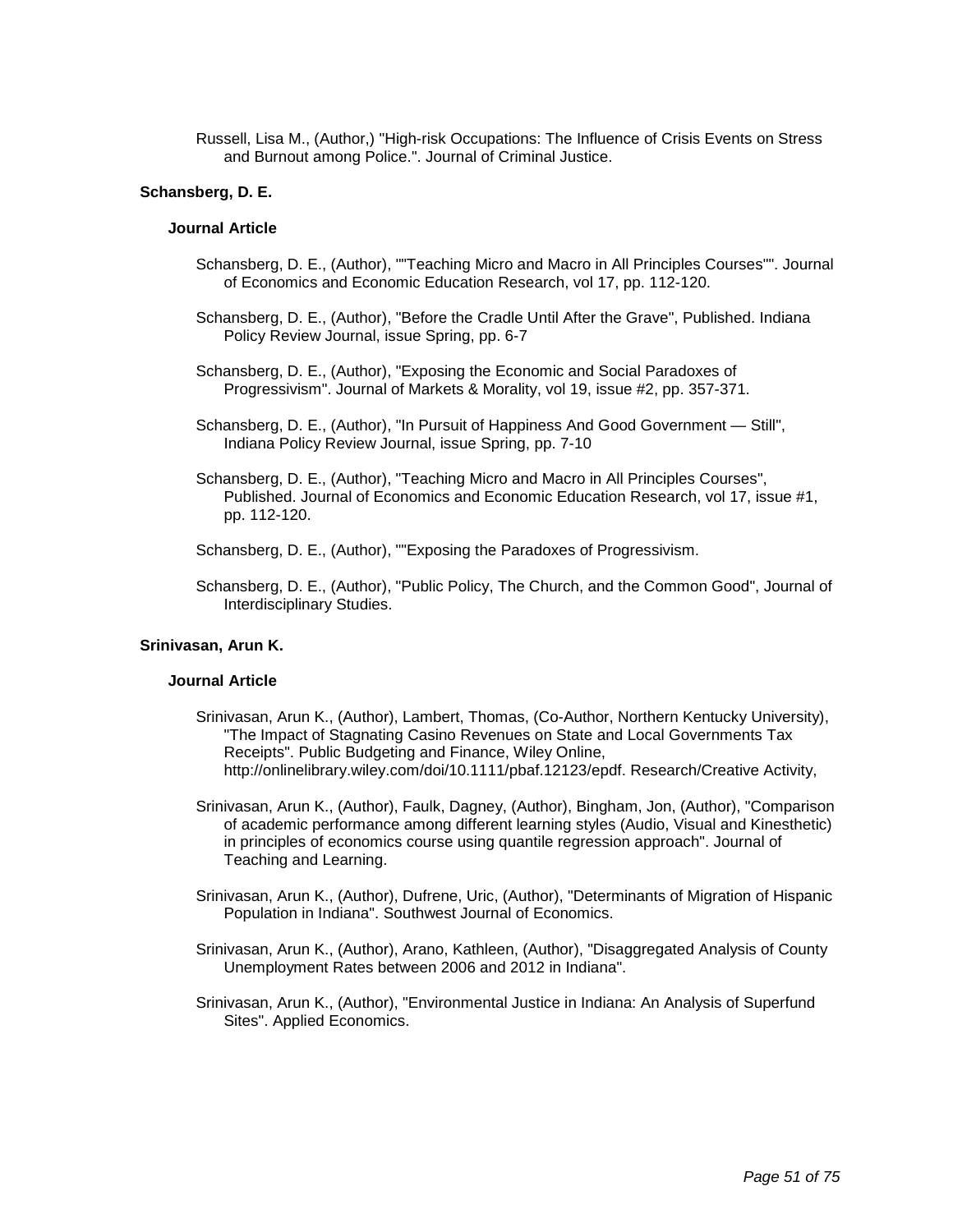Russell, Lisa M., (Author,) "High-risk Occupations: The Influence of Crisis Events on Stress and Burnout among Police.". Journal of Criminal Justice.

### Schansberg, D. E.

#### Journal Article

Schansberg, D. E., (Author), ""Teaching Micro and Macro in All Principles Courses"". Journal of Economics and Economic Education Research, vol 17, pp. 112-120.

Schansberg, D. E., (Author), "Before the Cradle Until After the Grave", Published. Indiana Policy Review Journal, issue Spring, pp. 6-7

Schansberg, D. E., (Author), "Exposing the Economic and Social Paradoxes of Progressivism". Journal of Markets & Morality, vol 19, issue #2, pp. 357-371.

Schansberg, D. E., (Author), "In Pursuit of Happiness And Good Government — Still", Indiana Policy Review Journal, issue Spring, pp. 7-10

Schansberg, D. E., (Author), "Teaching Micro and Macro in All Principles Courses", Published. Journal of Economics and Economic Education Research, vol 17, issue #1, pp. 112-120.

Schansberg, D. E., (Author), ""Exposing the Paradoxes of Progressivism.

Schansberg, D. E., (Author), "Public Policy, The Church, and the Common Good", Journal of Interdisciplinary Studies.

### Srinivasan, Arun K.

#### Journal Article

Srinivasan, Arun K., (Author), Lambert, Thomas, (Co-Author, Northern Kentucky University), "The Impact of Stagnating Casino Revenues on State and Local Governments Tax Receipts". Public Budgeting and Finance, Wiley Online, http://onlinelibrary.wiley.com/doi/10.1111/pbaf.12123/epdf. Research/Creative Activity,

Srinivasan, Arun K., (Author), Faulk, Dagney, (Author), Bingham, Jon, (Author), "Comparison of academic performance among different learning styles (Audio, Visual and Kinesthetic) in principles of economics course using quantile regression approach". Journal of Teaching and Learning.

Srinivasan, Arun K., (Author), Dufrene, Uric, (Author), "Determinants of Migration of Hispanic Population in Indiana". Southwest Journal of Economics.

Srinivasan, Arun K., (Author), Arano, Kathleen, (Author), "Disaggregated Analysis of County Unemployment Rates between 2006 and 2012 in Indiana".

Srinivasan, Arun K., (Author), "Environmental Justice in Indiana: An Analysis of Superfund Sites". Applied Economics.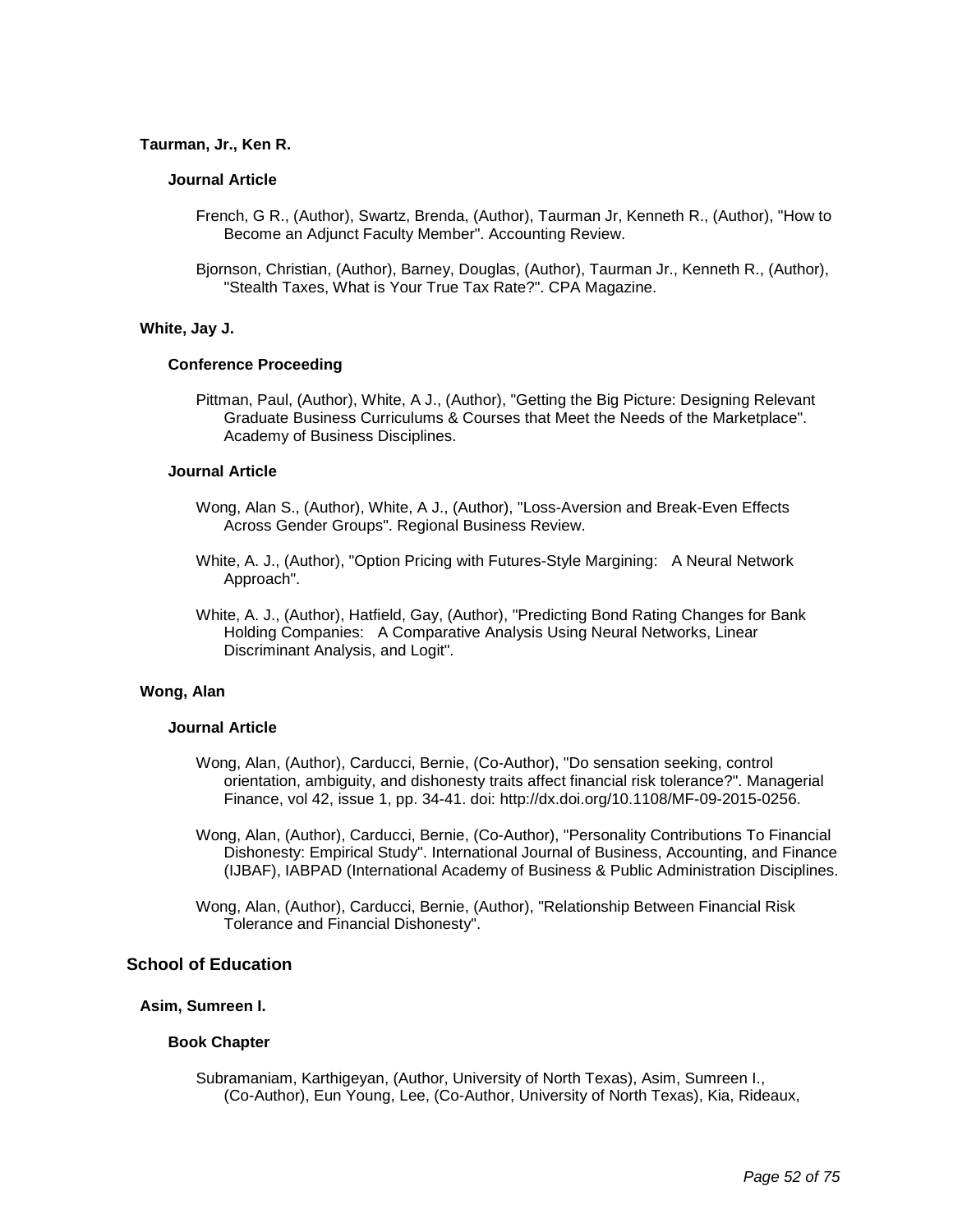### Taurman, Jr., Ken R.

#### Journal Article

French, G R., (Author), Swartz, Brenda, (Author), Taurman Jr, Kenneth R., (Author), "How to Become an Adjunct Faculty Member". Accounting Review.

Bjornson, Christian, (Author), Barney, Douglas, (Author), Taurman Jr., Kenneth R., (Author), "Stealth Taxes, What is Your True Tax Rate?". CPA Magazine.

### White, Jay J.

#### Conference Proceeding

Pittman, Paul, (Author), White, A J., (Author), "Getting the Big Picture: Designing Relevant Graduate Business Curriculums & Courses that Meet the Needs of the Marketplace". Academy of Business Disciplines.

#### Journal Article

Wong, Alan S., (Author), White, A J., (Author), "Loss-Aversion and Break-Even Effects Across Gender Groups". Regional Business Review.

White, A. J., (Author), "Option Pricing with Futures-Style Margining: A Neural Network Approach".

White, A. J., (Author), Hatfield, Gay, (Author), "Predicting Bond Rating Changes for Bank Holding Companies: A Comparative Analysis Using Neural Networks, Linear Discriminant Analysis, and Logit".

### Wong, Alan

#### Journal Article

Wong, Alan, (Author), Carducci, Bernie, (Co-Author), "Do sensation seeking, control orientation, ambiguity, and dishonesty traits affect financial risk tolerance?". Managerial Finance, vol 42, issue 1, pp. 34-41. doi: http://dx.doi.org/10.1108/MF-09-2015-0256.

Wong, Alan, (Author), Carducci, Bernie, (Co-Author), "Personality Contributions To Financial Dishonesty: Empirical Study". International Journal of Business, Accounting, and Finance (IJBAF), IABPAD (International Academy of Business & Public Administration Disciplines.

Wong, Alan, (Author), Carducci, Bernie, (Author), "Relationship Between Financial Risk Tolerance and Financial Dishonesty".

## School of Education

### Asim, Sumreen I.

#### Book Chapter

Subramaniam, Karthigeyan, (Author, University of North Texas), Asim, Sumreen I., (Co-Author), Eun Young, Lee, (Co-Author, University of North Texas), Kia, Rideaux,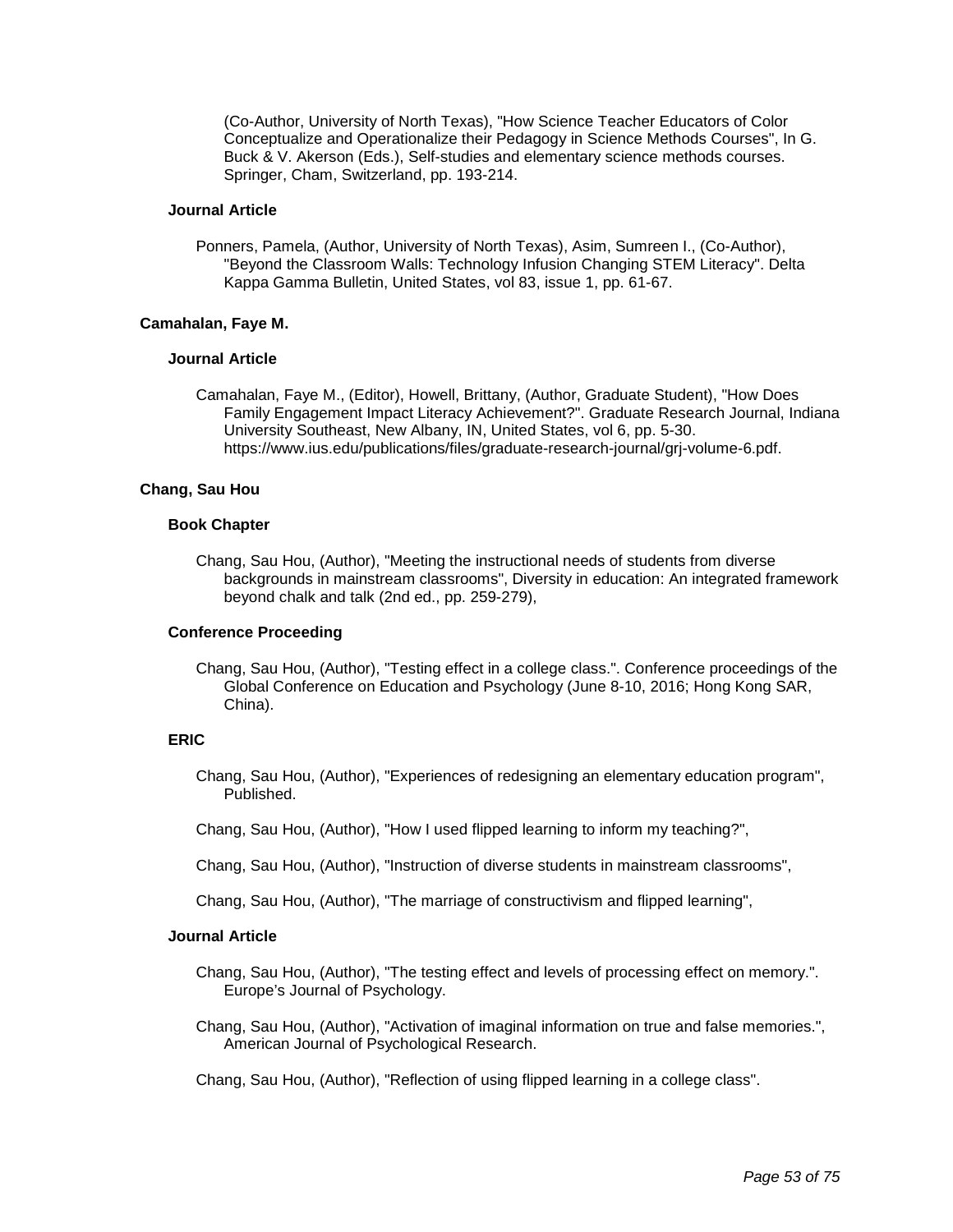(Co-Author, University of North Texas), "How Science Teacher Educators of Color Conceptualize and Operationalize their Pedagogy in Science Methods Courses", In G. Buck & V. Akerson (Eds.), Self-studies and elementary science methods courses. Springer, Cham, Switzerland, pp. 193-214.

#### Journal Article

Ponners, Pamela, (Author, University of North Texas), Asim, Sumreen I., (Co-Author), "Beyond the Classroom Walls: Technology Infusion Changing STEM Literacy". Delta Kappa Gamma Bulletin, United States, vol 83, issue 1, pp. 61-67.

### Camahalan, Faye M.

#### Journal Article

Camahalan, Faye M., (Editor), Howell, Brittany, (Author, Graduate Student), "How Does Family Engagement Impact Literacy Achievement?". Graduate Research Journal, Indiana University Southeast, New Albany, IN, United States, vol 6, pp. 5-30. https://www.ius.edu/publications/files/graduate-research-journal/grj-volume-6.pdf.

### Chang, Sau Hou

#### Book Chapter

Chang, Sau Hou, (Author), "Meeting the instructional needs of students from diverse backgrounds in mainstream classrooms", Diversity in education: An integrated framework beyond chalk and talk (2nd ed., pp. 259-279),

#### Conference Proceeding

Chang, Sau Hou, (Author), "Testing effect in a college class.". Conference proceedings of the Global Conference on Education and Psychology (June 8-10, 2016; Hong Kong SAR, China).

#### ERIC

Chang, Sau Hou, (Author), "Experiences of redesigning an elementary education program", Published.

Chang, Sau Hou, (Author), "How I used flipped learning to inform my teaching?",

Chang, Sau Hou, (Author), "Instruction of diverse students in mainstream classrooms",

Chang, Sau Hou, (Author), "The marriage of constructivism and flipped learning",

#### Journal Article

Chang, Sau Hou, (Author), "The testing effect and levels of processing effect on memory.". Europe's Journal of Psychology.

Chang, Sau Hou, (Author), "Activation of imaginal information on true and false memories.", American Journal of Psychological Research.

Chang, Sau Hou, (Author), "Reflection of using flipped learning in a college class".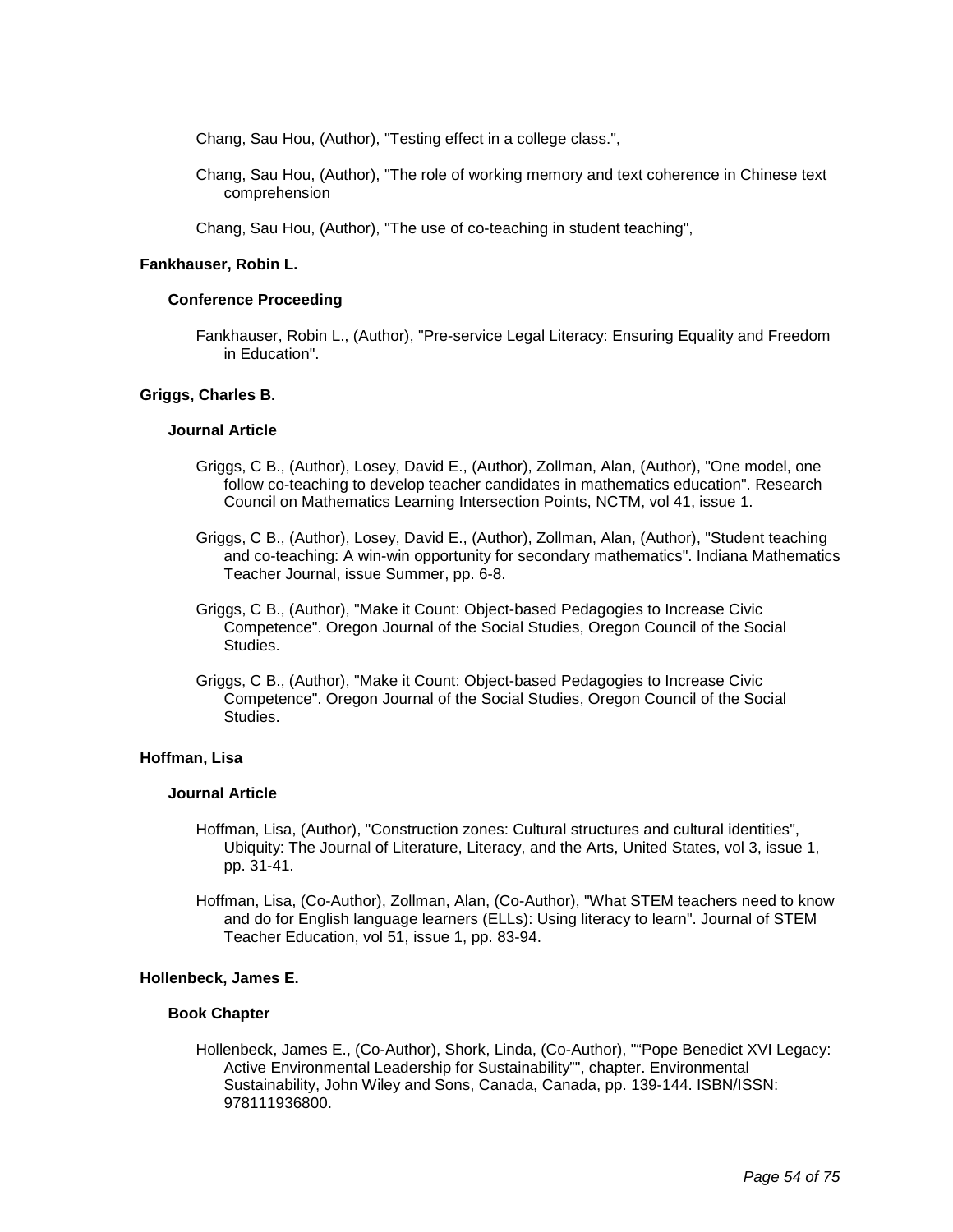Chang, Sau Hou, (Author), "Testing effect in a college class.",

Chang, Sau Hou, (Author), "The role of working memory and text coherence in Chinese text comprehension

Chang, Sau Hou, (Author), "The use of co-teaching in student teaching",

**Fankhauser, Robin L.**

**Conference Proceeding**

Fankhauser, Robin L., (Author), "Pre-service Legal Literacy: Ensuring Equality and Freedom in Education".

**Griggs, Charles B.**

**Journal Article**

Griggs, C B., (Author), Losey, David E., (Author), Zollman, Alan, (Author), "One model, one follow co-teaching to develop teacher candidates in mathematics education". Research Council on Mathematics Learning Intersection Points, NCTM, vol 41, issue 1.

Griggs, C B., (Author), Losey, David E., (Author), Zollman, Alan, (Author), "Student teaching and co-teaching: A win-win opportunity for secondary mathematics". Indiana Mathematics Teacher Journal, issue Summer, pp. 6-8.

Griggs, C B., (Author), "Make it Count: Object-based Pedagogies to Increase Civic Competence". Oregon Journal of the Social Studies, Oregon Council of the Social Studies.

Griggs, C B., (Author), "Make it Count: Object-based Pedagogies to Increase Civic Competence". Oregon Journal of the Social Studies, Oregon Council of the Social Studies.

**Hoffman, Lisa**

**Journal Article**

Hoffman, Lisa, (Author), "Construction zones: Cultural structures and cultural identities", Ubiquity: The Journal of Literature, Literacy, and the Arts, United States, vol 3, issue 1, pp. 31-41.

Hoffman, Lisa, (Co-Author), Zollman, Alan, (Co-Author), "What STEM teachers need to know and do for English language learners (ELLs): Using literacy to learn". Journal of STEM Teacher Education, vol 51, issue 1, pp. 83-94.

**Hollenbeck, James E.**

**Book Chapter**

Hollenbeck, James E., (Co-Author), Shork, Linda, (Co-Author), ""Pope Benedict XVI Legacy: Active Environmental Leadership for Sustainability"", chapter. Environmental Sustainability, John Wiley and Sons, Canada, Canada, pp. 139-144. ISBN/ISSN: 978111936800.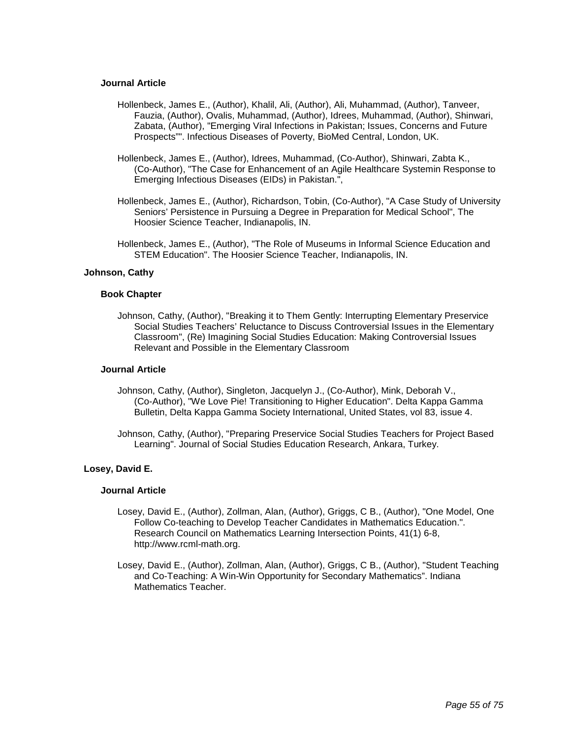### Journal Article

Hollenbeck, James E., (Author), Khalil, Ali, (Author), Ali, Muhammad, (Author), Tanveer, Fauzia, (Author), Ovalis, Muhammad, (Author), Idrees, Muhammad, (Author), Shinwari, Zabata, (Author), "Emerging Viral Infections in Pakistan; Issues, Concerns and Future Prospects"". Infectious Diseases of Poverty, BioMed Central, London, UK.

Hollenbeck, James E., (Author), Idrees, Muhammad, (Co-Author), Shinwari, Zabta K., (Co-Author), "The Case for Enhancement of an Agile Healthcare Systemin Response to Emerging Infectious Diseases (EIDs) in Pakistan.",

Hollenbeck, James E., (Author), Richardson, Tobin, (Co-Author), "A Case Study of University Seniors' Persistence in Pursuing a Degree in Preparation for Medical School", The Hoosier Science Teacher, Indianapolis, IN.

Hollenbeck, James E., (Author), "The Role of Museums in Informal Science Education and STEM Education". The Hoosier Science Teacher, Indianapolis, IN.

## Johnson, Cathy

### Book Chapter

Johnson, Cathy, (Author), "Breaking it to Them Gently: Interrupting Elementary Preservice Social Studies Teachers' Reluctance to Discuss Controversial Issues in the Elementary Classroom", (Re) Imagining Social Studies Education: Making Controversial Issues Relevant and Possible in the Elementary Classroom

### Journal Article

Johnson, Cathy, (Author), Singleton, Jacquelyn J., (Co-Author), Mink, Deborah V., (Co-Author), "We Love Pie! Transitioning to Higher Education". Delta Kappa Gamma Bulletin, Delta Kappa Gamma Society International, United States, vol 83, issue 4.

Johnson, Cathy, (Author), "Preparing Preservice Social Studies Teachers for Project Based Learning". Journal of Social Studies Education Research, Ankara, Turkey.

## Losey, David E.

### Journal Article

Losey, David E., (Author), Zollman, Alan, (Author), Griggs, C B., (Author), "One Model, One Follow Co-teaching to Develop Teacher Candidates in Mathematics Education.". Research Council on Mathematics Learning Intersection Points, 41(1) 6-8, http://www.rcml-math.org.

Losey, David E., (Author), Zollman, Alan, (Author), Griggs, C B., (Author), "Student Teaching and Co-Teaching: A Win-Win Opportunity for Secondary Mathematics". Indiana Mathematics Teacher.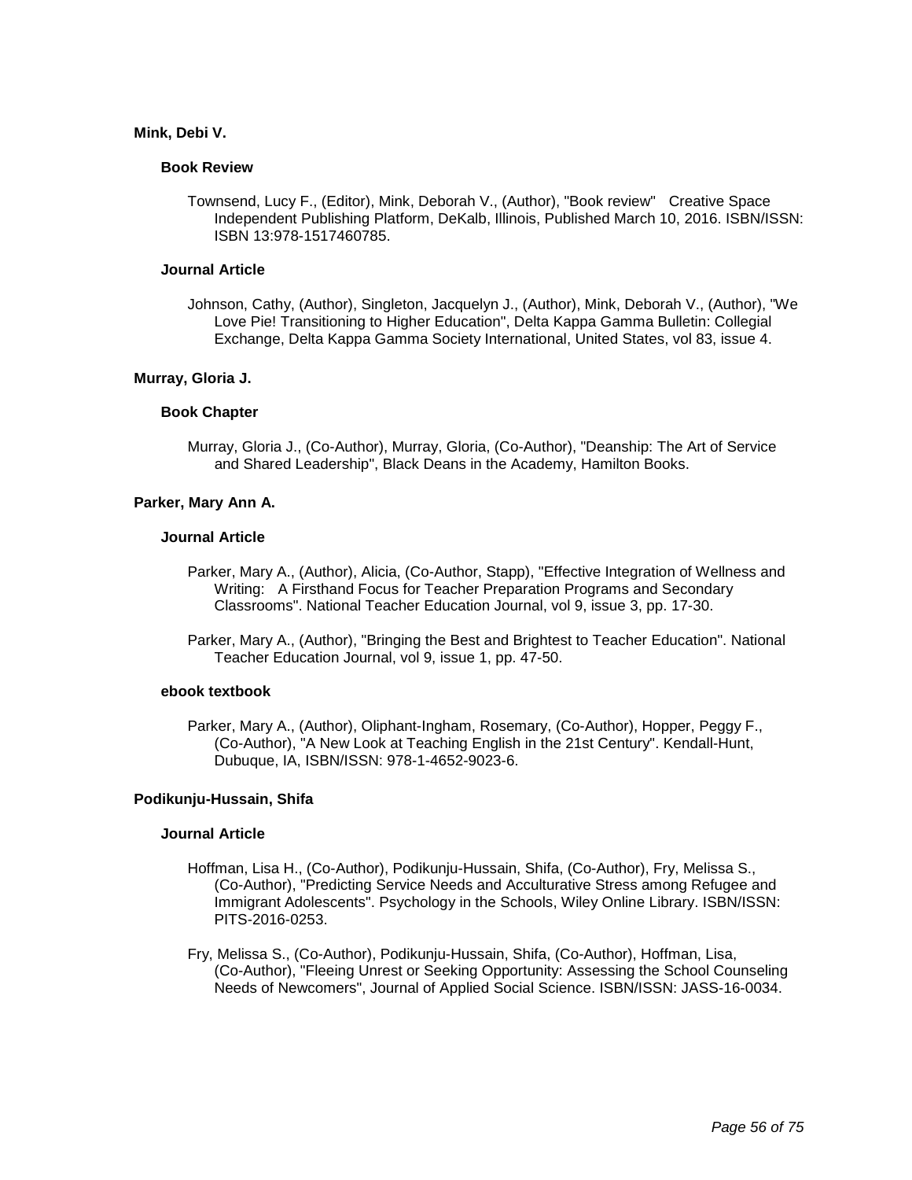### Mink, Debi V.

#### Book Review

Townsend, Lucy F., (Editor), Mink, Deborah V., (Author), "Book review" Creative Space Independent Publishing Platform, DeKalb, Illinois, Published March 10, 2016. ISBN/ISSN: ISBN 13:978-1517460785.

#### Journal Article

Johnson, Cathy, (Author), Singleton, Jacquelyn J., (Author), Mink, Deborah V., (Author), "We Love Pie! Transitioning to Higher Education", Delta Kappa Gamma Bulletin: Collegial Exchange, Delta Kappa Gamma Society International, United States, vol 83, issue 4.

### Murray, Gloria J.

#### Book Chapter

Murray, Gloria J., (Co-Author), Murray, Gloria, (Co-Author), "Deanship: The Art of Service and Shared Leadership", Black Deans in the Academy, Hamilton Books.

### Parker, Mary Ann A.

#### Journal Article

Parker, Mary A., (Author), Alicia, (Co-Author, Stapp), "Effective Integration of Wellness and Writing: A Firsthand Focus for Teacher Preparation Programs and Secondary Classrooms". National Teacher Education Journal, vol 9, issue 3, pp. 17-30.

Parker, Mary A., (Author), "Bringing the Best and Brightest to Teacher Education". National Teacher Education Journal, vol 9, issue 1, pp. 47-50.

#### ebook textbook

Parker, Mary A., (Author), Oliphant-Ingham, Rosemary, (Co-Author), Hopper, Peggy F., (Co-Author), "A New Look at Teaching English in the 21st Century". Kendall-Hunt, Dubuque, IA, ISBN/ISSN: 978-1-4652-9023-6.

### Podikunju-Hussain, Shifa

#### Journal Article

Hoffman, Lisa H., (Co-Author), Podikunju-Hussain, Shifa, (Co-Author), Fry, Melissa S., (Co-Author), "Predicting Service Needs and Acculturative Stress among Refugee and Immigrant Adolescents". Psychology in the Schools, Wiley Online Library. ISBN/ISSN: PITS-2016-0253.

Fry, Melissa S., (Co-Author), Podikunju-Hussain, Shifa, (Co-Author), Hoffman, Lisa, (Co-Author), "Fleeing Unrest or Seeking Opportunity: Assessing the School Counseling Needs of Newcomers", Journal of Applied Social Science. ISBN/ISSN: JASS-16-0034.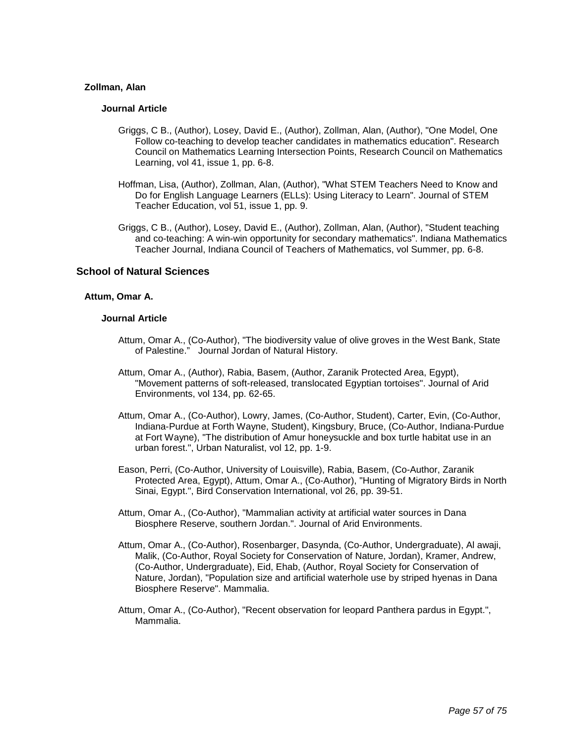#### Zollman, Alan

##### Journal Article

Griggs, C B., (Author), Losey, David E., (Author), Zollman, Alan, (Author), "One Model, One Follow co-teaching to develop teacher candidates in mathematics education". Research Council on Mathematics Learning Intersection Points, Research Council on Mathematics Learning, vol 41, issue 1, pp. 6-8.

Hoffman, Lisa, (Author), Zollman, Alan, (Author), "What STEM Teachers Need to Know and Do for English Language Learners (ELLs): Using Literacy to Learn". Journal of STEM Teacher Education, vol 51, issue 1, pp. 9.

Griggs, C B., (Author), Losey, David E., (Author), Zollman, Alan, (Author), "Student teaching and co-teaching: A win-win opportunity for secondary mathematics". Indiana Mathematics Teacher Journal, Indiana Council of Teachers of Mathematics, vol Summer, pp. 6-8.

### School of Natural Sciences

#### Attum, Omar A.

##### Journal Article

Attum, Omar A., (Co-Author), "The biodiversity value of olive groves in the West Bank, State of Palestine." Journal Jordan of Natural History.

Attum, Omar A., (Author), Rabia, Basem, (Author, Zaranik Protected Area, Egypt), "Movement patterns of soft-released, translocated Egyptian tortoises". Journal of Arid Environments, vol 134, pp. 62-65.

Attum, Omar A., (Co-Author), Lowry, James, (Co-Author, Student), Carter, Evin, (Co-Author, Indiana-Purdue at Forth Wayne, Student), Kingsbury, Bruce, (Co-Author, Indiana-Purdue at Fort Wayne), "The distribution of Amur honeysuckle and box turtle habitat use in an urban forest.", Urban Naturalist, vol 12, pp. 1-9.

Eason, Perri, (Co-Author, University of Louisville), Rabia, Basem, (Co-Author, Zaranik Protected Area, Egypt), Attum, Omar A., (Co-Author), "Hunting of Migratory Birds in North Sinai, Egypt.", Bird Conservation International, vol 26, pp. 39-51.

Attum, Omar A., (Co-Author), "Mammalian activity at artificial water sources in Dana Biosphere Reserve, southern Jordan.". Journal of Arid Environments.

Attum, Omar A., (Co-Author), Rosenbarger, Dasynda, (Co-Author, Undergraduate), Al awaji, Malik, (Co-Author, Royal Society for Conservation of Nature, Jordan), Kramer, Andrew, (Co-Author, Undergraduate), Eid, Ehab, (Author, Royal Society for Conservation of Nature, Jordan), "Population size and artificial waterhole use by striped hyenas in Dana Biosphere Reserve". Mammalia.

Attum, Omar A., (Co-Author), "Recent observation for leopard Panthera pardus in Egypt.", Mammalia.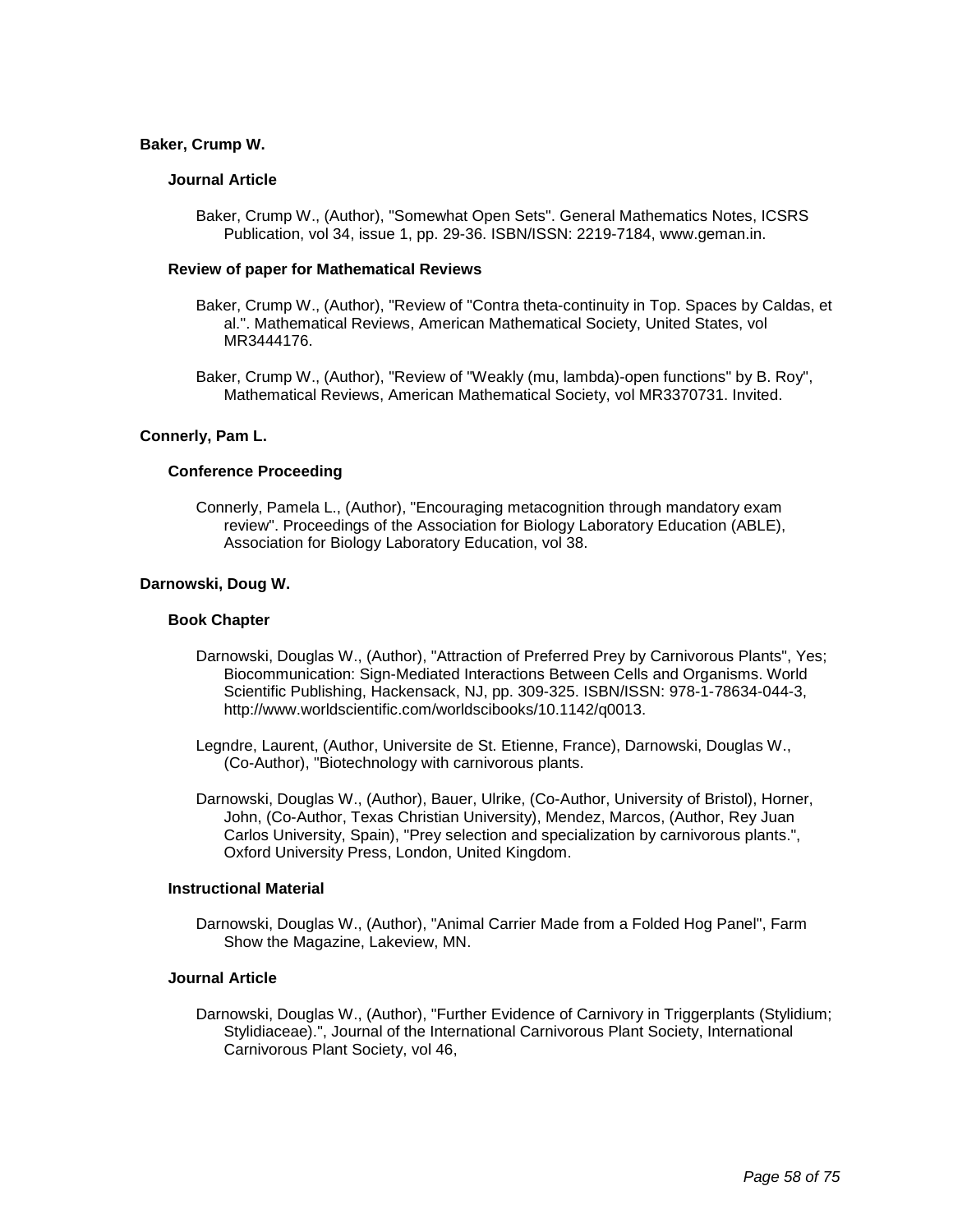**Baker, Crump W.**

**Journal Article**

Baker, Crump W., (Author), "Somewhat Open Sets". General Mathematics Notes, ICSRS Publication, vol 34, issue 1, pp. 29-36. ISBN/ISSN: 2219-7184, www.geman.in.

**Review of paper for Mathematical Reviews**

Baker, Crump W., (Author), "Review of "Contra theta-continuity in Top. Spaces by Caldas, et al.". Mathematical Reviews, American Mathematical Society, United States, vol MR3444176.

Baker, Crump W., (Author), "Review of "Weakly (mu, lambda)-open functions" by B. Roy", Mathematical Reviews, American Mathematical Society, vol MR3370731. Invited.

**Connerly, Pam L.**

**Conference Proceeding**

Connerly, Pamela L., (Author), "Encouraging metacognition through mandatory exam review". Proceedings of the Association for Biology Laboratory Education (ABLE), Association for Biology Laboratory Education, vol 38.

**Darnowski, Doug W.**

**Book Chapter**

Darnowski, Douglas W., (Author), "Attraction of Preferred Prey by Carnivorous Plants", Yes; Biocommunication: Sign-Mediated Interactions Between Cells and Organisms. World Scientific Publishing, Hackensack, NJ, pp. 309-325. ISBN/ISSN: 978-1-78634-044-3, http://www.worldscientific.com/worldscibooks/10.1142/q0013.

Legndre, Laurent, (Author, Universite de St. Etienne, France), Darnowski, Douglas W., (Co-Author), "Biotechnology with carnivorous plants.

Darnowski, Douglas W., (Author), Bauer, Ulrike, (Co-Author, University of Bristol), Horner, John, (Co-Author, Texas Christian University), Mendez, Marcos, (Author, Rey Juan Carlos University, Spain), "Prey selection and specialization by carnivorous plants.", Oxford University Press, London, United Kingdom.

**Instructional Material**

Darnowski, Douglas W., (Author), "Animal Carrier Made from a Folded Hog Panel", Farm Show the Magazine, Lakeview, MN.

**Journal Article**

Darnowski, Douglas W., (Author), "Further Evidence of Carnivory in Triggerplants (Stylidium; Stylidiaceae).", Journal of the International Carnivorous Plant Society, International Carnivorous Plant Society, vol 46,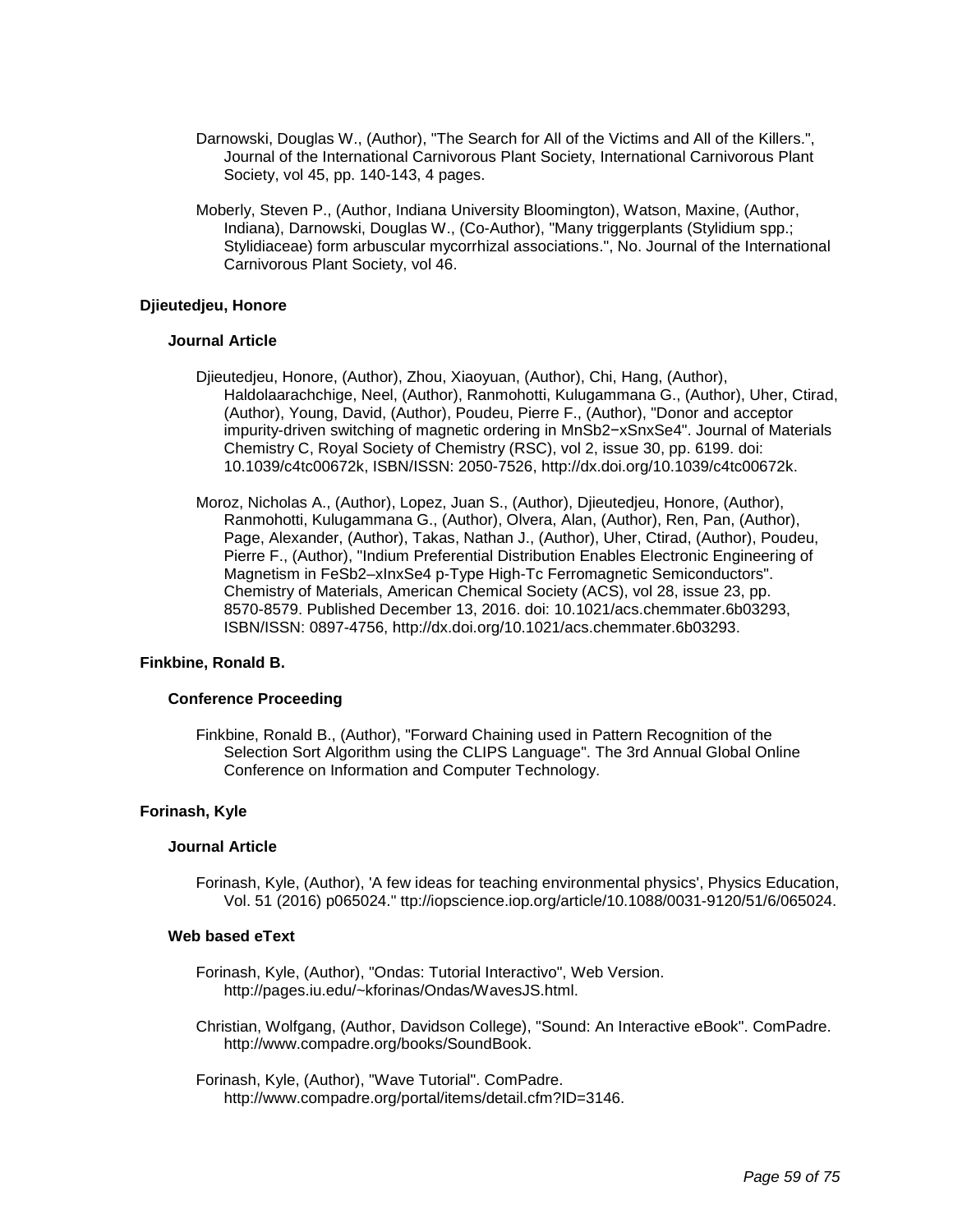Darnowski, Douglas W., (Author), "The Search for All of the Victims and All of the Killers.", Journal of the International Carnivorous Plant Society, International Carnivorous Plant Society, vol 45, pp. 140-143, 4 pages.

Moberly, Steven P., (Author, Indiana University Bloomington), Watson, Maxine, (Author, Indiana), Darnowski, Douglas W., (Co-Author), "Many triggerplants (Stylidium spp.; Stylidiaceae) form arbuscular mycorrhizal associations.", No. Journal of the International Carnivorous Plant Society, vol 46.

### Djieutedjeu, Honore

#### Journal Article

Djieutedjeu, Honore, (Author), Zhou, Xiaoyuan, (Author), Chi, Hang, (Author), Haldolaarachchige, Neel, (Author), Ranmohotti, Kulugammana G., (Author), Uher, Ctirad, (Author), Young, David, (Author), Poudeu, Pierre F., (Author), "Donor and acceptor impurity-driven switching of magnetic ordering in $MnSb_{2-x}Sn_xSe_4$". Journal of Materials Chemistry C, Royal Society of Chemistry (RSC), vol 2, issue 30, pp. 6199. doi: 10.1039/c4tc00672k, ISBN/ISSN: 2050-7526, http://dx.doi.org/10.1039/c4tc00672k.

Moroz, Nicholas A., (Author), Lopez, Juan S., (Author), Djieutedjeu, Honore, (Author), Ranmohotti, Kulugammana G., (Author), Olvera, Alan, (Author), Ren, Pan, (Author), Page, Alexander, (Author), Takas, Nathan J., (Author), Uher, Ctirad, (Author), Poudeu, Pierre F., (Author), "Indium Preferential Distribution Enables Electronic Engineering of Magnetism in $FeSb_2–_xIn_xSe_4$ p-Type High-Tc Ferromagnetic Semiconductors". Chemistry of Materials, American Chemical Society (ACS), vol 28, issue 23, pp. 8570-8579. Published December 13, 2016. doi: 10.1021/acs.chemmater.6b03293, ISBN/ISSN: 0897-4756, http://dx.doi.org/10.1021/acs.chemmater.6b03293.

### Finkbine, Ronald B.

#### Conference Proceeding

Finkbine, Ronald B., (Author), "Forward Chaining used in Pattern Recognition of the Selection Sort Algorithm using the CLIPS Language". The 3rd Annual Global Online Conference on Information and Computer Technology.

### Forinash, Kyle

#### Journal Article

Forinash, Kyle, (Author), 'A few ideas for teaching environmental physics', Physics Education, Vol. 51 (2016) p065024." ttp://iopscience.iop.org/article/10.1088/0031-9120/51/6/065024.

#### Web based eText

Forinash, Kyle, (Author), "Ondas: Tutorial Interactivo", Web Version. http://pages.iu.edu/~kforinas/Ondas/WavesJS.html.

Christian, Wolfgang, (Author, Davidson College), "Sound: An Interactive eBook". ComPadre. http://www.compadre.org/books/SoundBook.

Forinash, Kyle, (Author), "Wave Tutorial". ComPadre. http://www.compadre.org/portal/items/detail.cfm?ID=3146.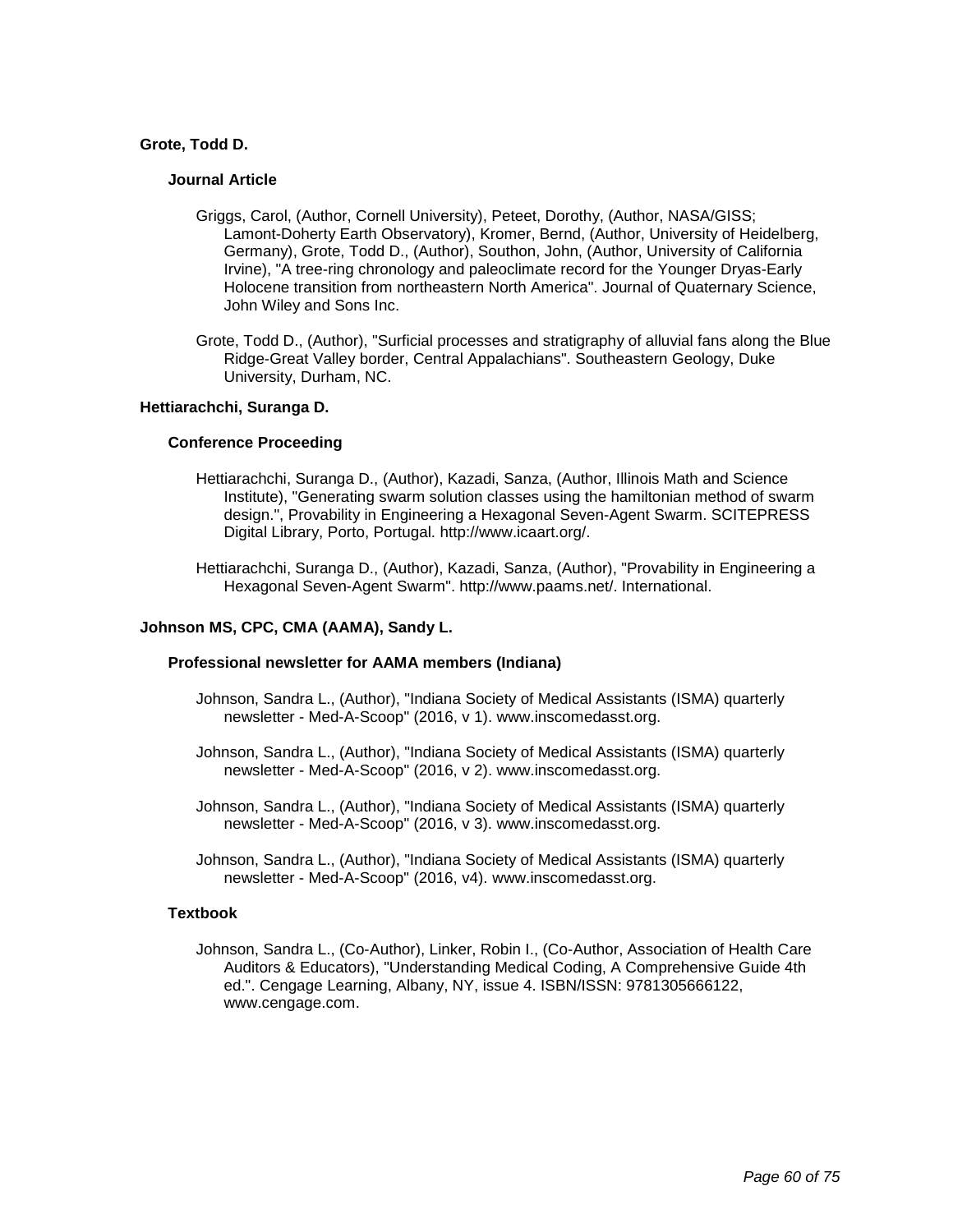### Grote, Todd D.

#### Journal Article

Griggs, Carol, (Author, Cornell University), Peteet, Dorothy, (Author, NASA/GISS; Lamont-Doherty Earth Observatory), Kromer, Bernd, (Author, University of Heidelberg, Germany), Grote, Todd D., (Author), Southon, John, (Author, University of California Irvine), "A tree-ring chronology and paleoclimate record for the Younger Dryas-Early Holocene transition from northeastern North America". Journal of Quaternary Science, John Wiley and Sons Inc.

Grote, Todd D., (Author), "Surficial processes and stratigraphy of alluvial fans along the Blue Ridge-Great Valley border, Central Appalachians". Southeastern Geology, Duke University, Durham, NC.

### Hettiarachchi, Suranga D.

#### Conference Proceeding

Hettiarachchi, Suranga D., (Author), Kazadi, Sanza, (Author, Illinois Math and Science Institute), "Generating swarm solution classes using the hamiltonian method of swarm design.", Provability in Engineering a Hexagonal Seven-Agent Swarm. SCITEPRESS Digital Library, Porto, Portugal. http://www.icaart.org/.

Hettiarachchi, Suranga D., (Author), Kazadi, Sanza, (Author), "Provability in Engineering a Hexagonal Seven-Agent Swarm". http://www.paams.net/. International.

### Johnson MS, CPC, CMA (AAMA), Sandy L.

#### Professional newsletter for AAMA members (Indiana)

Johnson, Sandra L., (Author), "Indiana Society of Medical Assistants (ISMA) quarterly newsletter - Med-A-Scoop" (2016, v 1). www.inscomedasst.org.

Johnson, Sandra L., (Author), "Indiana Society of Medical Assistants (ISMA) quarterly newsletter - Med-A-Scoop" (2016, v 2). www.inscomedasst.org.

Johnson, Sandra L., (Author), "Indiana Society of Medical Assistants (ISMA) quarterly newsletter - Med-A-Scoop" (2016, v 3). www.inscomedasst.org.

Johnson, Sandra L., (Author), "Indiana Society of Medical Assistants (ISMA) quarterly newsletter - Med-A-Scoop" (2016, v4). www.inscomedasst.org.

#### Textbook

Johnson, Sandra L., (Co-Author), Linker, Robin I., (Co-Author, Association of Health Care Auditors & Educators), "Understanding Medical Coding, A Comprehensive Guide 4th ed.". Cengage Learning, Albany, NY, issue 4. ISBN/ISSN: 9781305666122, www.cengage.com.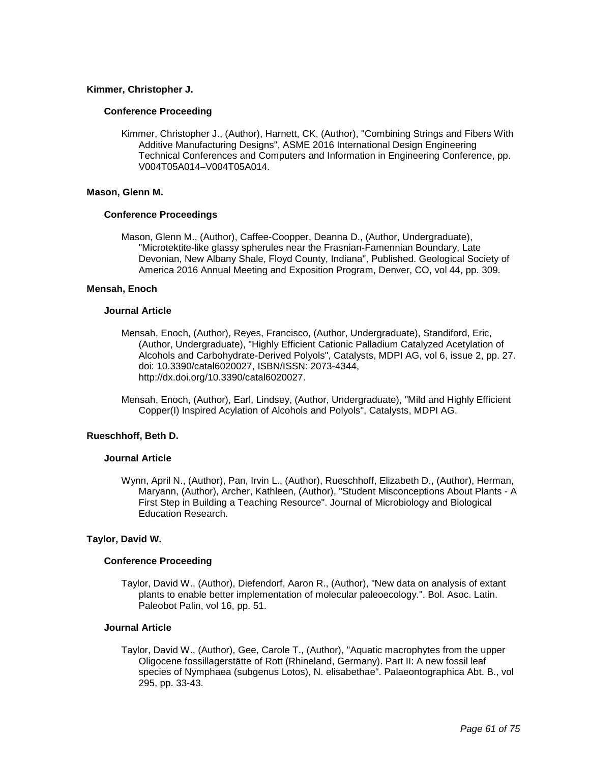### Kimmer, Christopher J.

#### Conference Proceeding

Kimmer, Christopher J., (Author), Harnett, CK, (Author), "Combining Strings and Fibers With Additive Manufacturing Designs", ASME 2016 International Design Engineering Technical Conferences and Computers and Information in Engineering Conference, pp. V004T05A014–V004T05A014.

### Mason, Glenn M.

#### Conference Proceedings

Mason, Glenn M., (Author), Caffee-Coopper, Deanna D., (Author, Undergraduate), "Microtektite-like glassy spherules near the Frasnian-Famennian Boundary, Late Devonian, New Albany Shale, Floyd County, Indiana", Published. Geological Society of America 2016 Annual Meeting and Exposition Program, Denver, CO, vol 44, pp. 309.

### Mensah, Enoch

#### Journal Article

Mensah, Enoch, (Author), Reyes, Francisco, (Author, Undergraduate), Standiford, Eric, (Author, Undergraduate), "Highly Efficient Cationic Palladium Catalyzed Acetylation of Alcohols and Carbohydrate-Derived Polyols", Catalysts, MDPI AG, vol 6, issue 2, pp. 27. doi: 10.3390/catal6020027, ISBN/ISSN: 2073-4344, http://dx.doi.org/10.3390/catal6020027.

Mensah, Enoch, (Author), Earl, Lindsey, (Author, Undergraduate), "Mild and Highly Efficient Copper(I) Inspired Acylation of Alcohols and Polyols", Catalysts, MDPI AG.

### Rueschhoff, Beth D.

#### Journal Article

Wynn, April N., (Author), Pan, Irvin L., (Author), Rueschhoff, Elizabeth D., (Author), Herman, Maryann, (Author), Archer, Kathleen, (Author), "Student Misconceptions About Plants - A First Step in Building a Teaching Resource". Journal of Microbiology and Biological Education Research.

### Taylor, David W.

#### Conference Proceeding

Taylor, David W., (Author), Diefendorf, Aaron R., (Author), "New data on analysis of extant plants to enable better implementation of molecular paleoecology.". Bol. Asoc. Latin. Paleobot Palin, vol 16, pp. 51.

#### Journal Article

Taylor, David W., (Author), Gee, Carole T., (Author), "Aquatic macrophytes from the upper Oligocene fossillagerstätte of Rott (Rhineland, Germany). Part II: A new fossil leaf species of Nymphaea (subgenus Lotos), N. elisabethae". Palaeontographica Abt. B., vol 295, pp. 33-43.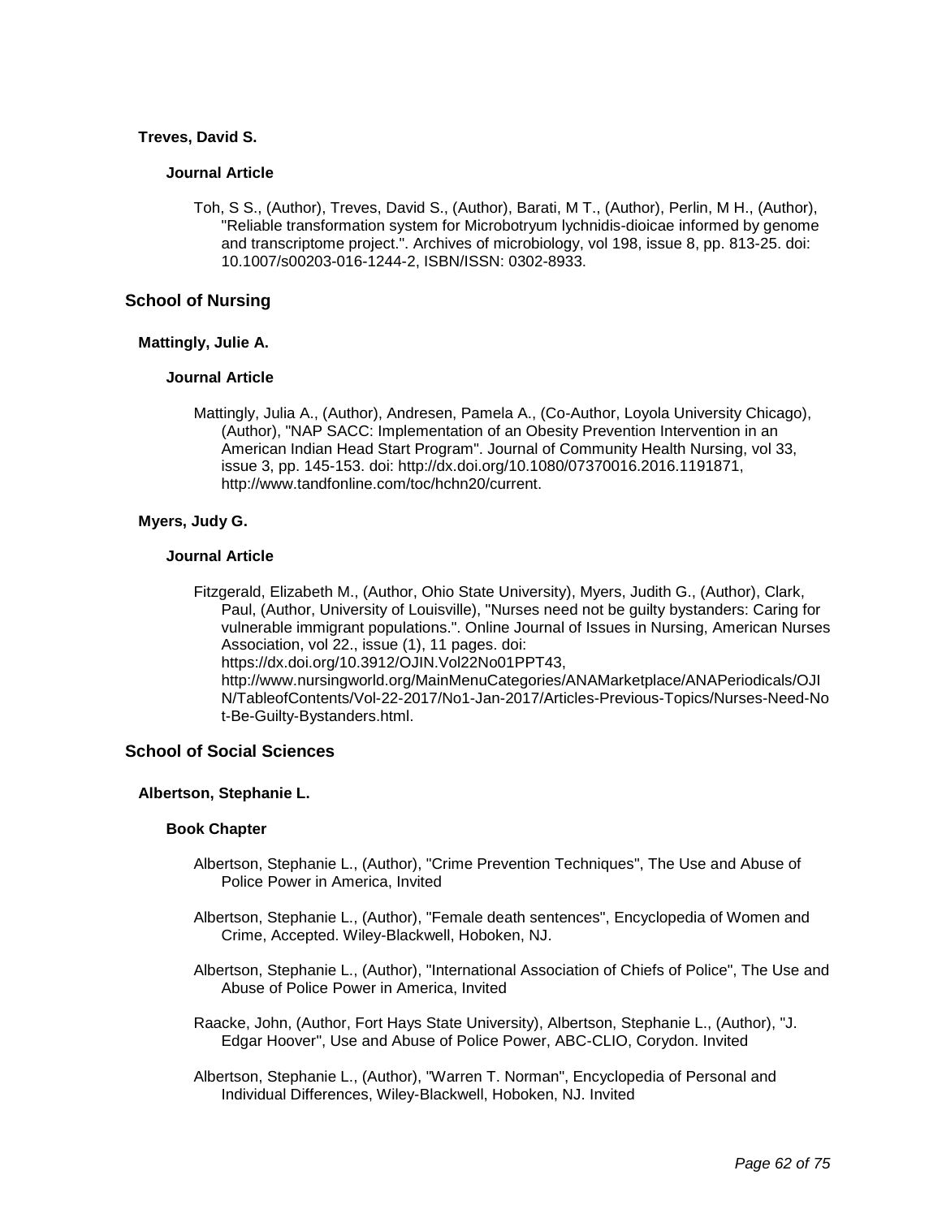#### Treves, David S.

##### Journal Article

Toh, S S., (Author), Treves, David S., (Author), Barati, M T., (Author), Perlin, M H., (Author), "Reliable transformation system for Microbotryum lychnidis-dioicae informed by genome and transcriptome project.". Archives of microbiology, vol 198, issue 8, pp. 813-25. doi: 10.1007/s00203-016-1244-2, ISBN/ISSN: 0302-8933.

### School of Nursing

#### Mattingly, Julie A.

##### Journal Article

Mattingly, Julia A., (Author), Andresen, Pamela A., (Co-Author, Loyola University Chicago), (Author), "NAP SACC: Implementation of an Obesity Prevention Intervention in an American Indian Head Start Program". Journal of Community Health Nursing, vol 33, issue 3, pp. 145-153. doi: http://dx.doi.org/10.1080/07370016.2016.1191871, http://www.tandfonline.com/toc/hchn20/current.

#### Myers, Judy G.

##### Journal Article

Fitzgerald, Elizabeth M., (Author, Ohio State University), Myers, Judith G., (Author), Clark, Paul, (Author, University of Louisville), "Nurses need not be guilty bystanders: Caring for vulnerable immigrant populations.". Online Journal of Issues in Nursing, American Nurses Association, vol 22., issue (1), 11 pages. doi: https://dx.doi.org/10.3912/OJIN.Vol22No01PPT43, http://www.nursingworld.org/MainMenuCategories/ANAMarketplace/ANAPeriodicals/OJIN/TableofContents/Vol-22-2017/No1-Jan-2017/Articles-Previous-Topics/Nurses-Need-Not-Be-Guilty-Bystanders.html.

### School of Social Sciences

#### Albertson, Stephanie L.

##### Book Chapter

Albertson, Stephanie L., (Author), "Crime Prevention Techniques", The Use and Abuse of Police Power in America, Invited

Albertson, Stephanie L., (Author), "Female death sentences", Encyclopedia of Women and Crime, Accepted. Wiley-Blackwell, Hoboken, NJ.

Albertson, Stephanie L., (Author), "International Association of Chiefs of Police", The Use and Abuse of Police Power in America, Invited

Raacke, John, (Author, Fort Hays State University), Albertson, Stephanie L., (Author), "J. Edgar Hoover", Use and Abuse of Police Power, ABC-CLIO, Corydon. Invited

Albertson, Stephanie L., (Author), "Warren T. Norman", Encyclopedia of Personal and Individual Differences, Wiley-Blackwell, Hoboken, NJ. Invited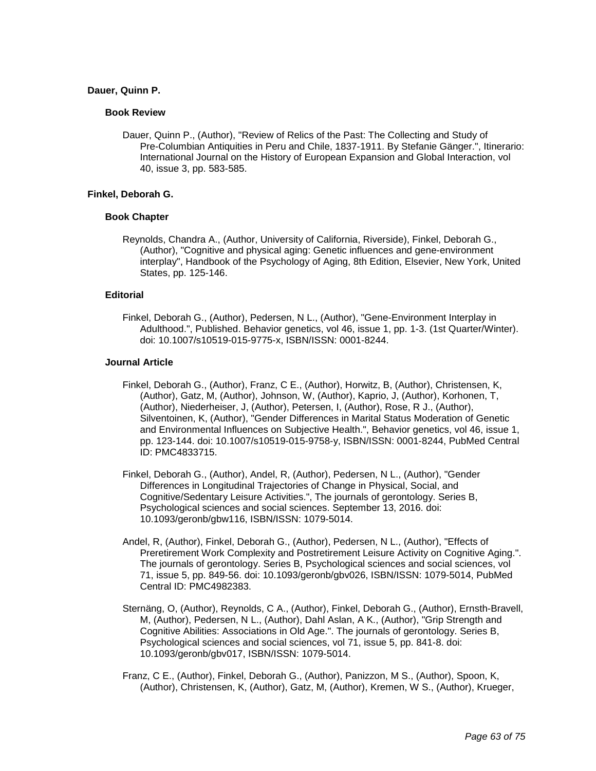**Dauer, Quinn P.**

**Book Review**

Dauer, Quinn P., (Author), "Review of Relics of the Past: The Collecting and Study of Pre-Columbian Antiquities in Peru and Chile, 1837-1911. By Stefanie Gänger.", Itinerario: International Journal on the History of European Expansion and Global Interaction, vol 40, issue 3, pp. 583-585.

**Finkel, Deborah G.**

**Book Chapter**

Reynolds, Chandra A., (Author, University of California, Riverside), Finkel, Deborah G., (Author), "Cognitive and physical aging: Genetic influences and gene-environment interplay", Handbook of the Psychology of Aging, 8th Edition, Elsevier, New York, United States, pp. 125-146.

**Editorial**

Finkel, Deborah G., (Author), Pedersen, N L., (Author), "Gene-Environment Interplay in Adulthood.", Published. Behavior genetics, vol 46, issue 1, pp. 1-3. (1st Quarter/Winter). doi: 10.1007/s10519-015-9775-x, ISBN/ISSN: 0001-8244.

**Journal Article**

Finkel, Deborah G., (Author), Franz, C E., (Author), Horwitz, B, (Author), Christensen, K, (Author), Gatz, M, (Author), Johnson, W, (Author), Kaprio, J, (Author), Korhonen, T, (Author), Niederheiser, J, (Author), Petersen, I, (Author), Rose, R J., (Author), Silventoinen, K, (Author), "Gender Differences in Marital Status Moderation of Genetic and Environmental Influences on Subjective Health.", Behavior genetics, vol 46, issue 1, pp. 123-144. doi: 10.1007/s10519-015-9758-y, ISBN/ISSN: 0001-8244, PubMed Central ID: PMC4833715.

Finkel, Deborah G., (Author), Andel, R, (Author), Pedersen, N L., (Author), "Gender Differences in Longitudinal Trajectories of Change in Physical, Social, and Cognitive/Sedentary Leisure Activities.", The journals of gerontology. Series B, Psychological sciences and social sciences. September 13, 2016. doi: 10.1093/geronb/gbw116, ISBN/ISSN: 1079-5014.

Andel, R, (Author), Finkel, Deborah G., (Author), Pedersen, N L., (Author), "Effects of Preretirement Work Complexity and Postretirement Leisure Activity on Cognitive Aging.". The journals of gerontology. Series B, Psychological sciences and social sciences, vol 71, issue 5, pp. 849-56. doi: 10.1093/geronb/gbv026, ISBN/ISSN: 1079-5014, PubMed Central ID: PMC4982383.

Sternäng, O, (Author), Reynolds, C A., (Author), Finkel, Deborah G., (Author), Ernsth-Bravell, M, (Author), Pedersen, N L., (Author), Dahl Aslan, A K., (Author), "Grip Strength and Cognitive Abilities: Associations in Old Age.". The journals of gerontology. Series B, Psychological sciences and social sciences, vol 71, issue 5, pp. 841-8. doi: 10.1093/geronb/gbv017, ISBN/ISSN: 1079-5014.

Franz, C E., (Author), Finkel, Deborah G., (Author), Panizzon, M S., (Author), Spoon, K, (Author), Christensen, K, (Author), Gatz, M, (Author), Kremen, W S., (Author), Krueger,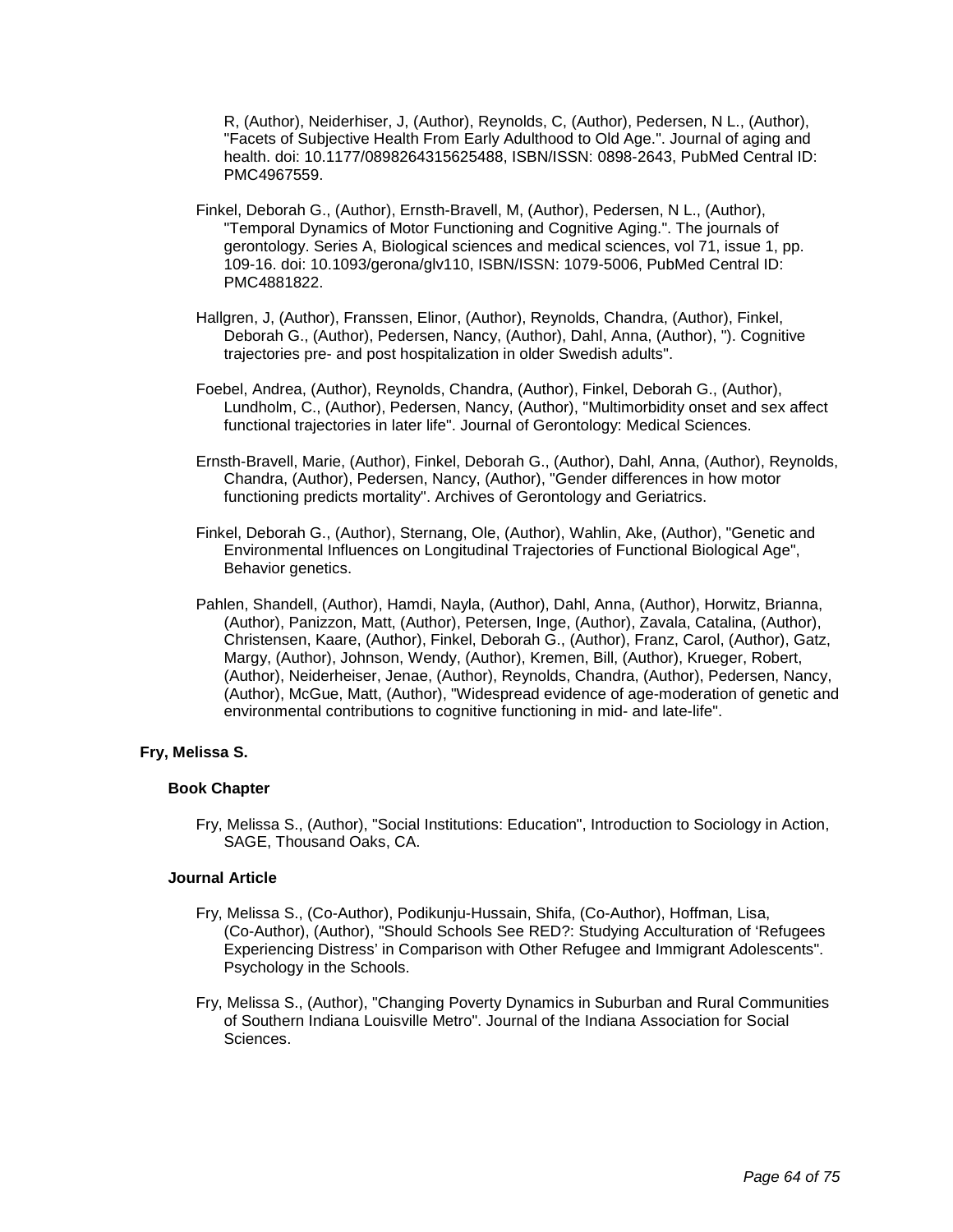R, (Author), Neiderhiser, J, (Author), Reynolds, C, (Author), Pedersen, N L., (Author), "Facets of Subjective Health From Early Adulthood to Old Age.". Journal of aging and health. doi: 10.1177/0898264315625488, ISBN/ISSN: 0898-2643, PubMed Central ID: PMC4967559.

Finkel, Deborah G., (Author), Ernsth-Bravell, M, (Author), Pedersen, N L., (Author), "Temporal Dynamics of Motor Functioning and Cognitive Aging.". The journals of gerontology. Series A, Biological sciences and medical sciences, vol 71, issue 1, pp. 109-16. doi: 10.1093/gerona/glv110, ISBN/ISSN: 1079-5006, PubMed Central ID: PMC4881822.

Hallgren, J, (Author), Franssen, Elinor, (Author), Reynolds, Chandra, (Author), Finkel, Deborah G., (Author), Pedersen, Nancy, (Author), Dahl, Anna, (Author), "). Cognitive trajectories pre- and post hospitalization in older Swedish adults".

Foebel, Andrea, (Author), Reynolds, Chandra, (Author), Finkel, Deborah G., (Author), Lundholm, C., (Author), Pedersen, Nancy, (Author), "Multimorbidity onset and sex affect functional trajectories in later life". Journal of Gerontology: Medical Sciences.

Ernsth-Bravell, Marie, (Author), Finkel, Deborah G., (Author), Dahl, Anna, (Author), Reynolds, Chandra, (Author), Pedersen, Nancy, (Author), "Gender differences in how motor functioning predicts mortality". Archives of Gerontology and Geriatrics.

Finkel, Deborah G., (Author), Sternang, Ole, (Author), Wahlin, Ake, (Author), "Genetic and Environmental Influences on Longitudinal Trajectories of Functional Biological Age", Behavior genetics.

Pahlen, Shandell, (Author), Hamdi, Nayla, (Author), Dahl, Anna, (Author), Horwitz, Brianna, (Author), Panizzon, Matt, (Author), Petersen, Inge, (Author), Zavala, Catalina, (Author), Christensen, Kaare, (Author), Finkel, Deborah G., (Author), Franz, Carol, (Author), Gatz, Margy, (Author), Johnson, Wendy, (Author), Kremen, Bill, (Author), Krueger, Robert, (Author), Neiderheiser, Jenae, (Author), Reynolds, Chandra, (Author), Pedersen, Nancy, (Author), McGue, Matt, (Author), "Widespread evidence of age-moderation of genetic and environmental contributions to cognitive functioning in mid- and late-life".

### Fry, Melissa S.

#### Book Chapter

Fry, Melissa S., (Author), "Social Institutions: Education", Introduction to Sociology in Action, SAGE, Thousand Oaks, CA.

#### Journal Article

Fry, Melissa S., (Co-Author), Podikunju-Hussain, Shifa, (Co-Author), Hoffman, Lisa, (Co-Author), (Author), "Should Schools See RED?: Studying Acculturation of 'Refugees Experiencing Distress' in Comparison with Other Refugee and Immigrant Adolescents". Psychology in the Schools.

Fry, Melissa S., (Author), "Changing Poverty Dynamics in Suburban and Rural Communities of Southern Indiana Louisville Metro". Journal of the Indiana Association for Social Sciences.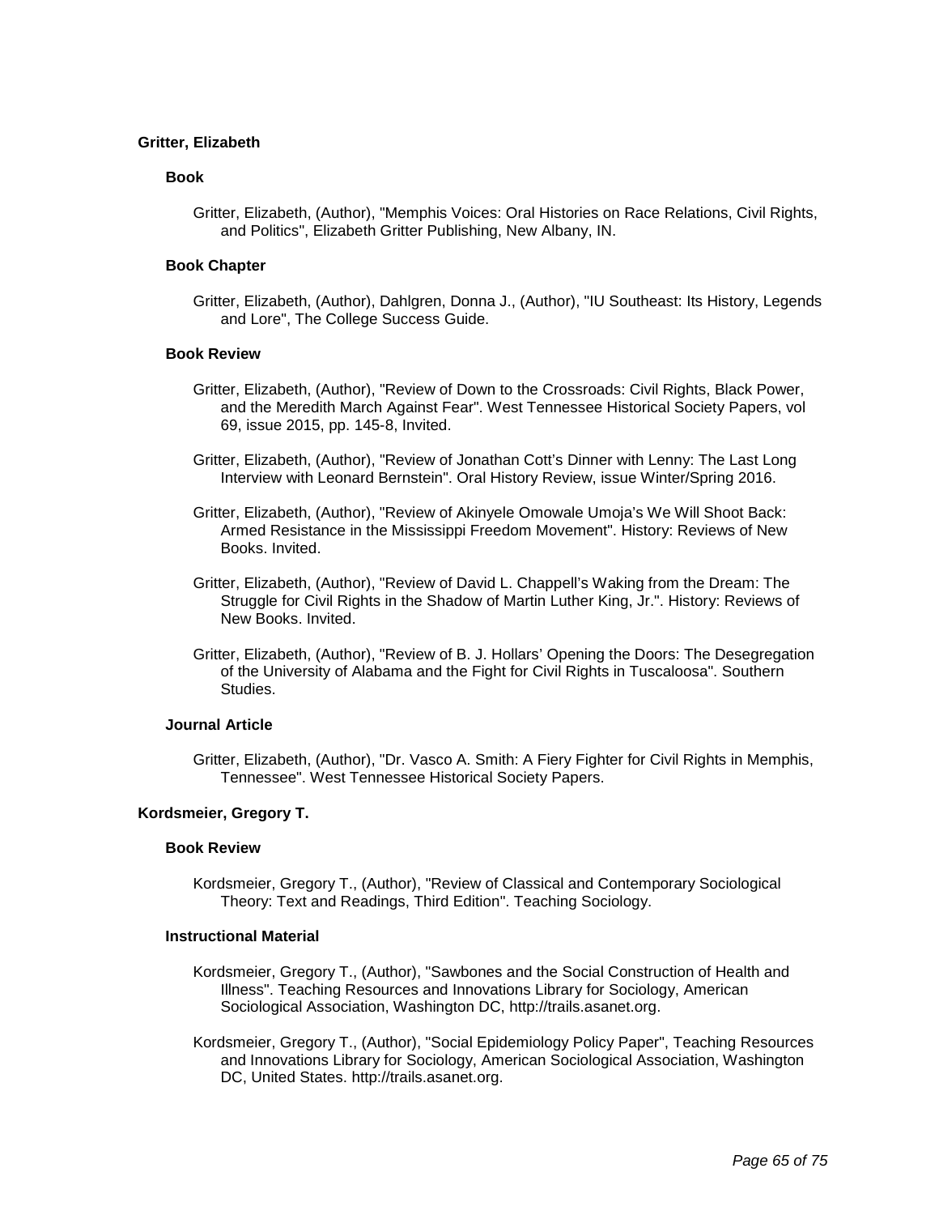## Gritter, Elizabeth

### Book

Gritter, Elizabeth, (Author), "Memphis Voices: Oral Histories on Race Relations, Civil Rights, and Politics", Elizabeth Gritter Publishing, New Albany, IN.

### Book Chapter

Gritter, Elizabeth, (Author), Dahlgren, Donna J., (Author), "IU Southeast: Its History, Legends and Lore", The College Success Guide.

### Book Review

Gritter, Elizabeth, (Author), "Review of Down to the Crossroads: Civil Rights, Black Power, and the Meredith March Against Fear". West Tennessee Historical Society Papers, vol 69, issue 2015, pp. 145-8, Invited.

Gritter, Elizabeth, (Author), "Review of Jonathan Cott's Dinner with Lenny: The Last Long Interview with Leonard Bernstein". Oral History Review, issue Winter/Spring 2016.

Gritter, Elizabeth, (Author), "Review of Akinyele Omowale Umoja's We Will Shoot Back: Armed Resistance in the Mississippi Freedom Movement". History: Reviews of New Books. Invited.

Gritter, Elizabeth, (Author), "Review of David L. Chappell's Waking from the Dream: The Struggle for Civil Rights in the Shadow of Martin Luther King, Jr.". History: Reviews of New Books. Invited.

Gritter, Elizabeth, (Author), "Review of B. J. Hollars' Opening the Doors: The Desegregation of the University of Alabama and the Fight for Civil Rights in Tuscaloosa". Southern Studies.

### Journal Article

Gritter, Elizabeth, (Author), "Dr. Vasco A. Smith: A Fiery Fighter for Civil Rights in Memphis, Tennessee". West Tennessee Historical Society Papers.

## Kordsmeier, Gregory T.

### Book Review

Kordsmeier, Gregory T., (Author), "Review of Classical and Contemporary Sociological Theory: Text and Readings, Third Edition". Teaching Sociology.

### Instructional Material

Kordsmeier, Gregory T., (Author), "Sawbones and the Social Construction of Health and Illness". Teaching Resources and Innovations Library for Sociology, American Sociological Association, Washington DC, http://trails.asanet.org.

Kordsmeier, Gregory T., (Author), "Social Epidemiology Policy Paper", Teaching Resources and Innovations Library for Sociology, American Sociological Association, Washington DC, United States. http://trails.asanet.org.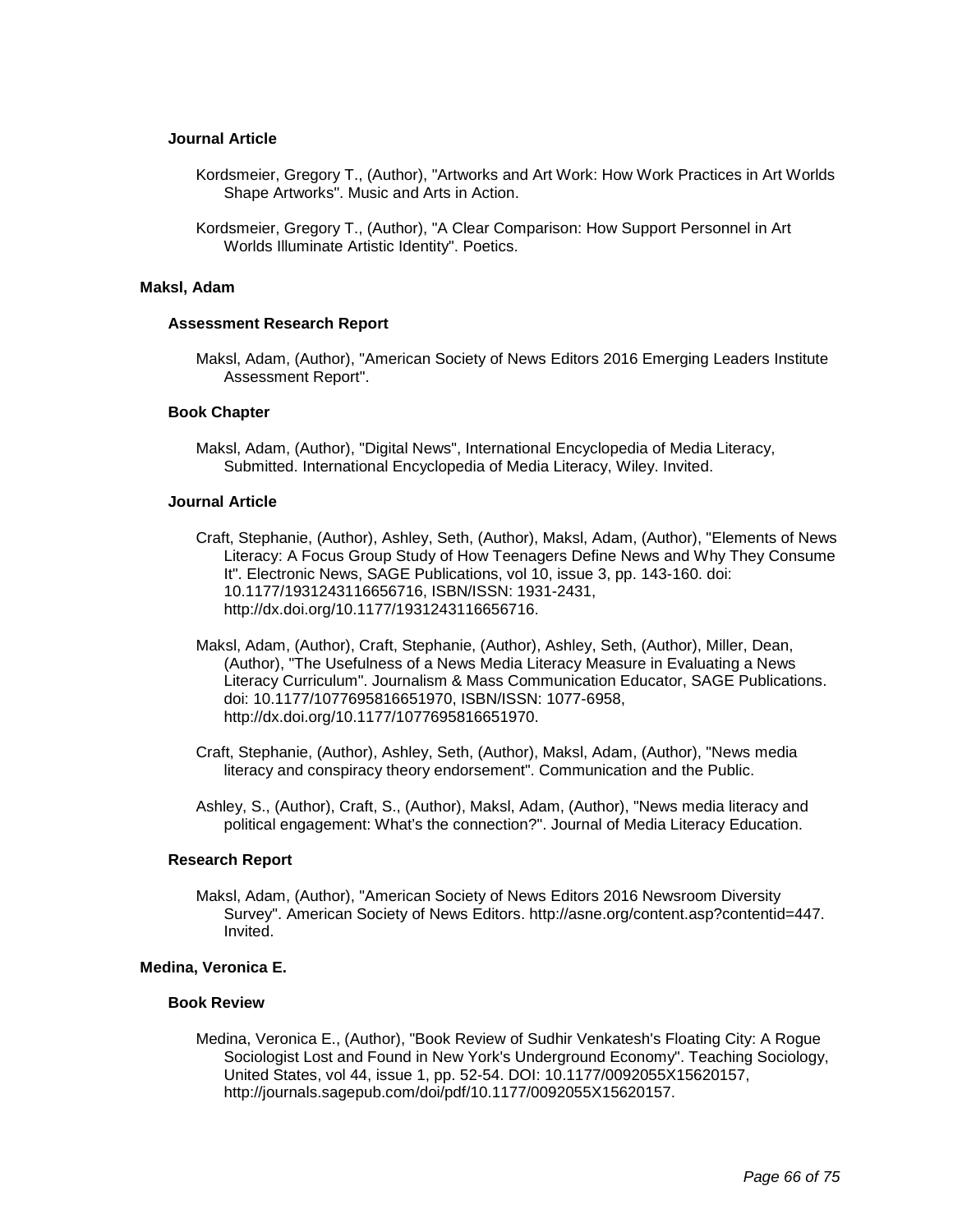#### Journal Article

Kordsmeier, Gregory T., (Author), "Artworks and Art Work: How Work Practices in Art Worlds Shape Artworks". Music and Arts in Action.

Kordsmeier, Gregory T., (Author), "A Clear Comparison: How Support Personnel in Art Worlds Illuminate Artistic Identity". Poetics.

### Maksl, Adam

#### Assessment Research Report

Maksl, Adam, (Author), "American Society of News Editors 2016 Emerging Leaders Institute Assessment Report".

#### Book Chapter

Maksl, Adam, (Author), "Digital News", International Encyclopedia of Media Literacy, Submitted. International Encyclopedia of Media Literacy, Wiley. Invited.

#### Journal Article

Craft, Stephanie, (Author), Ashley, Seth, (Author), Maksl, Adam, (Author), "Elements of News Literacy: A Focus Group Study of How Teenagers Define News and Why They Consume It". Electronic News, SAGE Publications, vol 10, issue 3, pp. 143-160. doi: 10.1177/1931243116656716, ISBN/ISSN: 1931-2431, http://dx.doi.org/10.1177/1931243116656716.

Maksl, Adam, (Author), Craft, Stephanie, (Author), Ashley, Seth, (Author), Miller, Dean, (Author), "The Usefulness of a News Media Literacy Measure in Evaluating a News Literacy Curriculum". Journalism & Mass Communication Educator, SAGE Publications. doi: 10.1177/1077695816651970, ISBN/ISSN: 1077-6958, http://dx.doi.org/10.1177/1077695816651970.

Craft, Stephanie, (Author), Ashley, Seth, (Author), Maksl, Adam, (Author), "News media literacy and conspiracy theory endorsement". Communication and the Public.

Ashley, S., (Author), Craft, S., (Author), Maksl, Adam, (Author), "News media literacy and political engagement: What's the connection?". Journal of Media Literacy Education.

#### Research Report

Maksl, Adam, (Author), "American Society of News Editors 2016 Newsroom Diversity Survey". American Society of News Editors. http://asne.org/content.asp?contentid=447. Invited.

### Medina, Veronica E.

#### Book Review

Medina, Veronica E., (Author), "Book Review of Sudhir Venkatesh's Floating City: A Rogue Sociologist Lost and Found in New York's Underground Economy". Teaching Sociology, United States, vol 44, issue 1, pp. 52-54. DOI: 10.1177/0092055X15620157, http://journals.sagepub.com/doi/pdf/10.1177/0092055X15620157.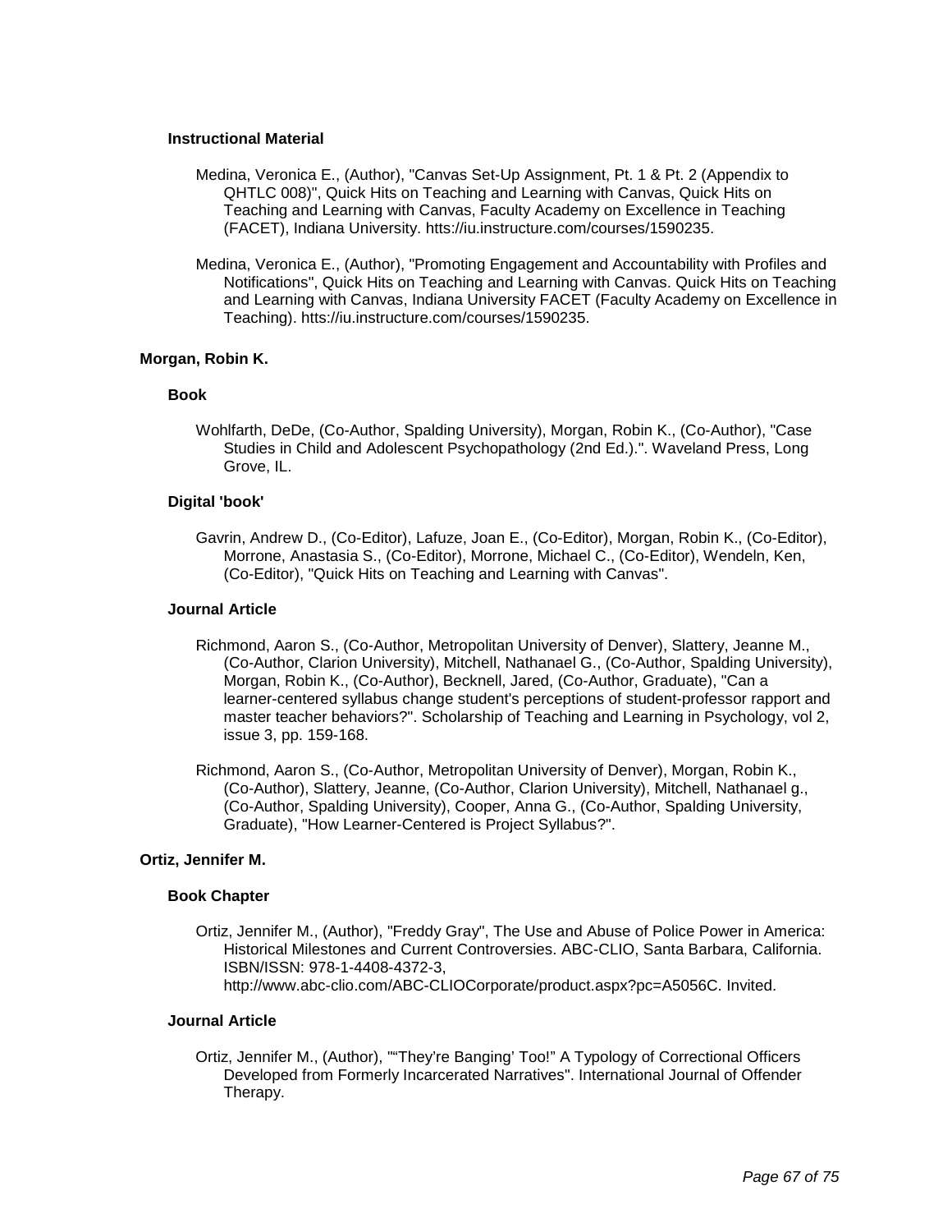### Instructional Material

Medina, Veronica E., (Author), "Canvas Set-Up Assignment, Pt. 1 & Pt. 2 (Appendix to QHTLC 008)", Quick Hits on Teaching and Learning with Canvas, Quick Hits on Teaching and Learning with Canvas, Faculty Academy on Excellence in Teaching (FACET), Indiana University. htts://iu.instructure.com/courses/1590235.

Medina, Veronica E., (Author), "Promoting Engagement and Accountability with Profiles and Notifications", Quick Hits on Teaching and Learning with Canvas. Quick Hits on Teaching and Learning with Canvas, Indiana University FACET (Faculty Academy on Excellence in Teaching). htts://iu.instructure.com/courses/1590235.

## Morgan, Robin K.

### Book

Wohlfarth, DeDe, (Co-Author, Spalding University), Morgan, Robin K., (Co-Author), "Case Studies in Child and Adolescent Psychopathology (2nd Ed.).". Waveland Press, Long Grove, IL.

### Digital 'book'

Gavrin, Andrew D., (Co-Editor), Lafuze, Joan E., (Co-Editor), Morgan, Robin K., (Co-Editor), Morrone, Anastasia S., (Co-Editor), Morrone, Michael C., (Co-Editor), Wendeln, Ken, (Co-Editor), "Quick Hits on Teaching and Learning with Canvas".

### Journal Article

Richmond, Aaron S., (Co-Author, Metropolitan University of Denver), Slattery, Jeanne M., (Co-Author, Clarion University), Mitchell, Nathanael G., (Co-Author, Spalding University), Morgan, Robin K., (Co-Author), Becknell, Jared, (Co-Author, Graduate), "Can a learner-centered syllabus change student's perceptions of student-professor rapport and master teacher behaviors?". Scholarship of Teaching and Learning in Psychology, vol 2, issue 3, pp. 159-168.

Richmond, Aaron S., (Co-Author, Metropolitan University of Denver), Morgan, Robin K., (Co-Author), Slattery, Jeanne, (Co-Author, Clarion University), Mitchell, Nathanael g., (Co-Author, Spalding University), Cooper, Anna G., (Co-Author, Spalding University, Graduate), "How Learner-Centered is Project Syllabus?".

## Ortiz, Jennifer M.

### Book Chapter

Ortiz, Jennifer M., (Author), "Freddy Gray", The Use and Abuse of Police Power in America: Historical Milestones and Current Controversies. ABC-CLIO, Santa Barbara, California. ISBN/ISSN: 978-1-4408-4372-3, http://www.abc-clio.com/ABC-CLIOCorporate/product.aspx?pc=A5056C. Invited.

### Journal Article

Ortiz, Jennifer M., (Author), "“They’re Banging’ Too!” A Typology of Correctional Officers Developed from Formerly Incarcerated Narratives". International Journal of Offender Therapy.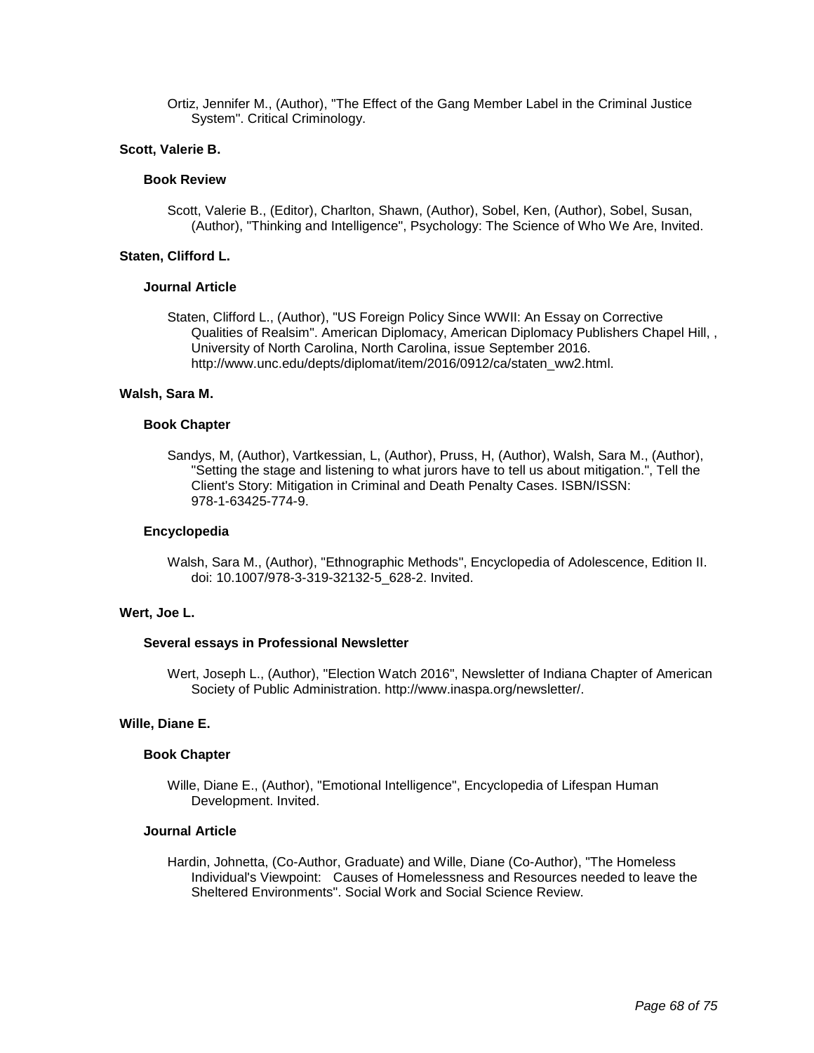Ortiz, Jennifer M., (Author), "The Effect of the Gang Member Label in the Criminal Justice System". Critical Criminology.

**Scott, Valerie B.**

**Book Review**

Scott, Valerie B., (Editor), Charlton, Shawn, (Author), Sobel, Ken, (Author), Sobel, Susan, (Author), "Thinking and Intelligence", Psychology: The Science of Who We Are, Invited.

**Staten, Clifford L.**

**Journal Article**

Staten, Clifford L., (Author), "US Foreign Policy Since WWII: An Essay on Corrective Qualities of Realsim". American Diplomacy, American Diplomacy Publishers Chapel Hill, , University of North Carolina, North Carolina, issue September 2016. http://www.unc.edu/depts/diplomat/item/2016/0912/ca/staten_ww2.html.

**Walsh, Sara M.**

**Book Chapter**

Sandys, M, (Author), Vartkessian, L, (Author), Pruss, H, (Author), Walsh, Sara M., (Author), "Setting the stage and listening to what jurors have to tell us about mitigation.", Tell the Client's Story: Mitigation in Criminal and Death Penalty Cases. ISBN/ISSN: 978-1-63425-774-9.

**Encyclopedia**

Walsh, Sara M., (Author), "Ethnographic Methods", Encyclopedia of Adolescence, Edition II. doi: 10.1007/978-3-319-32132-5_628-2. Invited.

**Wert, Joe L.**

**Several essays in Professional Newsletter**

Wert, Joseph L., (Author), "Election Watch 2016", Newsletter of Indiana Chapter of American Society of Public Administration. http://www.inaspa.org/newsletter/.

**Wille, Diane E.**

**Book Chapter**

Wille, Diane E., (Author), "Emotional Intelligence", Encyclopedia of Lifespan Human Development. Invited.

**Journal Article**

Hardin, Johnetta, (Co-Author, Graduate) and Wille, Diane (Co-Author), "The Homeless Individual's Viewpoint: Causes of Homelessness and Resources needed to leave the Sheltered Environments". Social Work and Social Science Review.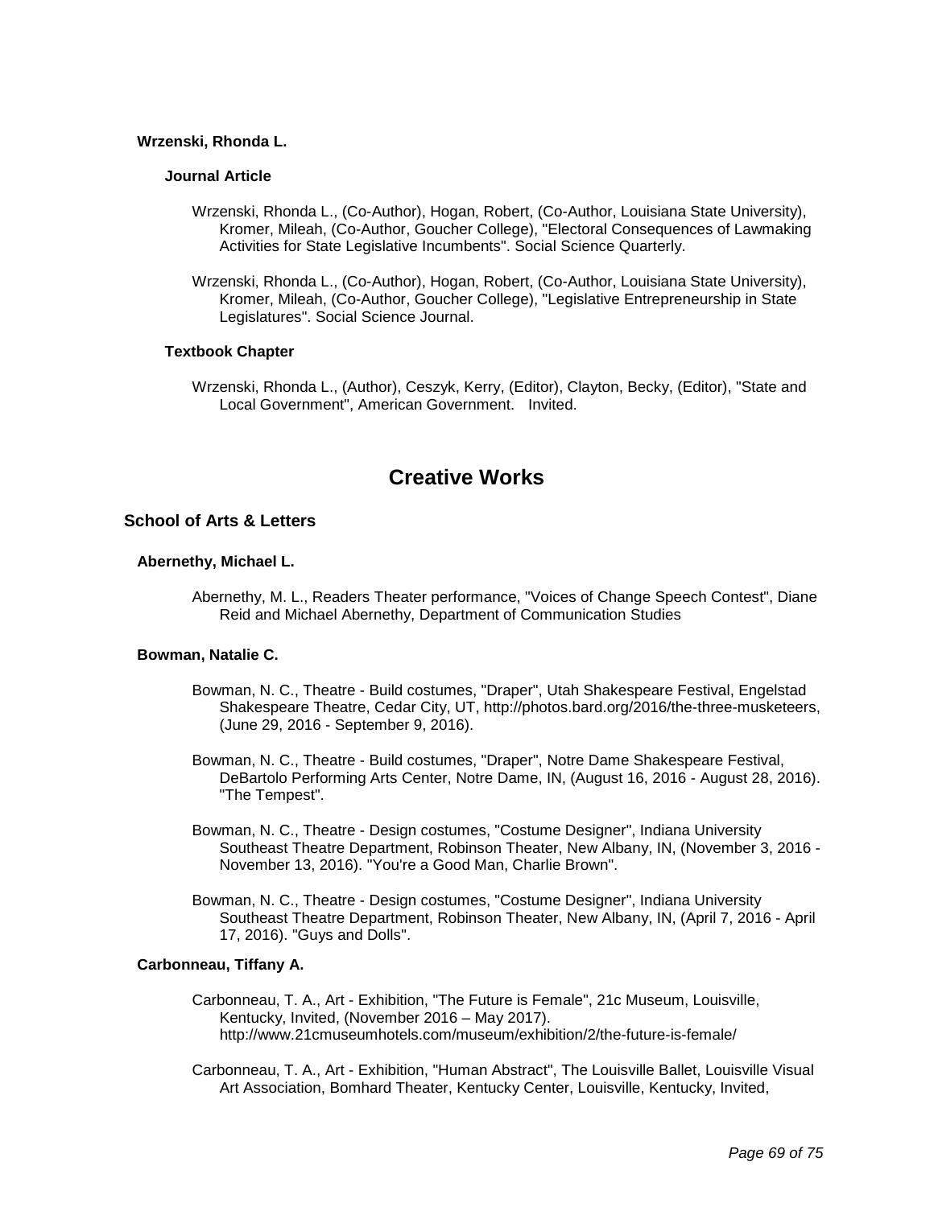#### Wrzenski, Rhonda L.

##### Journal Article

Wrzenski, Rhonda L., (Co-Author), Hogan, Robert, (Co-Author, Louisiana State University), Kromer, Mileah, (Co-Author, Goucher College), "Electoral Consequences of Lawmaking Activities for State Legislative Incumbents". Social Science Quarterly.

Wrzenski, Rhonda L., (Co-Author), Hogan, Robert, (Co-Author, Louisiana State University), Kromer, Mileah, (Co-Author, Goucher College), "Legislative Entrepreneurship in State Legislatures". Social Science Journal.

##### Textbook Chapter

Wrzenski, Rhonda L., (Author), Ceszyk, Kerry, (Editor), Clayton, Becky, (Editor), "State and Local Government", American Government. Invited.

# Creative Works

### School of Arts & Letters

#### Abernethy, Michael L.

Abernethy, M. L., Readers Theater performance, "Voices of Change Speech Contest", Diane Reid and Michael Abernethy, Department of Communication Studies

#### Bowman, Natalie C.

Bowman, N. C., Theatre - Build costumes, "Draper", Utah Shakespeare Festival, Engelstad Shakespeare Theatre, Cedar City, UT, http://photos.bard.org/2016/the-three-musketeers, (June 29, 2016 - September 9, 2016).

Bowman, N. C., Theatre - Build costumes, "Draper", Notre Dame Shakespeare Festival, DeBartolo Performing Arts Center, Notre Dame, IN, (August 16, 2016 - August 28, 2016). "The Tempest".

Bowman, N. C., Theatre - Design costumes, "Costume Designer", Indiana University Southeast Theatre Department, Robinson Theater, New Albany, IN, (November 3, 2016 - November 13, 2016). "You're a Good Man, Charlie Brown".

Bowman, N. C., Theatre - Design costumes, "Costume Designer", Indiana University Southeast Theatre Department, Robinson Theater, New Albany, IN, (April 7, 2016 - April 17, 2016). "Guys and Dolls".

#### Carbonneau, Tiffany A.

Carbonneau, T. A., Art - Exhibition, "The Future is Female", 21c Museum, Louisville, Kentucky, Invited, (November 2016 – May 2017). http://www.21cmuseumhotels.com/museum/exhibition/2/the-future-is-female/

Carbonneau, T. A., Art - Exhibition, "Human Abstract", The Louisville Ballet, Louisville Visual Art Association, Bomhard Theater, Kentucky Center, Louisville, Kentucky, Invited,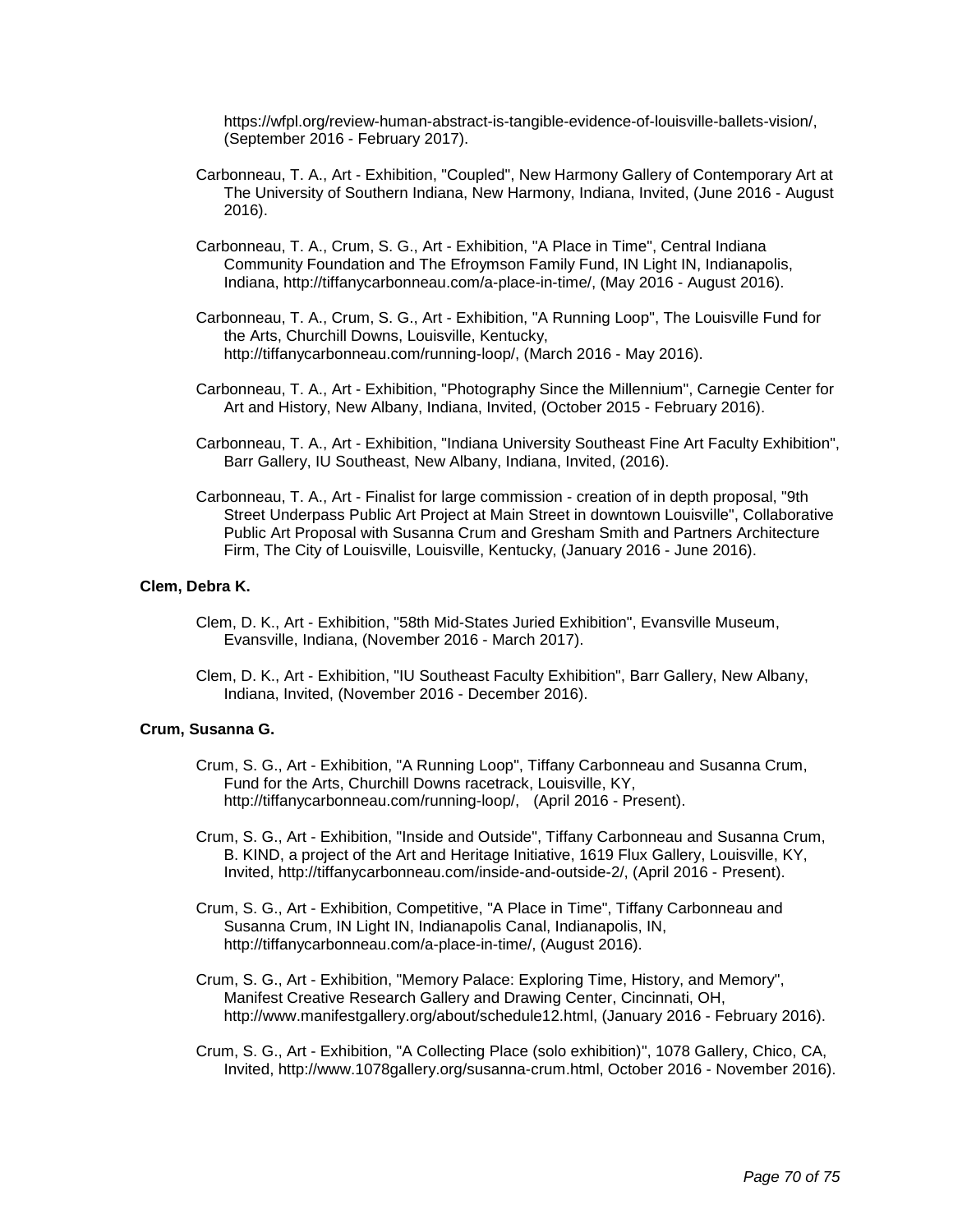https://wfpl.org/review-human-abstract-is-tangible-evidence-of-louisville-ballets-vision/, (September 2016 - February 2017).

Carbonneau, T. A., Art - Exhibition, "Coupled", New Harmony Gallery of Contemporary Art at The University of Southern Indiana, New Harmony, Indiana, Invited, (June 2016 - August 2016).

Carbonneau, T. A., Crum, S. G., Art - Exhibition, "A Place in Time", Central Indiana Community Foundation and The Efroymson Family Fund, IN Light IN, Indianapolis, Indiana, http://tiffanycarbonneau.com/a-place-in-time/, (May 2016 - August 2016).

Carbonneau, T. A., Crum, S. G., Art - Exhibition, "A Running Loop", The Louisville Fund for the Arts, Churchill Downs, Louisville, Kentucky, http://tiffanycarbonneau.com/running-loop/, (March 2016 - May 2016).

Carbonneau, T. A., Art - Exhibition, "Photography Since the Millennium", Carnegie Center for Art and History, New Albany, Indiana, Invited, (October 2015 - February 2016).

Carbonneau, T. A., Art - Exhibition, "Indiana University Southeast Fine Art Faculty Exhibition", Barr Gallery, IU Southeast, New Albany, Indiana, Invited, (2016).

Carbonneau, T. A., Art - Finalist for large commission - creation of in depth proposal, "9th Street Underpass Public Art Project at Main Street in downtown Louisville", Collaborative Public Art Proposal with Susanna Crum and Gresham Smith and Partners Architecture Firm, The City of Louisville, Louisville, Kentucky, (January 2016 - June 2016).

**Clem, Debra K.**

Clem, D. K., Art - Exhibition, "58th Mid-States Juried Exhibition", Evansville Museum, Evansville, Indiana, (November 2016 - March 2017).

Clem, D. K., Art - Exhibition, "IU Southeast Faculty Exhibition", Barr Gallery, New Albany, Indiana, Invited, (November 2016 - December 2016).

**Crum, Susanna G.**

Crum, S. G., Art - Exhibition, "A Running Loop", Tiffany Carbonneau and Susanna Crum, Fund for the Arts, Churchill Downs racetrack, Louisville, KY, http://tiffanycarbonneau.com/running-loop/, (April 2016 - Present).

Crum, S. G., Art - Exhibition, "Inside and Outside", Tiffany Carbonneau and Susanna Crum, B. KIND, a project of the Art and Heritage Initiative, 1619 Flux Gallery, Louisville, KY, Invited, http://tiffanycarbonneau.com/inside-and-outside-2/, (April 2016 - Present).

Crum, S. G., Art - Exhibition, Competitive, "A Place in Time", Tiffany Carbonneau and Susanna Crum, IN Light IN, Indianapolis Canal, Indianapolis, IN, http://tiffanycarbonneau.com/a-place-in-time/, (August 2016).

Crum, S. G., Art - Exhibition, "Memory Palace: Exploring Time, History, and Memory", Manifest Creative Research Gallery and Drawing Center, Cincinnati, OH, http://www.manifestgallery.org/about/schedule12.html, (January 2016 - February 2016).

Crum, S. G., Art - Exhibition, "A Collecting Place (solo exhibition)", 1078 Gallery, Chico, CA, Invited, http://www.1078gallery.org/susanna-crum.html, October 2016 - November 2016).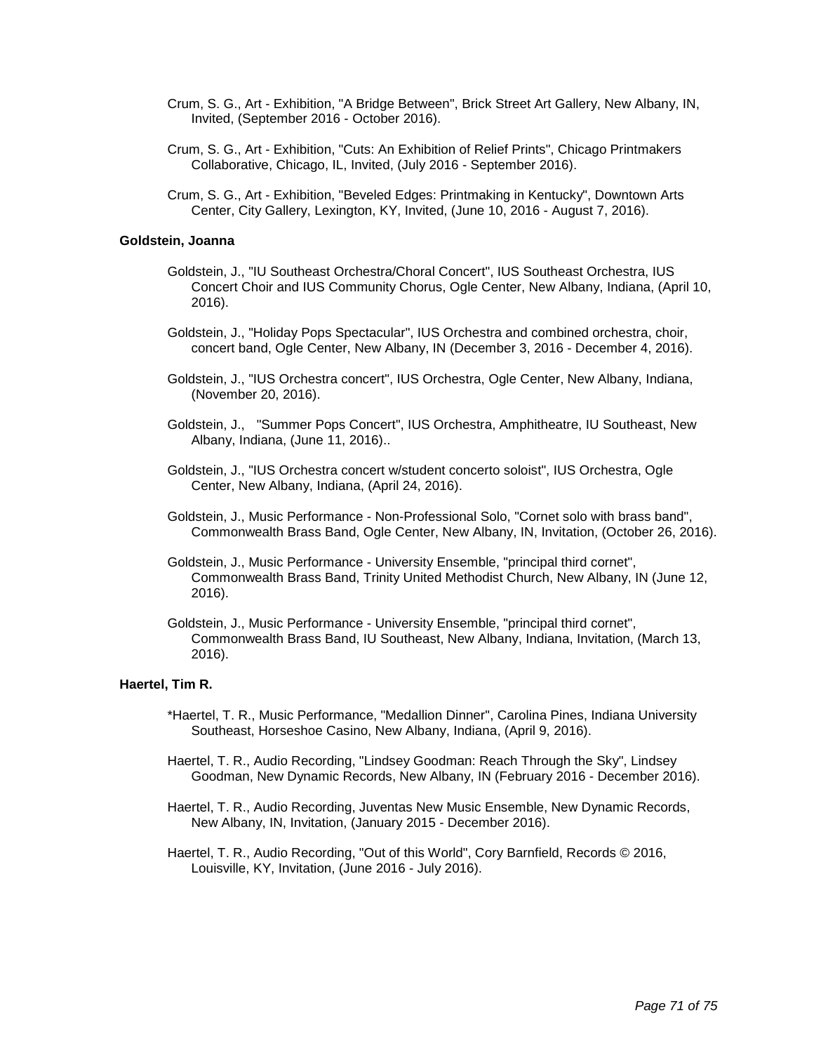Crum, S. G., Art - Exhibition, "A Bridge Between", Brick Street Art Gallery, New Albany, IN, Invited, (September 2016 - October 2016).

Crum, S. G., Art - Exhibition, "Cuts: An Exhibition of Relief Prints", Chicago Printmakers Collaborative, Chicago, IL, Invited, (July 2016 - September 2016).

Crum, S. G., Art - Exhibition, "Beveled Edges: Printmaking in Kentucky", Downtown Arts Center, City Gallery, Lexington, KY, Invited, (June 10, 2016 - August 7, 2016).

**Goldstein, Joanna**

Goldstein, J., "IU Southeast Orchestra/Choral Concert", IUS Southeast Orchestra, IUS Concert Choir and IUS Community Chorus, Ogle Center, New Albany, Indiana, (April 10, 2016).

Goldstein, J., "Holiday Pops Spectacular", IUS Orchestra and combined orchestra, choir, concert band, Ogle Center, New Albany, IN (December 3, 2016 - December 4, 2016).

Goldstein, J., "IUS Orchestra concert", IUS Orchestra, Ogle Center, New Albany, Indiana, (November 20, 2016).

Goldstein, J., "Summer Pops Concert", IUS Orchestra, Amphitheatre, IU Southeast, New Albany, Indiana, (June 11, 2016)..

Goldstein, J., "IUS Orchestra concert w/student concerto soloist", IUS Orchestra, Ogle Center, New Albany, Indiana, (April 24, 2016).

Goldstein, J., Music Performance - Non-Professional Solo, "Cornet solo with brass band", Commonwealth Brass Band, Ogle Center, New Albany, IN, Invitation, (October 26, 2016).

Goldstein, J., Music Performance - University Ensemble, "principal third cornet", Commonwealth Brass Band, Trinity United Methodist Church, New Albany, IN (June 12, 2016).

Goldstein, J., Music Performance - University Ensemble, "principal third cornet", Commonwealth Brass Band, IU Southeast, New Albany, Indiana, Invitation, (March 13, 2016).

**Haertel, Tim R.**

*Haertel, T. R., Music Performance, "Medallion Dinner", Carolina Pines, Indiana University Southeast, Horseshoe Casino, New Albany, Indiana, (April 9, 2016).

Haertel, T. R., Audio Recording, "Lindsey Goodman: Reach Through the Sky", Lindsey Goodman, New Dynamic Records, New Albany, IN (February 2016 - December 2016).

Haertel, T. R., Audio Recording, Juventas New Music Ensemble, New Dynamic Records, New Albany, IN, Invitation, (January 2015 - December 2016).

Haertel, T. R., Audio Recording, "Out of this World", Cory Barnfield, Records © 2016, Louisville, KY, Invitation, (June 2016 - July 2016).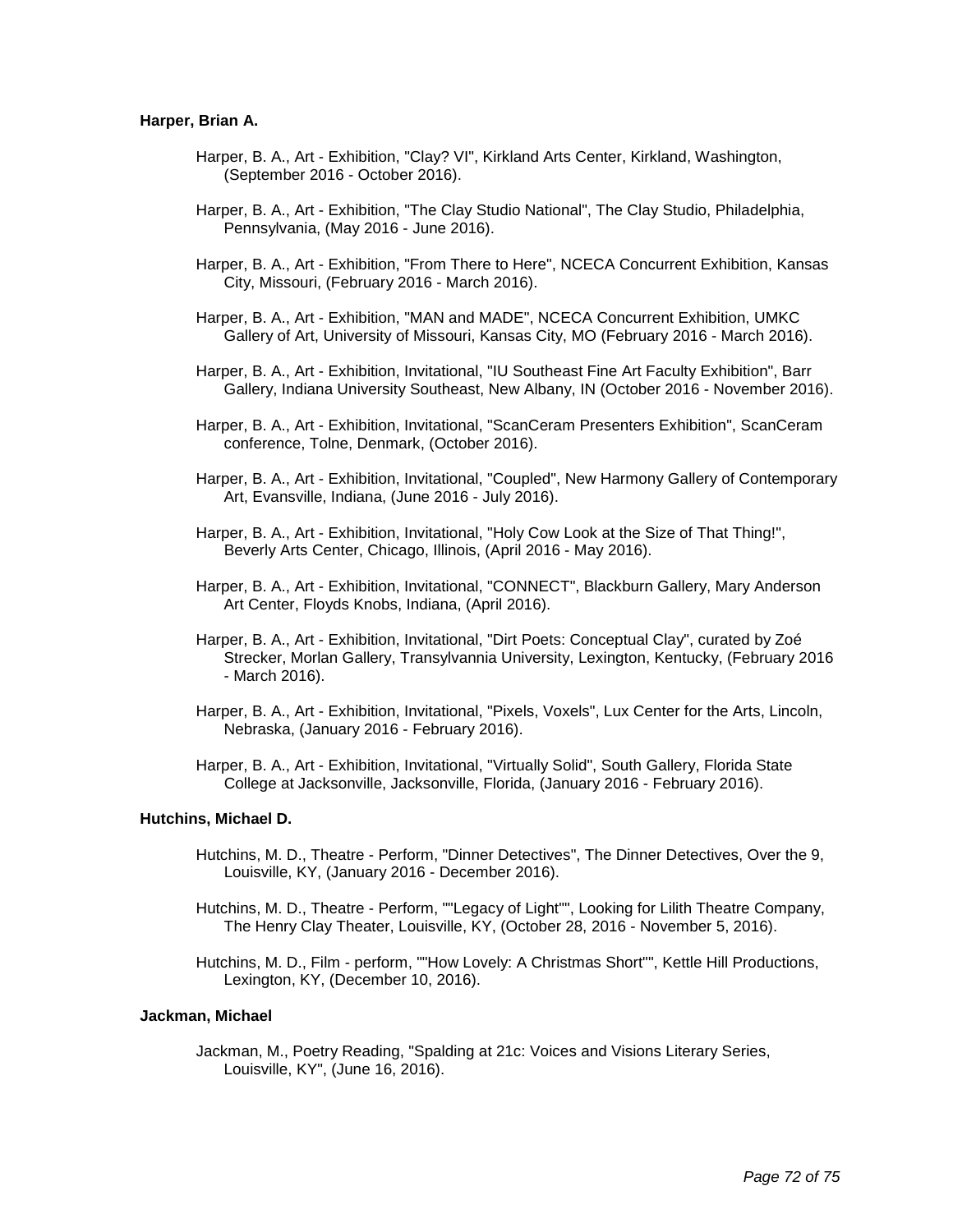**Harper, Brian A.**

Harper, B. A., Art - Exhibition, "Clay? VI", Kirkland Arts Center, Kirkland, Washington, (September 2016 - October 2016).

Harper, B. A., Art - Exhibition, "The Clay Studio National", The Clay Studio, Philadelphia, Pennsylvania, (May 2016 - June 2016).

Harper, B. A., Art - Exhibition, "From There to Here", NCECA Concurrent Exhibition, Kansas City, Missouri, (February 2016 - March 2016).

Harper, B. A., Art - Exhibition, "MAN and MADE", NCECA Concurrent Exhibition, UMKC Gallery of Art, University of Missouri, Kansas City, MO (February 2016 - March 2016).

Harper, B. A., Art - Exhibition, Invitational, "IU Southeast Fine Art Faculty Exhibition", Barr Gallery, Indiana University Southeast, New Albany, IN (October 2016 - November 2016).

Harper, B. A., Art - Exhibition, Invitational, "ScanCeram Presenters Exhibition", ScanCeram conference, Tolne, Denmark, (October 2016).

Harper, B. A., Art - Exhibition, Invitational, "Coupled", New Harmony Gallery of Contemporary Art, Evansville, Indiana, (June 2016 - July 2016).

Harper, B. A., Art - Exhibition, Invitational, "Holy Cow Look at the Size of That Thing!", Beverly Arts Center, Chicago, Illinois, (April 2016 - May 2016).

Harper, B. A., Art - Exhibition, Invitational, "CONNECT", Blackburn Gallery, Mary Anderson Art Center, Floyds Knobs, Indiana, (April 2016).

Harper, B. A., Art - Exhibition, Invitational, "Dirt Poets: Conceptual Clay", curated by Zoé Strecker, Morlan Gallery, Transylvannia University, Lexington, Kentucky, (February 2016 - March 2016).

Harper, B. A., Art - Exhibition, Invitational, "Pixels, Voxels", Lux Center for the Arts, Lincoln, Nebraska, (January 2016 - February 2016).

Harper, B. A., Art - Exhibition, Invitational, "Virtually Solid", South Gallery, Florida State College at Jacksonville, Jacksonville, Florida, (January 2016 - February 2016).

**Hutchins, Michael D.**

Hutchins, M. D., Theatre - Perform, "Dinner Detectives", The Dinner Detectives, Over the 9, Louisville, KY, (January 2016 - December 2016).

Hutchins, M. D., Theatre - Perform, ""Legacy of Light"", Looking for Lilith Theatre Company, The Henry Clay Theater, Louisville, KY, (October 28, 2016 - November 5, 2016).

Hutchins, M. D., Film - perform, ""How Lovely: A Christmas Short"", Kettle Hill Productions, Lexington, KY, (December 10, 2016).

**Jackman, Michael**

Jackman, M., Poetry Reading, "Spalding at 21c: Voices and Visions Literary Series, Louisville, KY", (June 16, 2016).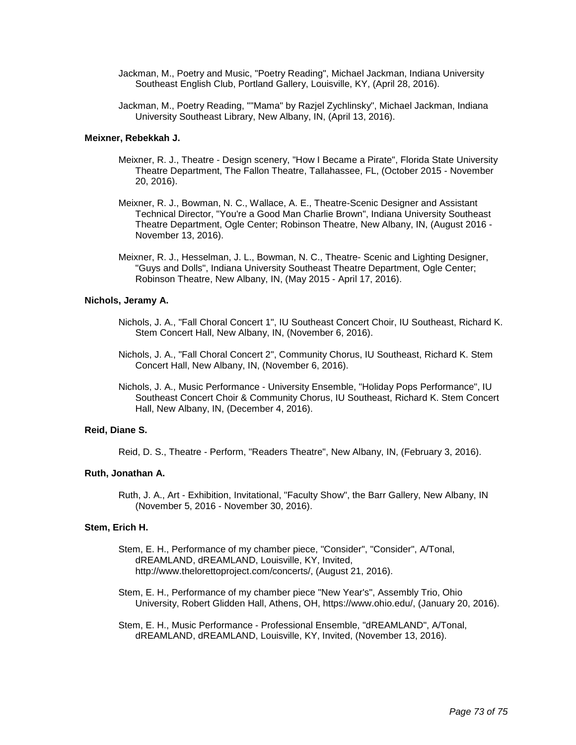Jackman, M., Poetry and Music, "Poetry Reading", Michael Jackman, Indiana University Southeast English Club, Portland Gallery, Louisville, KY, (April 28, 2016).

Jackman, M., Poetry Reading, ""Mama" by Razjel Zychlinsky", Michael Jackman, Indiana University Southeast Library, New Albany, IN, (April 13, 2016).

**Meixner, Rebekkah J.**

Meixner, R. J., Theatre - Design scenery, "How I Became a Pirate", Florida State University Theatre Department, The Fallon Theatre, Tallahassee, FL, (October 2015 - November 20, 2016).

Meixner, R. J., Bowman, N. C., Wallace, A. E., Theatre-Scenic Designer and Assistant Technical Director, "You're a Good Man Charlie Brown", Indiana University Southeast Theatre Department, Ogle Center; Robinson Theatre, New Albany, IN, (August 2016 - November 13, 2016).

Meixner, R. J., Hesselman, J. L., Bowman, N. C., Theatre- Scenic and Lighting Designer, "Guys and Dolls", Indiana University Southeast Theatre Department, Ogle Center; Robinson Theatre, New Albany, IN, (May 2015 - April 17, 2016).

**Nichols, Jeramy A.**

Nichols, J. A., "Fall Choral Concert 1", IU Southeast Concert Choir, IU Southeast, Richard K. Stem Concert Hall, New Albany, IN, (November 6, 2016).

Nichols, J. A., "Fall Choral Concert 2", Community Chorus, IU Southeast, Richard K. Stem Concert Hall, New Albany, IN, (November 6, 2016).

Nichols, J. A., Music Performance - University Ensemble, "Holiday Pops Performance", IU Southeast Concert Choir & Community Chorus, IU Southeast, Richard K. Stem Concert Hall, New Albany, IN, (December 4, 2016).

**Reid, Diane S.**

Reid, D. S., Theatre - Perform, "Readers Theatre", New Albany, IN, (February 3, 2016).

**Ruth, Jonathan A.**

Ruth, J. A., Art - Exhibition, Invitational, "Faculty Show", the Barr Gallery, New Albany, IN (November 5, 2016 - November 30, 2016).

**Stem, Erich H.**

Stem, E. H., Performance of my chamber piece, "Consider", "Consider", A/Tonal, dREAMLAND, dREAMLAND, Louisville, KY, Invited, http://www.thelorettoproject.com/concerts/, (August 21, 2016).

Stem, E. H., Performance of my chamber piece "New Year's", Assembly Trio, Ohio University, Robert Glidden Hall, Athens, OH, https://www.ohio.edu/, (January 20, 2016).

Stem, E. H., Music Performance - Professional Ensemble, "dREAMLAND", A/Tonal, dREAMLAND, dREAMLAND, Louisville, KY, Invited, (November 13, 2016).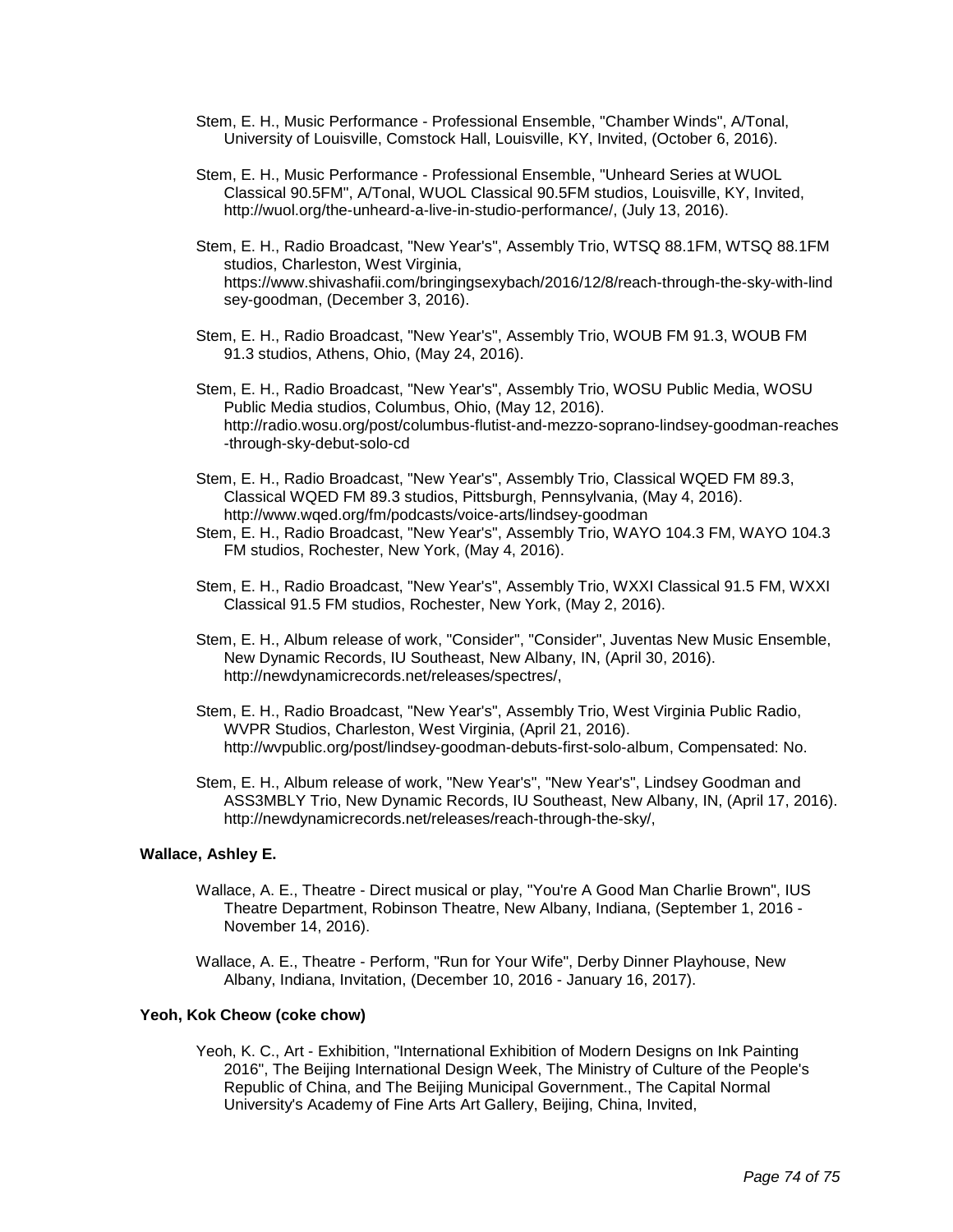Stem, E. H., Music Performance - Professional Ensemble, "Chamber Winds", A/Tonal, University of Louisville, Comstock Hall, Louisville, KY, Invited, (October 6, 2016).

Stem, E. H., Music Performance - Professional Ensemble, "Unheard Series at WUOL Classical 90.5FM", A/Tonal, WUOL Classical 90.5FM studios, Louisville, KY, Invited, http://wuol.org/the-unheard-a-live-in-studio-performance/, (July 13, 2016).

Stem, E. H., Radio Broadcast, "New Year's", Assembly Trio, WTSQ 88.1FM, WTSQ 88.1FM studios, Charleston, West Virginia, https://www.shivashafii.com/bringingsexybach/2016/12/8/reach-through-the-sky-with-lindsey-goodman, (December 3, 2016).

Stem, E. H., Radio Broadcast, "New Year's", Assembly Trio, WOUB FM 91.3, WOUB FM 91.3 studios, Athens, Ohio, (May 24, 2016).

Stem, E. H., Radio Broadcast, "New Year's", Assembly Trio, WOSU Public Media, WOSU Public Media studios, Columbus, Ohio, (May 12, 2016). http://radio.wosu.org/post/columbus-flutist-and-mezzo-soprano-lindsey-goodman-reaches-through-sky-debut-solo-cd

Stem, E. H., Radio Broadcast, "New Year's", Assembly Trio, Classical WQED FM 89.3, Classical WQED FM 89.3 studios, Pittsburgh, Pennsylvania, (May 4, 2016). http://www.wqed.org/fm/podcasts/voice-arts/lindsey-goodman

Stem, E. H., Radio Broadcast, "New Year's", Assembly Trio, WAYO 104.3 FM, WAYO 104.3 FM studios, Rochester, New York, (May 4, 2016).

Stem, E. H., Radio Broadcast, "New Year's", Assembly Trio, WXXI Classical 91.5 FM, WXXI Classical 91.5 FM studios, Rochester, New York, (May 2, 2016).

Stem, E. H., Album release of work, "Consider", "Consider", Juventas New Music Ensemble, New Dynamic Records, IU Southeast, New Albany, IN, (April 30, 2016). http://newdynamicrecords.net/releases/spectres/,

Stem, E. H., Radio Broadcast, "New Year's", Assembly Trio, West Virginia Public Radio, WVPR Studios, Charleston, West Virginia, (April 21, 2016). http://wvpublic.org/post/lindsey-goodman-debuts-first-solo-album, Compensated: No.

Stem, E. H., Album release of work, "New Year's", "New Year's", Lindsey Goodman and ASS3MBLY Trio, New Dynamic Records, IU Southeast, New Albany, IN, (April 17, 2016). http://newdynamicrecords.net/releases/reach-through-the-sky/,

**Wallace, Ashley E.**

Wallace, A. E., Theatre - Direct musical or play, "You're A Good Man Charlie Brown", IUS Theatre Department, Robinson Theatre, New Albany, Indiana, (September 1, 2016 - November 14, 2016).

Wallace, A. E., Theatre - Perform, "Run for Your Wife", Derby Dinner Playhouse, New Albany, Indiana, Invitation, (December 10, 2016 - January 16, 2017).

**Yeoh, Kok Cheow (coke chow)**

Yeoh, K. C., Art - Exhibition, "International Exhibition of Modern Designs on Ink Painting 2016", The Beijing International Design Week, The Ministry of Culture of the People's Republic of China, and The Beijing Municipal Government., The Capital Normal University's Academy of Fine Arts Art Gallery, Beijing, China, Invited,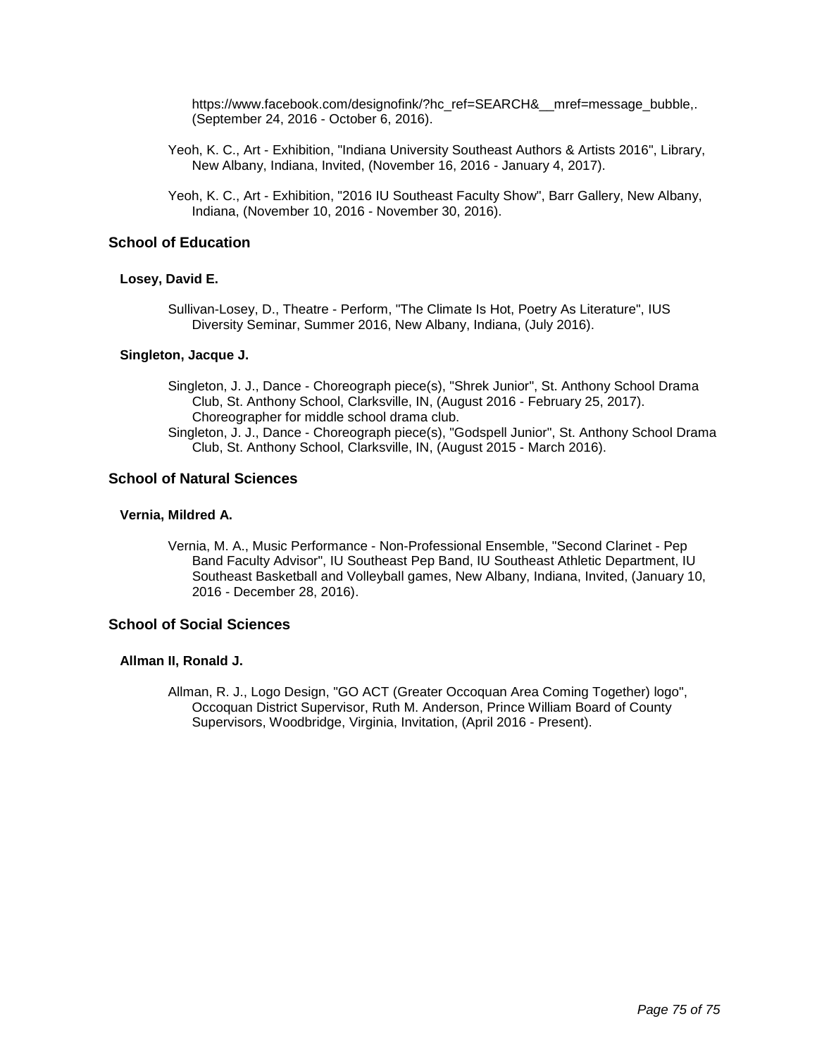https://www.facebook.com/designofink/?hc_ref=SEARCH&__mref=message_bubble,. (September 24, 2016 - October 6, 2016).

Yeoh, K. C., Art - Exhibition, "Indiana University Southeast Authors & Artists 2016", Library, New Albany, Indiana, Invited, (November 16, 2016 - January 4, 2017).

Yeoh, K. C., Art - Exhibition, "2016 IU Southeast Faculty Show", Barr Gallery, New Albany, Indiana, (November 10, 2016 - November 30, 2016).

## School of Education

### Losey, David E.

Sullivan-Losey, D., Theatre - Perform, "The Climate Is Hot, Poetry As Literature", IUS Diversity Seminar, Summer 2016, New Albany, Indiana, (July 2016).

### Singleton, Jacque J.

Singleton, J. J., Dance - Choreograph piece(s), "Shrek Junior", St. Anthony School Drama Club, St. Anthony School, Clarksville, IN, (August 2016 - February 25, 2017). Choreographer for middle school drama club.

Singleton, J. J., Dance - Choreograph piece(s), "Godspell Junior", St. Anthony School Drama Club, St. Anthony School, Clarksville, IN, (August 2015 - March 2016).

## School of Natural Sciences

### Vernia, Mildred A.

Vernia, M. A., Music Performance - Non-Professional Ensemble, "Second Clarinet - Pep Band Faculty Advisor", IU Southeast Pep Band, IU Southeast Athletic Department, IU Southeast Basketball and Volleyball games, New Albany, Indiana, Invited, (January 10, 2016 - December 28, 2016).

## School of Social Sciences

### Allman II, Ronald J.

Allman, R. J., Logo Design, "GO ACT (Greater Occoquan Area Coming Together) logo", Occoquan District Supervisor, Ruth M. Anderson, Prince William Board of County Supervisors, Woodbridge, Virginia, Invitation, (April 2016 - Present).